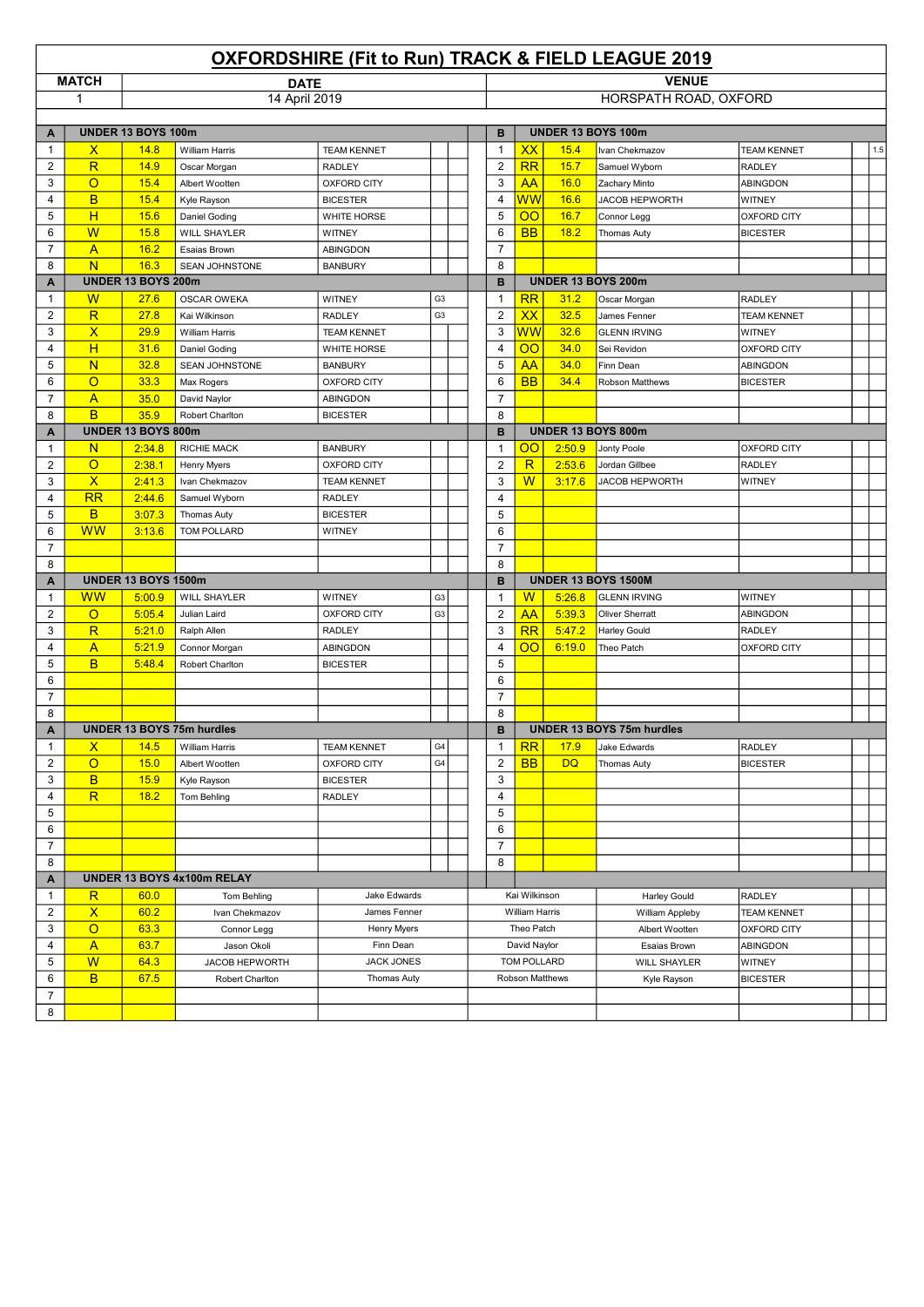# OXFORDSHIRE (Fit to Run) TRACK & FIELD LEAGUE 2019

| MATCH | DATE | VENUE |
|---|---|---|
| 1 | 14 April 2019 | HORSPATH ROAD, OXFORD |

| A | UNDER 13 BOYS 100m | | | | | | B | UNDER 13 BOYS 100m | | | | | |
|---|---|---|---|---|---|---|---|---|---|---|---|---|---|
| 1 | X | 14.8 | William Harris | TEAM KENNET | | | 1 | XX | 15.4 | Ivan Chekmazov | TEAM KENNET | | 1.5 |
| 2 | R | 14.9 | Oscar Morgan | RADLEY | | | 2 | RR | 15.7 | Samuel Wyborn | RADLEY | | |
| 3 | O | 15.4 | Albert Wootten | OXFORD CITY | | | 3 | AA | 16.0 | Zachary Minto | ABINGDON | | |
| 4 | B | 15.4 | Kyle Rayson | BICESTER | | | 4 | WW | 16.6 | JACOB HEPWORTH | WITNEY | | |
| 5 | H | 15.6 | Daniel Goding | WHITE HORSE | | | 5 | OO | 16.7 | Connor Legg | OXFORD CITY | | |
| 6 | W | 15.8 | WILL SHAYLER | WITNEY | | | 6 | BB | 18.2 | Thomas Auty | BICESTER | | |
| 7 | A | 16.2 | Esaias Brown | ABINGDON | | | 7 | | | | | | |
| 8 | N | 16.3 | SEAN JOHNSTONE | BANBURY | | | 8 | | | | | | |

| A | UNDER 13 BOYS 200m | | | | | | B | UNDER 13 BOYS 200m | | | | | |
|---|---|---|---|---|---|---|---|---|---|---|---|---|---|
| 1 | W | 27.6 | OSCAR OWEKA | WITNEY | G3 | | 1 | RR | 31.2 | Oscar Morgan | RADLEY | | |
| 2 | R | 27.8 | Kai Wilkinson | RADLEY | G3 | | 2 | XX | 32.5 | James Fenner | TEAM KENNET | | |
| 3 | X | 29.9 | William Harris | TEAM KENNET | | | 3 | WW | 32.6 | GLENN IRVING | WITNEY | | |
| 4 | H | 31.6 | Daniel Goding | WHITE HORSE | | | 4 | OO | 34.0 | Sei Revidon | OXFORD CITY | | |
| 5 | N | 32.8 | SEAN JOHNSTONE | BANBURY | | | 5 | AA | 34.0 | Finn Dean | ABINGDON | | |
| 6 | O | 33.3 | Max Rogers | OXFORD CITY | | | 6 | BB | 34.4 | Robson Matthews | BICESTER | | |
| 7 | A | 35.0 | David Naylor | ABINGDON | | | 7 | | | | | | |
| 8 | B | 35.9 | Robert Charlton | BICESTER | | | 8 | | | | | | |

| A | UNDER 13 BOYS 800m | | | | | | B | UNDER 13 BOYS 800m | | | | | |
|---|---|---|---|---|---|---|---|---|---|---|---|---|---|
| 1 | N | 2:34.8 | RICHIE MACK | BANBURY | | | 1 | OO | 2:50.9 | Jonty Poole | OXFORD CITY | | |
| 2 | O | 2:38.1 | Henry Myers | OXFORD CITY | | | 2 | R | 2:53.6 | Jordan Gillbee | RADLEY | | |
| 3 | X | 2:41.3 | Ivan Chekmazov | TEAM KENNET | | | 3 | W | 3:17.6 | JACOB HEPWORTH | WITNEY | | |
| 4 | RR | 2:44.6 | Samuel Wyborn | RADLEY | | | 4 | | | | | | |
| 5 | B | 3:07.3 | Thomas Auty | BICESTER | | | 5 | | | | | | |
| 6 | WW | 3:13.6 | TOM POLLARD | WITNEY | | | 6 | | | | | | |
| 7 | | | | | | | 7 | | | | | | |
| 8 | | | | | | | 8 | | | | | | |

| A | UNDER 13 BOYS 1500m | | | | | | B | UNDER 13 BOYS 1500M | | | | | |
|---|---|---|---|---|---|---|---|---|---|---|---|---|---|
| 1 | WW | 5:00.9 | WILL SHAYLER | WITNEY | G3 | | 1 | W | 5:26.8 | GLENN IRVING | WITNEY | | |
| 2 | O | 5:05.4 | Julian Laird | OXFORD CITY | G3 | | 2 | AA | 5:39.3 | Oliver Sherratt | ABINGDON | | |
| 3 | R | 5:21.0 | Ralph Allen | RADLEY | | | 3 | RR | 5:47.2 | Harley Gould | RADLEY | | |
| 4 | A | 5:21.9 | Connor Morgan | ABINGDON | | | 4 | OO | 6:19.0 | Theo Patch | OXFORD CITY | | |
| 5 | B | 5:48.4 | Robert Charlton | BICESTER | | | 5 | | | | | | |
| 6 | | | | | | | 6 | | | | | | |
| 7 | | | | | | | 7 | | | | | | |
| 8 | | | | | | | 8 | | | | | | |

| A | UNDER 13 BOYS 75m hurdles | | | | | | B | UNDER 13 BOYS 75m hurdles | | | | | |
|---|---|---|---|---|---|---|---|---|---|---|---|---|---|
| 1 | X | 14.5 | William Harris | TEAM KENNET | G4 | | 1 | RR | 17.9 | Jake Edwards | RADLEY | | |
| 2 | O | 15.0 | Albert Wootten | OXFORD CITY | G4 | | 2 | BB | DQ | Thomas Auty | BICESTER | | |
| 3 | B | 15.9 | Kyle Rayson | BICESTER | | | 3 | | | | | | |
| 4 | R | 18.2 | Tom Behling | RADLEY | | | 4 | | | | | | |
| 5 | | | | | | | 5 | | | | | | |
| 6 | | | | | | | 6 | | | | | | |
| 7 | | | | | | | 7 | | | | | | |
| 8 | | | | | | | 8 | | | | | | |

| A | UNDER 13 BOYS 4x100m RELAY | | | | | | | |
|---|---|---|---|---|---|---|---|---|
| 1 | R | 60.0 | Tom Behling | Jake Edwards | Kai Wilkinson | Harley Gould | RADLEY | |
| 2 | X | 60.2 | Ivan Chekmazov | James Fenner | William Harris | William Appleby | TEAM KENNET | |
| 3 | O | 63.3 | Connor Legg | Henry Myers | Theo Patch | Albert Wootten | OXFORD CITY | |
| 4 | A | 63.7 | Jason Okoli | Finn Dean | David Naylor | Esaias Brown | ABINGDON | |
| 5 | W | 64.3 | JACOB HEPWORTH | JACK JONES | TOM POLLARD | WILL SHAYLER | WITNEY | |
| 6 | B | 67.5 | Robert Charlton | Thomas Auty | Robson Matthews | Kyle Rayson | BICESTER | |
| 7 | | | | | | | | |
| 8 | | | | | | | | |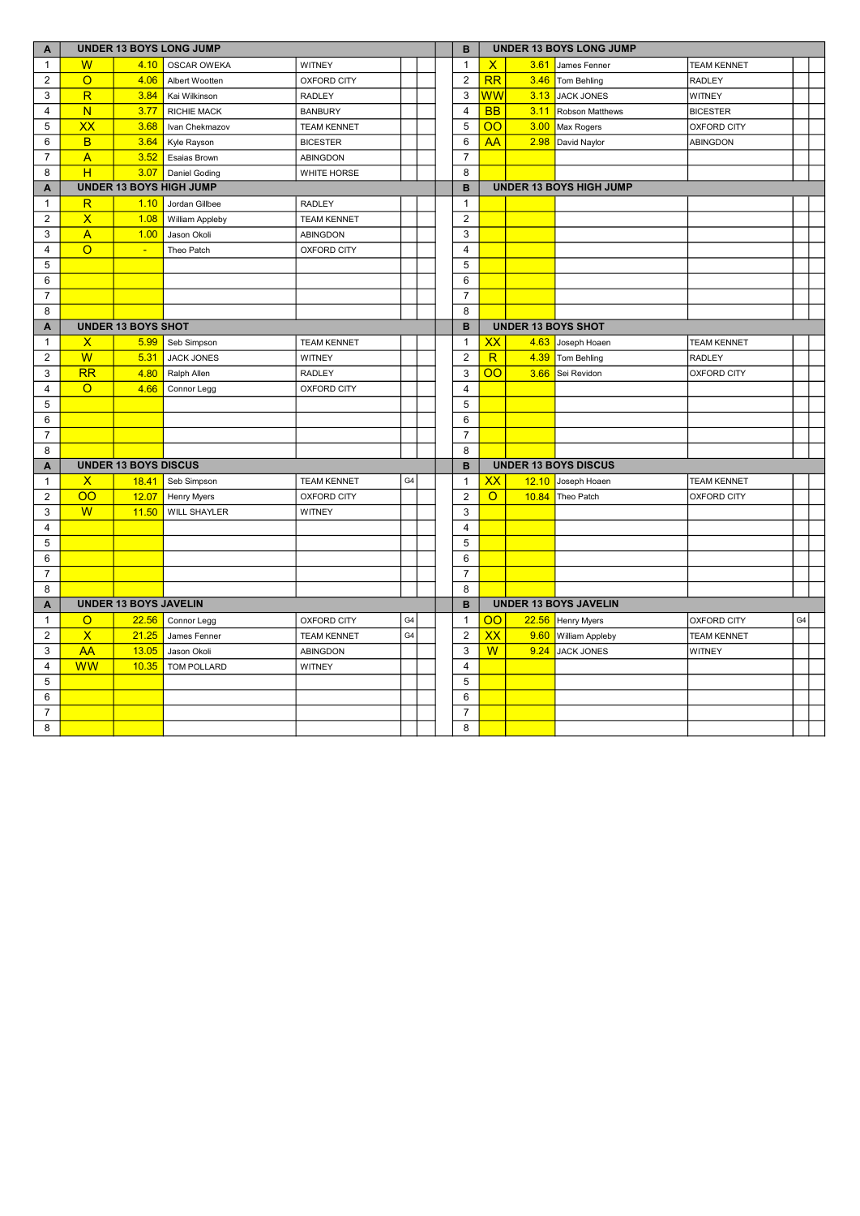| A | UNDER 13 BOYS LONG JUMP | | | | | | | B | UNDER 13 BOYS LONG JUMP | | | | | |
|---|---|---|---|---|---|---|---|---|---|---|---|---|---|---|
| 1 | W | 4.10 | OSCAR OWEKA | WITNEY | | | | 1 | X | 3.61 | James Fenner | TEAM KENNET | | |
| 2 | O | 4.06 | Albert Wootten | OXFORD CITY | | | | 2 | RR | 3.46 | Tom Behling | RADLEY | | |
| 3 | R | 3.84 | Kai Wilkinson | RADLEY | | | | 3 | WW | 3.13 | JACK JONES | WITNEY | | |
| 4 | N | 3.77 | RICHIE MACK | BANBURY | | | | 4 | BB | 3.11 | Robson Matthews | BICESTER | | |
| 5 | XX | 3.68 | Ivan Chekmazov | TEAM KENNET | | | | 5 | OO | 3.00 | Max Rogers | OXFORD CITY | | |
| 6 | B | 3.64 | Kyle Rayson | BICESTER | | | | 6 | AA | 2.98 | David Naylor | ABINGDON | | |
| 7 | A | 3.52 | Esaias Brown | ABINGDON | | | | 7 | | | | | | |
| 8 | H | 3.07 | Daniel Goding | WHITE HORSE | | | | 8 | | | | | | |

| A | UNDER 13 BOYS HIGH JUMP | | | | | | | B | UNDER 13 BOYS HIGH JUMP | | | | | |
|---|---|---|---|---|---|---|---|---|---|---|---|---|---|---|
| 1 | R | 1.10 | Jordan Gillbee | RADLEY | | | | 1 | | | | | | |
| 2 | X | 1.08 | William Appleby | TEAM KENNET | | | | 2 | | | | | | |
| 3 | A | 1.00 | Jason Okoli | ABINGDON | | | | 3 | | | | | | |
| 4 | O | - | Theo Patch | OXFORD CITY | | | | 4 | | | | | | |
| 5 | | | | | | | | 5 | | | | | | |
| 6 | | | | | | | | 6 | | | | | | |
| 7 | | | | | | | | 7 | | | | | | |
| 8 | | | | | | | | 8 | | | | | | |

| A | UNDER 13 BOYS SHOT | | | | | | | B | UNDER 13 BOYS SHOT | | | | | |
|---|---|---|---|---|---|---|---|---|---|---|---|---|---|---|
| 1 | X | 5.99 | Seb Simpson | TEAM KENNET | | | | 1 | XX | 4.63 | Joseph Hoaen | TEAM KENNET | | |
| 2 | W | 5.31 | JACK JONES | WITNEY | | | | 2 | R | 4.39 | Tom Behling | RADLEY | | |
| 3 | RR | 4.80 | Ralph Allen | RADLEY | | | | 3 | OO | 3.66 | Sei Revidon | OXFORD CITY | | |
| 4 | O | 4.66 | Connor Legg | OXFORD CITY | | | | 4 | | | | | | |
| 5 | | | | | | | | 5 | | | | | | |
| 6 | | | | | | | | 6 | | | | | | |
| 7 | | | | | | | | 7 | | | | | | |
| 8 | | | | | | | | 8 | | | | | | |

| A | UNDER 13 BOYS DISCUS | | | | | | | B | UNDER 13 BOYS DISCUS | | | | | |
|---|---|---|---|---|---|---|---|---|---|---|---|---|---|---|
| 1 | X | 18.41 | Seb Simpson | TEAM KENNET | G4 | | | 1 | XX | 12.10 | Joseph Hoaen | TEAM KENNET | | |
| 2 | OO | 12.07 | Henry Myers | OXFORD CITY | | | | 2 | O | 10.84 | Theo Patch | OXFORD CITY | | |
| 3 | W | 11.50 | WILL SHAYLER | WITNEY | | | | 3 | | | | | | |
| 4 | | | | | | | | 4 | | | | | | |
| 5 | | | | | | | | 5 | | | | | | |
| 6 | | | | | | | | 6 | | | | | | |
| 7 | | | | | | | | 7 | | | | | | |
| 8 | | | | | | | | 8 | | | | | | |

| A | UNDER 13 BOYS JAVELIN | | | | | | | B | UNDER 13 BOYS JAVELIN | | | | | |
|---|---|---|---|---|---|---|---|---|---|---|---|---|---|---|
| 1 | O | 22.56 | Connor Legg | OXFORD CITY | G4 | | | 1 | OO | 22.56 | Henry Myers | OXFORD CITY | G4 | |
| 2 | X | 21.25 | James Fenner | TEAM KENNET | G4 | | | 2 | XX | 9.60 | William Appleby | TEAM KENNET | | |
| 3 | AA | 13.05 | Jason Okoli | ABINGDON | | | | 3 | W | 9.24 | JACK JONES | WITNEY | | |
| 4 | WW | 10.35 | TOM POLLARD | WITNEY | | | | 4 | | | | | | |
| 5 | | | | | | | | 5 | | | | | | |
| 6 | | | | | | | | 6 | | | | | | |
| 7 | | | | | | | | 7 | | | | | | |
| 8 | | | | | | | | 8 | | | | | | |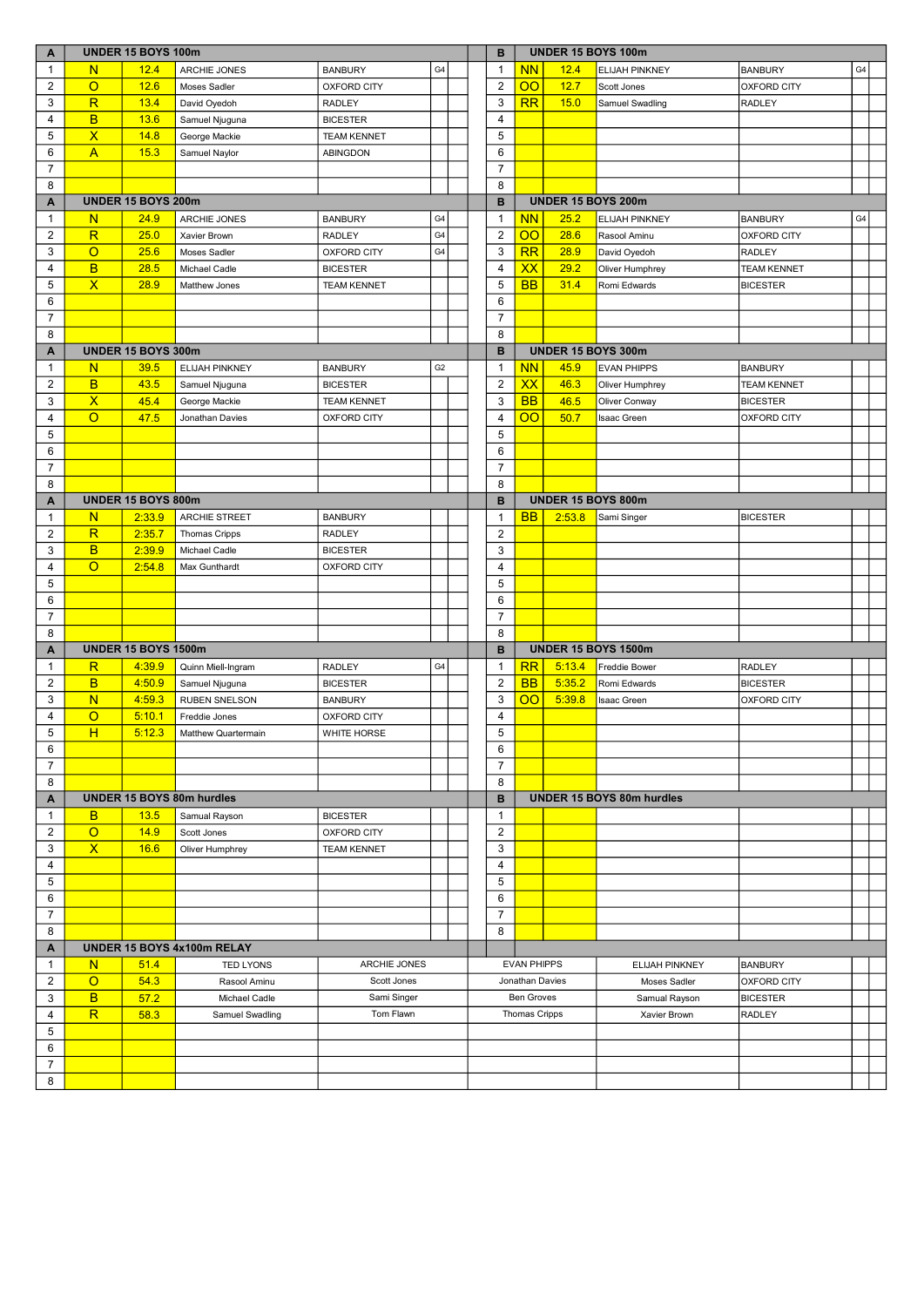## UNDER 15 BOYS 100m

| A | | | | | | | B | | | | | |
|---|---|---|---|---|---|---|---|---|---|---|---|---|
| 1 | N | 12.4 | ARCHIE JONES | BANBURY | G4 | | 1 | NN | 12.4 | ELIJAH PINKNEY | BANBURY | G4 |
| 2 | O | 12.6 | Moses Sadler | OXFORD CITY | | | 2 | OO | 12.7 | Scott Jones | OXFORD CITY | |
| 3 | R | 13.4 | David Oyedoh | RADLEY | | | 3 | RR | 15.0 | Samuel Swadling | RADLEY | |
| 4 | B | 13.6 | Samuel Njuguna | BICESTER | | | 4 | | | | | |
| 5 | X | 14.8 | George Mackie | TEAM KENNET | | | 5 | | | | | |
| 6 | A | 15.3 | Samuel Naylor | ABINGDON | | | 6 | | | | | |
| 7 | | | | | | | 7 | | | | | |
| 8 | | | | | | | 8 | | | | | |

## UNDER 15 BOYS 200m

| A | | | | | | | B | | | | | |
|---|---|---|---|---|---|---|---|---|---|---|---|---|
| 1 | N | 24.9 | ARCHIE JONES | BANBURY | G4 | | 1 | NN | 25.2 | ELIJAH PINKNEY | BANBURY | G4 |
| 2 | R | 25.0 | Xavier Brown | RADLEY | G4 | | 2 | OO | 28.6 | Rasool Aminu | OXFORD CITY | |
| 3 | O | 25.6 | Moses Sadler | OXFORD CITY | G4 | | 3 | RR | 28.9 | David Oyedoh | RADLEY | |
| 4 | B | 28.5 | Michael Cadle | BICESTER | | | 4 | XX | 29.2 | Oliver Humphrey | TEAM KENNET | |
| 5 | X | 28.9 | Matthew Jones | TEAM KENNET | | | 5 | BB | 31.4 | Romi Edwards | BICESTER | |
| 6 | | | | | | | 6 | | | | | |
| 7 | | | | | | | 7 | | | | | |
| 8 | | | | | | | 8 | | | | | |

## UNDER 15 BOYS 300m

| A | | | | | | | B | | | | | |
|---|---|---|---|---|---|---|---|---|---|---|---|---|
| 1 | N | 39.5 | ELIJAH PINKNEY | BANBURY | G2 | | 1 | NN | 45.9 | EVAN PHIPPS | BANBURY | |
| 2 | B | 43.5 | Samuel Njuguna | BICESTER | | | 2 | XX | 46.3 | Oliver Humphrey | TEAM KENNET | |
| 3 | X | 45.4 | George Mackie | TEAM KENNET | | | 3 | BB | 46.5 | Oliver Conway | BICESTER | |
| 4 | O | 47.5 | Jonathan Davies | OXFORD CITY | | | 4 | OO | 50.7 | Isaac Green | OXFORD CITY | |
| 5 | | | | | | | 5 | | | | | |
| 6 | | | | | | | 6 | | | | | |
| 7 | | | | | | | 7 | | | | | |
| 8 | | | | | | | 8 | | | | | |

## UNDER 15 BOYS 800m

| A | | | | | | | B | | | | | |
|---|---|---|---|---|---|---|---|---|---|---|---|---|
| 1 | N | 2:33.9 | ARCHIE STREET | BANBURY | | | 1 | BB | 2:53.8 | Sami Singer | BICESTER | |
| 2 | R | 2:35.7 | Thomas Cripps | RADLEY | | | 2 | | | | | |
| 3 | B | 2:39.9 | Michael Cadle | BICESTER | | | 3 | | | | | |
| 4 | O | 2:54.8 | Max Gunthardt | OXFORD CITY | | | 4 | | | | | |
| 5 | | | | | | | 5 | | | | | |
| 6 | | | | | | | 6 | | | | | |
| 7 | | | | | | | 7 | | | | | |
| 8 | | | | | | | 8 | | | | | |

## UNDER 15 BOYS 1500m

| A | | | | | | | B | | | | | |
|---|---|---|---|---|---|---|---|---|---|---|---|---|
| 1 | R | 4:39.9 | Quinn Miell-Ingram | RADLEY | G4 | | 1 | RR | 5:13.4 | Freddie Bower | RADLEY | |
| 2 | B | 4:50.9 | Samuel Njuguna | BICESTER | | | 2 | BB | 5:35.2 | Romi Edwards | BICESTER | |
| 3 | N | 4:59.3 | RUBEN SNELSON | BANBURY | | | 3 | OO | 5:39.8 | Isaac Green | OXFORD CITY | |
| 4 | O | 5:10.1 | Freddie Jones | OXFORD CITY | | | 4 | | | | | |
| 5 | H | 5:12.3 | Matthew Quartermain | WHITE HORSE | | | 5 | | | | | |
| 6 | | | | | | | 6 | | | | | |
| 7 | | | | | | | 7 | | | | | |
| 8 | | | | | | | 8 | | | | | |

## UNDER 15 BOYS 80m hurdles

| A | | | | | | | B | | | | | |
|---|---|---|---|---|---|---|---|---|---|---|---|---|
| 1 | B | 13.5 | Samual Rayson | BICESTER | | | 1 | | | | | |
| 2 | O | 14.9 | Scott Jones | OXFORD CITY | | | 2 | | | | | |
| 3 | X | 16.6 | Oliver Humphrey | TEAM KENNET | | | 3 | | | | | |
| 4 | | | | | | | 4 | | | | | |
| 5 | | | | | | | 5 | | | | | |
| 6 | | | | | | | 6 | | | | | |
| 7 | | | | | | | 7 | | | | | |
| 8 | | | | | | | 8 | | | | | |

## UNDER 15 BOYS 4x100m RELAY

| A | | | | | | | | |
|---|---|---|---|---|---|---|---|---|
| 1 | N | 51.4 | TED LYONS | ARCHIE JONES | EVAN PHIPPS | ELIJAH PINKNEY | BANBURY | |
| 2 | O | 54.3 | Rasool Aminu | Scott Jones | Jonathan Davies | Moses Sadler | OXFORD CITY | |
| 3 | B | 57.2 | Michael Cadle | Sami Singer | Ben Groves | Samual Rayson | BICESTER | |
| 4 | R | 58.3 | Samuel Swadling | Tom Flawn | Thomas Cripps | Xavier Brown | RADLEY | |
| 5 | | | | | | | | |
| 6 | | | | | | | | |
| 7 | | | | | | | | |
| 8 | | | | | | | | |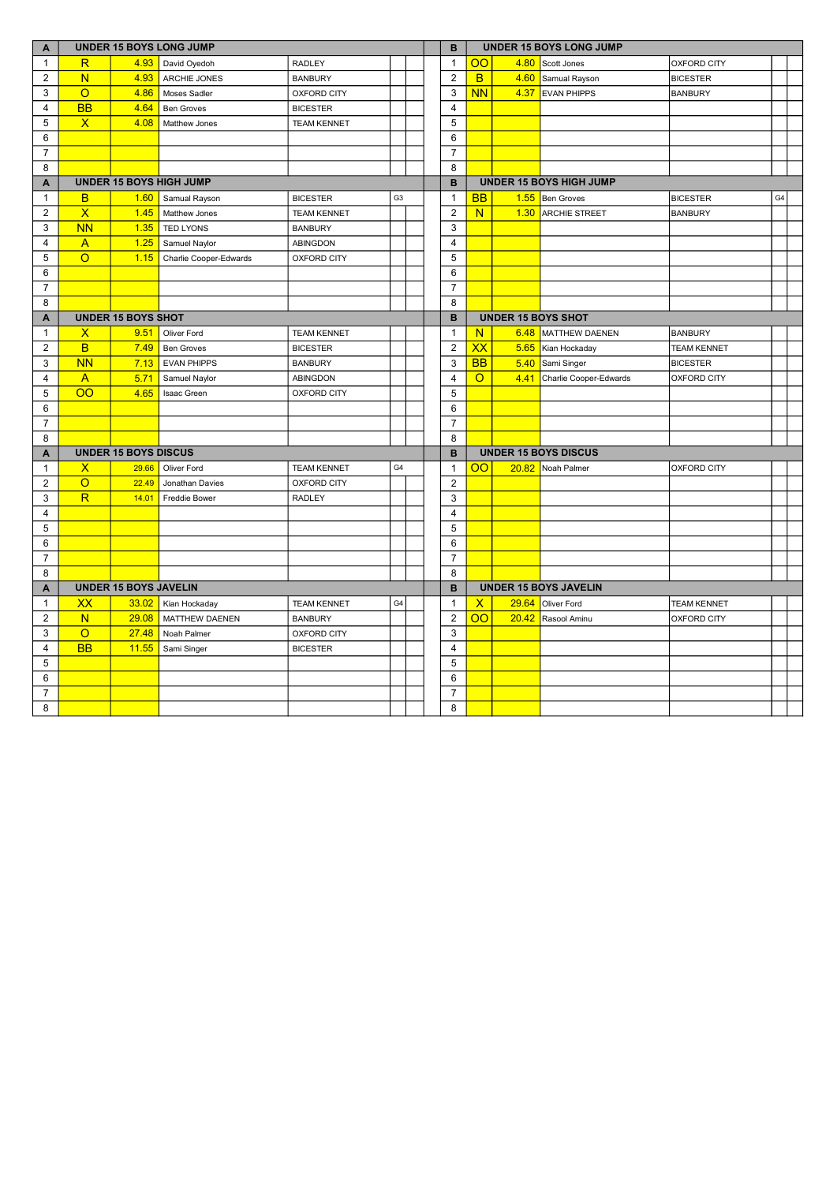| A | UNDER 15 BOYS LONG JUMP | | | | | |
|---|---|---|---|---|---|---|
| 1 | R | 4.93 | David Oyedoh | RADLEY | | |
| 2 | N | 4.93 | ARCHIE JONES | BANBURY | | |
| 3 | O | 4.86 | Moses Sadler | OXFORD CITY | | |
| 4 | BB | 4.64 | Ben Groves | BICESTER | | |
| 5 | X | 4.08 | Matthew Jones | TEAM KENNET | | |
| 6 | | | | | | |
| 7 | | | | | | |
| 8 | | | | | | |

| B | UNDER 15 BOYS LONG JUMP | | | | | |
|---|---|---|---|---|---|---|
| 1 | OO | 4.80 | Scott Jones | OXFORD CITY | | |
| 2 | B | 4.60 | Samual Rayson | BICESTER | | |
| 3 | NN | 4.37 | EVAN PHIPPS | BANBURY | | |
| 4 | | | | | | |
| 5 | | | | | | |
| 6 | | | | | | |
| 7 | | | | | | |
| 8 | | | | | | |

| A | UNDER 15 BOYS HIGH JUMP | | | | | |
|---|---|---|---|---|---|---|
| 1 | B | 1.60 | Samual Rayson | BICESTER | G3 | |
| 2 | X | 1.45 | Matthew Jones | TEAM KENNET | | |
| 3 | NN | 1.35 | TED LYONS | BANBURY | | |
| 4 | A | 1.25 | Samuel Naylor | ABINGDON | | |
| 5 | O | 1.15 | Charlie Cooper-Edwards | OXFORD CITY | | |
| 6 | | | | | | |
| 7 | | | | | | |
| 8 | | | | | | |

| B | UNDER 15 BOYS HIGH JUMP | | | | | |
|---|---|---|---|---|---|---|
| 1 | BB | 1.55 | Ben Groves | BICESTER | G4 | |
| 2 | N | 1.30 | ARCHIE STREET | BANBURY | | |
| 3 | | | | | | |
| 4 | | | | | | |
| 5 | | | | | | |
| 6 | | | | | | |
| 7 | | | | | | |
| 8 | | | | | | |

| A | UNDER 15 BOYS SHOT | | | | | |
|---|---|---|---|---|---|---|
| 1 | X | 9.51 | Oliver Ford | TEAM KENNET | | |
| 2 | B | 7.49 | Ben Groves | BICESTER | | |
| 3 | NN | 7.13 | EVAN PHIPPS | BANBURY | | |
| 4 | A | 5.71 | Samuel Naylor | ABINGDON | | |
| 5 | OO | 4.65 | Isaac Green | OXFORD CITY | | |
| 6 | | | | | | |
| 7 | | | | | | |
| 8 | | | | | | |

| B | UNDER 15 BOYS SHOT | | | | | |
|---|---|---|---|---|---|---|
| 1 | N | 6.48 | MATTHEW DAENEN | BANBURY | | |
| 2 | XX | 5.65 | Kian Hockaday | TEAM KENNET | | |
| 3 | BB | 5.40 | Sami Singer | BICESTER | | |
| 4 | O | 4.41 | Charlie Cooper-Edwards | OXFORD CITY | | |
| 5 | | | | | | |
| 6 | | | | | | |
| 7 | | | | | | |
| 8 | | | | | | |

| A | UNDER 15 BOYS DISCUS | | | | | |
|---|---|---|---|---|---|---|
| 1 | X | 29.66 | Oliver Ford | TEAM KENNET | G4 | |
| 2 | O | 22.49 | Jonathan Davies | OXFORD CITY | | |
| 3 | R | 14.01 | Freddie Bower | RADLEY | | |
| 4 | | | | | | |
| 5 | | | | | | |
| 6 | | | | | | |
| 7 | | | | | | |
| 8 | | | | | | |

| B | UNDER 15 BOYS DISCUS | | | | | |
|---|---|---|---|---|---|---|
| 1 | OO | 20.82 | Noah Palmer | OXFORD CITY | | |
| 2 | | | | | | |
| 3 | | | | | | |
| 4 | | | | | | |
| 5 | | | | | | |
| 6 | | | | | | |
| 7 | | | | | | |
| 8 | | | | | | |

| A | UNDER 15 BOYS JAVELIN | | | | | |
|---|---|---|---|---|---|---|
| 1 | XX | 33.02 | Kian Hockaday | TEAM KENNET | G4 | |
| 2 | N | 29.08 | MATTHEW DAENEN | BANBURY | | |
| 3 | O | 27.48 | Noah Palmer | OXFORD CITY | | |
| 4 | BB | 11.55 | Sami Singer | BICESTER | | |
| 5 | | | | | | |
| 6 | | | | | | |
| 7 | | | | | | |
| 8 | | | | | | |

| B | UNDER 15 BOYS JAVELIN | | | | | |
|---|---|---|---|---|---|---|
| 1 | X | 29.64 | Oliver Ford | TEAM KENNET | | |
| 2 | OO | 20.42 | Rasool Aminu | OXFORD CITY | | |
| 3 | | | | | | |
| 4 | | | | | | |
| 5 | | | | | | |
| 6 | | | | | | |
| 7 | | | | | | |
| 8 | | | | | | |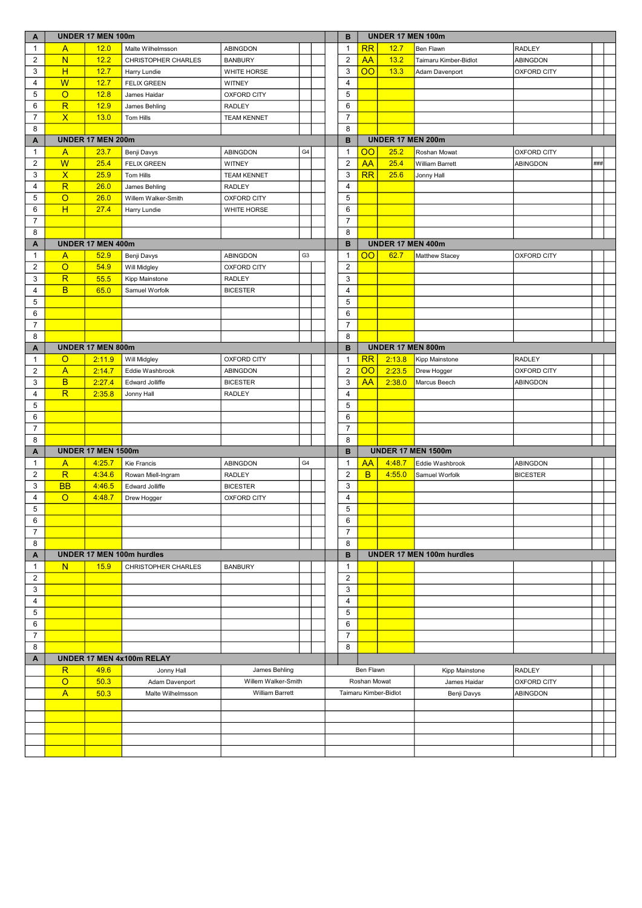| A | UNDER 17 MEN 100m | | | | | | | B | UNDER 17 MEN 100m | | | | | |
|---|---|---|---|---|---|---|---|---|---|---|---|---|---|---|
| 1 | A | 12.0 | Malte Wilhelmsson | ABINGDON | | | | 1 | RR | 12.7 | Ben Flawn | RADLEY | | |
| 2 | N | 12.2 | CHRISTOPHER CHARLES | BANBURY | | | | 2 | AA | 13.2 | Taimaru Kimber-Bidlot | ABINGDON | | |
| 3 | H | 12.7 | Harry Lundie | WHITE HORSE | | | | 3 | OO | 13.3 | Adam Davenport | OXFORD CITY | | |
| 4 | W | 12.7 | FELIX GREEN | WITNEY | | | | 4 | | | | | | |
| 5 | O | 12.8 | James Haidar | OXFORD CITY | | | | 5 | | | | | | |
| 6 | R | 12.9 | James Behling | RADLEY | | | | 6 | | | | | | |
| 7 | X | 13.0 | Tom Hills | TEAM KENNET | | | | 7 | | | | | | |
| 8 | | | | | | | | 8 | | | | | | |

| A | UNDER 17 MEN 200m | | | | | | | B | UNDER 17 MEN 200m | | | | | |
|---|---|---|---|---|---|---|---|---|---|---|---|---|---|---|
| 1 | A | 23.7 | Benji Davys | ABINGDON | G4 | | | 1 | OO | 25.2 | Roshan Mowat | OXFORD CITY | | |
| 2 | W | 25.4 | FELIX GREEN | WITNEY | | | | 2 | AA | 25.4 | William Barrett | ABINGDON | ### | |
| 3 | X | 25.9 | Tom Hills | TEAM KENNET | | | | 3 | RR | 25.6 | Jonny Hall | | | |
| 4 | R | 26.0 | James Behling | RADLEY | | | | 4 | | | | | | |
| 5 | O | 26.0 | Willem Walker-Smith | OXFORD CITY | | | | 5 | | | | | | |
| 6 | H | 27.4 | Harry Lundie | WHITE HORSE | | | | 6 | | | | | | |
| 7 | | | | | | | | 7 | | | | | | |
| 8 | | | | | | | | 8 | | | | | | |

| A | UNDER 17 MEN 400m | | | | | | | B | UNDER 17 MEN 400m | | | | | |
|---|---|---|---|---|---|---|---|---|---|---|---|---|---|---|
| 1 | A | 52.9 | Benji Davys | ABINGDON | G3 | | | 1 | OO | 62.7 | Matthew Stacey | OXFORD CITY | | |
| 2 | O | 54.9 | Will Midgley | OXFORD CITY | | | | 2 | | | | | | |
| 3 | R | 55.5 | Kipp Mainstone | RADLEY | | | | 3 | | | | | | |
| 4 | B | 65.0 | Samuel Worfolk | BICESTER | | | | 4 | | | | | | |
| 5 | | | | | | | | 5 | | | | | | |
| 6 | | | | | | | | 6 | | | | | | |
| 7 | | | | | | | | 7 | | | | | | |
| 8 | | | | | | | | 8 | | | | | | |

| A | UNDER 17 MEN 800m | | | | | | | B | UNDER 17 MEN 800m | | | | | |
|---|---|---|---|---|---|---|---|---|---|---|---|---|---|---|
| 1 | O | 2:11.9 | Will Midgley | OXFORD CITY | | | | 1 | RR | 2:13.8 | Kipp Mainstone | RADLEY | | |
| 2 | A | 2:14.7 | Eddie Washbrook | ABINGDON | | | | 2 | OO | 2:23.5 | Drew Hogger | OXFORD CITY | | |
| 3 | B | 2:27.4 | Edward Jolliffe | BICESTER | | | | 3 | AA | 2:38.0 | Marcus Beech | ABINGDON | | |
| 4 | R | 2:35.8 | Jonny Hall | RADLEY | | | | 4 | | | | | | |
| 5 | | | | | | | | 5 | | | | | | |
| 6 | | | | | | | | 6 | | | | | | |
| 7 | | | | | | | | 7 | | | | | | |
| 8 | | | | | | | | 8 | | | | | | |

| A | UNDER 17 MEN 1500m | | | | | | | B | UNDER 17 MEN 1500m | | | | | |
|---|---|---|---|---|---|---|---|---|---|---|---|---|---|---|
| 1 | A | 4:25.7 | Kie Francis | ABINGDON | G4 | | | 1 | AA | 4:48.7 | Eddie Washbrook | ABINGDON | | |
| 2 | R | 4:34.6 | Rowan Miell-Ingram | RADLEY | | | | 2 | B | 4:55.0 | Samuel Worfolk | BICESTER | | |
| 3 | BB | 4:46.5 | Edward Jolliffe | BICESTER | | | | 3 | | | | | | |
| 4 | O | 4:48.7 | Drew Hogger | OXFORD CITY | | | | 4 | | | | | | |
| 5 | | | | | | | | 5 | | | | | | |
| 6 | | | | | | | | 6 | | | | | | |
| 7 | | | | | | | | 7 | | | | | | |
| 8 | | | | | | | | 8 | | | | | | |

| A | UNDER 17 MEN 100m hurdles | | | | | | | B | UNDER 17 MEN 100m hurdles | | | | | |
|---|---|---|---|---|---|---|---|---|---|---|---|---|---|---|
| 1 | N | 15.9 | CHRISTOPHER CHARLES | BANBURY | | | | 1 | | | | | | |
| 2 | | | | | | | | 2 | | | | | | |
| 3 | | | | | | | | 3 | | | | | | |
| 4 | | | | | | | | 4 | | | | | | |
| 5 | | | | | | | | 5 | | | | | | |
| 6 | | | | | | | | 6 | | | | | | |
| 7 | | | | | | | | 7 | | | | | | |
| 8 | | | | | | | | 8 | | | | | | |

| A | UNDER 17 MEN 4x100m RELAY | | | | | | | |
|---|---|---|---|---|---|---|---|---|
| | R | 49.6 | Jonny Hall | James Behling | Ben Flawn | Kipp Mainstone | RADLEY | |
| | O | 50.3 | Adam Davenport | Willem Walker-Smith | Roshan Mowat | James Haidar | OXFORD CITY | |
| | A | 50.3 | Malte Wilhelmsson | William Barrett | Taimaru Kimber-Bidlot | Benji Davys | ABINGDON | |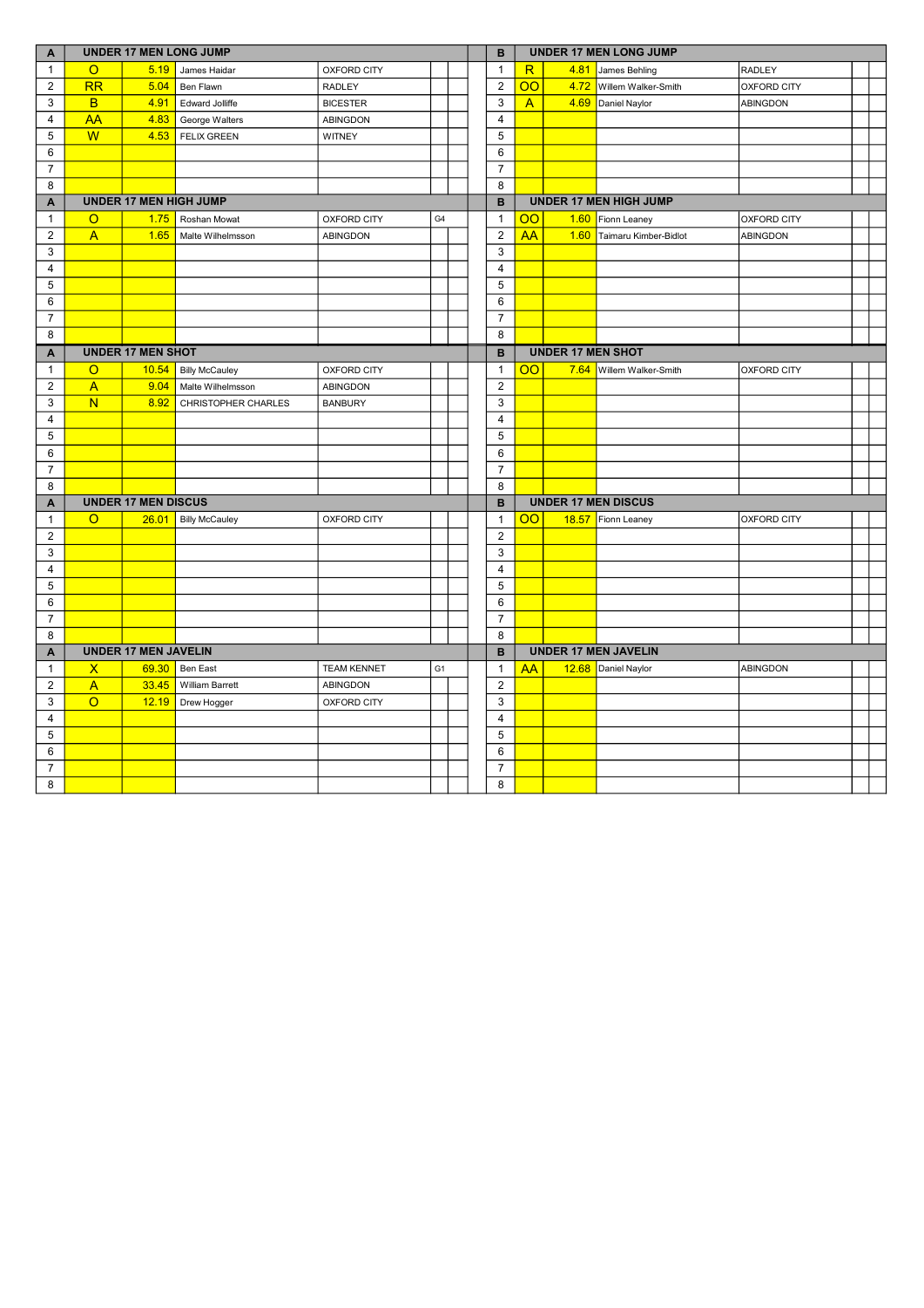| A | UNDER 17 MEN LONG JUMP | | | | | |
|---|---|---|---|---|---|---|
| 1 | O | 5.19 | James Haidar | OXFORD CITY | | |
| 2 | RR | 5.04 | Ben Flawn | RADLEY | | |
| 3 | B | 4.91 | Edward Jolliffe | BICESTER | | |
| 4 | AA | 4.83 | George Walters | ABINGDON | | |
| 5 | W | 4.53 | FELIX GREEN | WITNEY | | |
| 6 | | | | | | |
| 7 | | | | | | |
| 8 | | | | | | |

| B | UNDER 17 MEN LONG JUMP | | | | | |
|---|---|---|---|---|---|---|
| 1 | R | 4.81 | James Behling | RADLEY | | |
| 2 | OO | 4.72 | Willem Walker-Smith | OXFORD CITY | | |
| 3 | A | 4.69 | Daniel Naylor | ABINGDON | | |
| 4 | | | | | | |
| 5 | | | | | | |
| 6 | | | | | | |
| 7 | | | | | | |
| 8 | | | | | | |

| A | UNDER 17 MEN HIGH JUMP | | | | | |
|---|---|---|---|---|---|---|
| 1 | O | 1.75 | Roshan Mowat | OXFORD CITY | G4 | |
| 2 | A | 1.65 | Malte Wilhelmsson | ABINGDON | | |
| 3 | | | | | | |
| 4 | | | | | | |
| 5 | | | | | | |
| 6 | | | | | | |
| 7 | | | | | | |
| 8 | | | | | | |

| B | UNDER 17 MEN HIGH JUMP | | | | | |
|---|---|---|---|---|---|---|
| 1 | OO | 1.60 | Fionn Leaney | OXFORD CITY | | |
| 2 | AA | 1.60 | Taimaru Kimber-Bidlot | ABINGDON | | |
| 3 | | | | | | |
| 4 | | | | | | |
| 5 | | | | | | |
| 6 | | | | | | |
| 7 | | | | | | |
| 8 | | | | | | |

| A | UNDER 17 MEN SHOT | | | | | |
|---|---|---|---|---|---|---|
| 1 | O | 10.54 | Billy McCauley | OXFORD CITY | | |
| 2 | A | 9.04 | Malte Wilhelmsson | ABINGDON | | |
| 3 | N | 8.92 | CHRISTOPHER CHARLES | BANBURY | | |
| 4 | | | | | | |
| 5 | | | | | | |
| 6 | | | | | | |
| 7 | | | | | | |
| 8 | | | | | | |

| B | UNDER 17 MEN SHOT | | | | | |
|---|---|---|---|---|---|---|
| 1 | OO | 7.64 | Willem Walker-Smith | OXFORD CITY | | |
| 2 | | | | | | |
| 3 | | | | | | |
| 4 | | | | | | |
| 5 | | | | | | |
| 6 | | | | | | |
| 7 | | | | | | |
| 8 | | | | | | |

| A | UNDER 17 MEN DISCUS | | | | | |
|---|---|---|---|---|---|---|
| 1 | O | 26.01 | Billy McCauley | OXFORD CITY | | |
| 2 | | | | | | |
| 3 | | | | | | |
| 4 | | | | | | |
| 5 | | | | | | |
| 6 | | | | | | |
| 7 | | | | | | |
| 8 | | | | | | |

| B | UNDER 17 MEN DISCUS | | | | | |
|---|---|---|---|---|---|---|
| 1 | OO | 18.57 | Fionn Leaney | OXFORD CITY | | |
| 2 | | | | | | |
| 3 | | | | | | |
| 4 | | | | | | |
| 5 | | | | | | |
| 6 | | | | | | |
| 7 | | | | | | |
| 8 | | | | | | |

| A | UNDER 17 MEN JAVELIN | | | | | |
|---|---|---|---|---|---|---|
| 1 | X | 69.30 | Ben East | TEAM KENNET | G1 | |
| 2 | A | 33.45 | William Barrett | ABINGDON | | |
| 3 | O | 12.19 | Drew Hogger | OXFORD CITY | | |
| 4 | | | | | | |
| 5 | | | | | | |
| 6 | | | | | | |
| 7 | | | | | | |
| 8 | | | | | | |

| B | UNDER 17 MEN JAVELIN | | | | | |
|---|---|---|---|---|---|---|
| 1 | AA | 12.68 | Daniel Naylor | ABINGDON | | |
| 2 | | | | | | |
| 3 | | | | | | |
| 4 | | | | | | |
| 5 | | | | | | |
| 6 | | | | | | |
| 7 | | | | | | |
| 8 | | | | | | |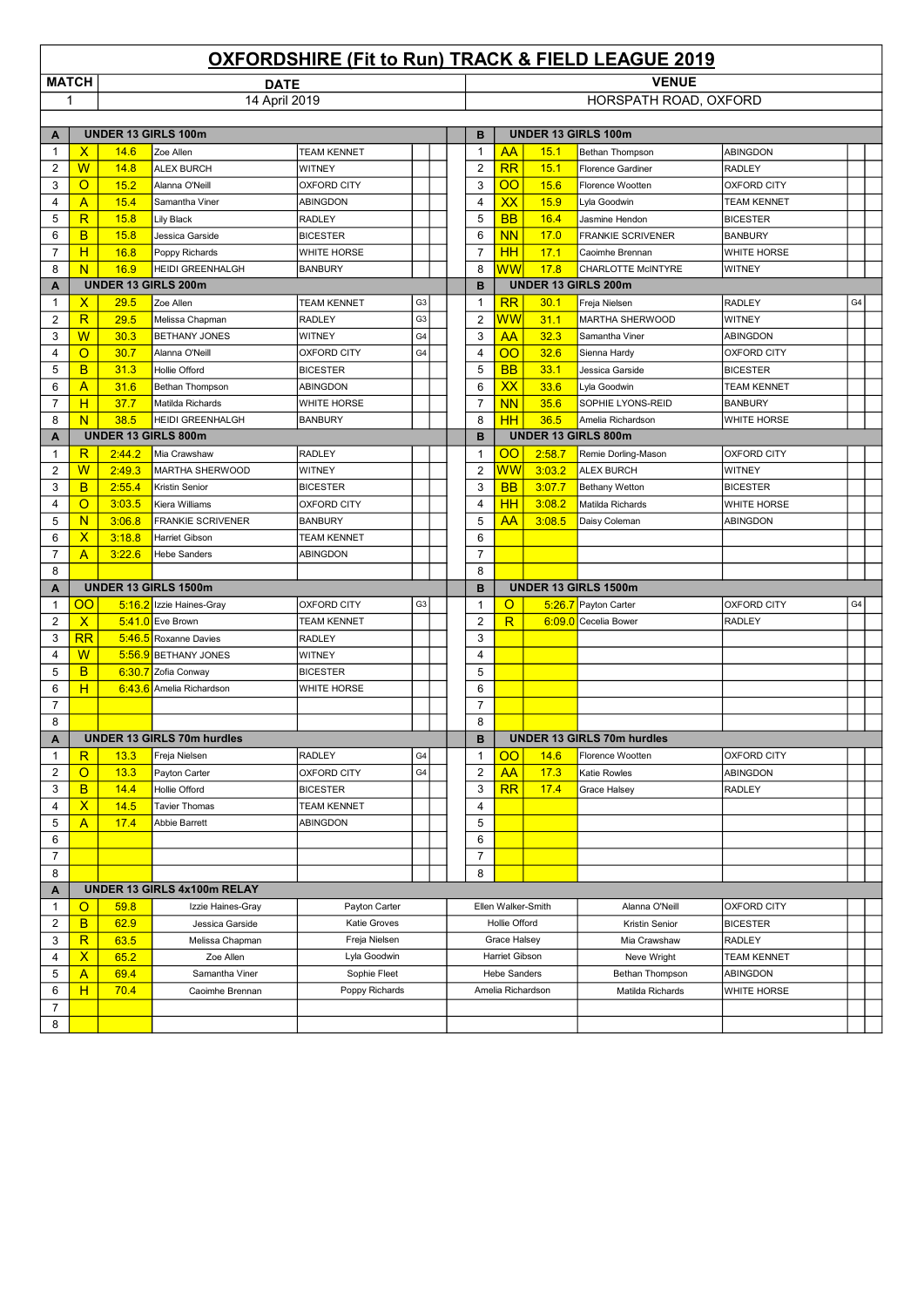# OXFORDSHIRE (Fit to Run) TRACK & FIELD LEAGUE 2019

| MATCH | DATE | VENUE |
|---|---|---|
| 1 | 14 April 2019 | HORSPATH ROAD, OXFORD |

## UNDER 13 GIRLS 100m

| A | | | | | | | B | | | | | |
|---|---|---|---|---|---|---|---|---|---|---|---|---|
| 1 | X | 14.6 | Zoe Allen | TEAM KENNET | | | 1 | AA | 15.1 | Bethan Thompson | ABINGDON | |
| 2 | W | 14.8 | ALEX BURCH | WITNEY | | | 2 | RR | 15.1 | Florence Gardiner | RADLEY | |
| 3 | O | 15.2 | Alanna O'Neill | OXFORD CITY | | | 3 | OO | 15.6 | Florence Wootten | OXFORD CITY | |
| 4 | A | 15.4 | Samantha Viner | ABINGDON | | | 4 | XX | 15.9 | Lyla Goodwin | TEAM KENNET | |
| 5 | R | 15.8 | Lily Black | RADLEY | | | 5 | BB | 16.4 | Jasmine Hendon | BICESTER | |
| 6 | B | 15.8 | Jessica Garside | BICESTER | | | 6 | NN | 17.0 | FRANKIE SCRIVENER | BANBURY | |
| 7 | H | 16.8 | Poppy Richards | WHITE HORSE | | | 7 | HH | 17.1 | Caoimhe Brennan | WHITE HORSE | |
| 8 | N | 16.9 | HEIDI GREENHALGH | BANBURY | | | 8 | WW | 17.8 | CHARLOTTE McINTYRE | WITNEY | |

## UNDER 13 GIRLS 200m

| A | | | | | | | B | | | | | |
|---|---|---|---|---|---|---|---|---|---|---|---|---|
| 1 | X | 29.5 | Zoe Allen | TEAM KENNET | G3 | | 1 | RR | 30.1 | Freja Nielsen | RADLEY | G4 |
| 2 | R | 29.5 | Melissa Chapman | RADLEY | G3 | | 2 | WW | 31.1 | MARTHA SHERWOOD | WITNEY | |
| 3 | W | 30.3 | BETHANY JONES | WITNEY | G4 | | 3 | AA | 32.3 | Samantha Viner | ABINGDON | |
| 4 | O | 30.7 | Alanna O'Neill | OXFORD CITY | G4 | | 4 | OO | 32.6 | Sienna Hardy | OXFORD CITY | |
| 5 | B | 31.3 | Hollie Offord | BICESTER | | | 5 | BB | 33.1 | Jessica Garside | BICESTER | |
| 6 | A | 31.6 | Bethan Thompson | ABINGDON | | | 6 | XX | 33.6 | Lyla Goodwin | TEAM KENNET | |
| 7 | H | 37.7 | Matilda Richards | WHITE HORSE | | | 7 | NN | 35.6 | SOPHIE LYONS-REID | BANBURY | |
| 8 | N | 38.5 | HEIDI GREENHALGH | BANBURY | | | 8 | HH | 36.5 | Amelia Richardson | WHITE HORSE | |

## UNDER 13 GIRLS 800m

| A | | | | | | | B | | | | | |
|---|---|---|---|---|---|---|---|---|---|---|---|---|
| 1 | R | 2:44.2 | Mia Crawshaw | RADLEY | | | 1 | OO | 2:58.7 | Remie Dorling-Mason | OXFORD CITY | |
| 2 | W | 2:49.3 | MARTHA SHERWOOD | WITNEY | | | 2 | WW | 3:03.2 | ALEX BURCH | WITNEY | |
| 3 | B | 2:55.4 | Kristin Senior | BICESTER | | | 3 | BB | 3:07.7 | Bethany Wetton | BICESTER | |
| 4 | O | 3:03.5 | Kiera Williams | OXFORD CITY | | | 4 | HH | 3:08.2 | Matilda Richards | WHITE HORSE | |
| 5 | N | 3:06.8 | FRANKIE SCRIVENER | BANBURY | | | 5 | AA | 3:08.5 | Daisy Coleman | ABINGDON | |
| 6 | X | 3:18.8 | Harriet Gibson | TEAM KENNET | | | 6 | | | | | |
| 7 | A | 3:22.6 | Hebe Sanders | ABINGDON | | | 7 | | | | | |
| 8 | | | | | | | 8 | | | | | |

## UNDER 13 GIRLS 1500m

| A | | | | | | | B | | | | | |
|---|---|---|---|---|---|---|---|---|---|---|---|---|
| 1 | OO | 5:16.2 | Izzie Haines-Gray | OXFORD CITY | G3 | | 1 | O | 5:26.7 | Payton Carter | OXFORD CITY | G4 |
| 2 | X | 5:41.0 | Eve Brown | TEAM KENNET | | | 2 | R | 6:09.0 | Cecelia Bower | RADLEY | |
| 3 | RR | 5:46.5 | Roxanne Davies | RADLEY | | | 3 | | | | | |
| 4 | W | 5:56.9 | BETHANY JONES | WITNEY | | | 4 | | | | | |
| 5 | B | 6:30.7 | Zofia Conway | BICESTER | | | 5 | | | | | |
| 6 | H | 6:43.6 | Amelia Richardson | WHITE HORSE | | | 6 | | | | | |
| 7 | | | | | | | 7 | | | | | |
| 8 | | | | | | | 8 | | | | | |

## UNDER 13 GIRLS 70m hurdles

| A | | | | | | | B | | | | | |
|---|---|---|---|---|---|---|---|---|---|---|---|---|
| 1 | R | 13.3 | Freja Nielsen | RADLEY | G4 | | 1 | OO | 14.6 | Florence Wootten | OXFORD CITY | |
| 2 | O | 13.3 | Payton Carter | OXFORD CITY | G4 | | 2 | AA | 17.3 | Katie Rowles | ABINGDON | |
| 3 | B | 14.4 | Hollie Offord | BICESTER | | | 3 | RR | 17.4 | Grace Halsey | RADLEY | |
| 4 | X | 14.5 | Tavier Thomas | TEAM KENNET | | | 4 | | | | | |
| 5 | A | 17.4 | Abbie Barrett | ABINGDON | | | 5 | | | | | |
| 6 | | | | | | | 6 | | | | | |
| 7 | | | | | | | 7 | | | | | |
| 8 | | | | | | | 8 | | | | | |

## UNDER 13 GIRLS 4x100m RELAY

| A | | | | | | | | |
|---|---|---|---|---|---|---|---|---|
| 1 | O | 59.8 | Izzie Haines-Gray | Payton Carter | Ellen Walker-Smith | Alanna O'Neill | OXFORD CITY | |
| 2 | B | 62.9 | Jessica Garside | Katie Groves | Hollie Offord | Kristin Senior | BICESTER | |
| 3 | R | 63.5 | Melissa Chapman | Freja Nielsen | Grace Halsey | Mia Crawshaw | RADLEY | |
| 4 | X | 65.2 | Zoe Allen | Lyla Goodwin | Harriet Gibson | Neve Wright | TEAM KENNET | |
| 5 | A | 69.4 | Samantha Viner | Sophie Fleet | Hebe Sanders | Bethan Thompson | ABINGDON | |
| 6 | H | 70.4 | Caoimhe Brennan | Poppy Richards | Amelia Richardson | Matilda Richards | WHITE HORSE | |
| 7 | | | | | | | | |
| 8 | | | | | | | | |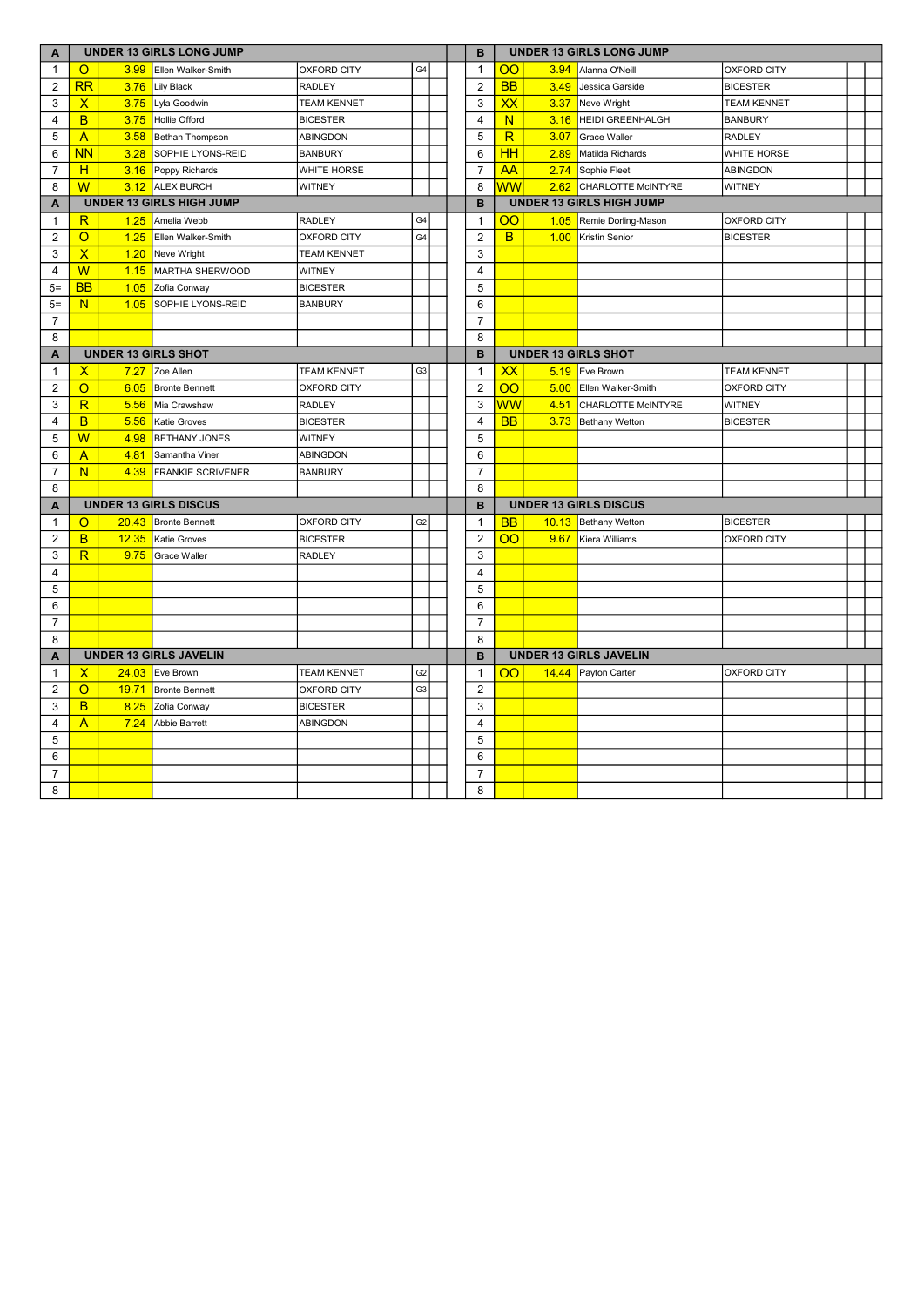| A | UNDER 13 GIRLS LONG JUMP | | | | | | | B | UNDER 13 GIRLS LONG JUMP | | | | | |
|---|---|---|---|---|---|---|---|---|---|---|---|---|---|---|
| 1 | O | 3.99 | Ellen Walker-Smith | OXFORD CITY | G4 | | | 1 | OO | 3.94 | Alanna O'Neill | OXFORD CITY | | |
| 2 | RR | 3.76 | Lily Black | RADLEY | | | | 2 | BB | 3.49 | Jessica Garside | BICESTER | | |
| 3 | X | 3.75 | Lyla Goodwin | TEAM KENNET | | | | 3 | XX | 3.37 | Neve Wright | TEAM KENNET | | |
| 4 | B | 3.75 | Hollie Offord | BICESTER | | | | 4 | N | 3.16 | HEIDI GREENHALGH | BANBURY | | |
| 5 | A | 3.58 | Bethan Thompson | ABINGDON | | | | 5 | R | 3.07 | Grace Waller | RADLEY | | |
| 6 | NN | 3.28 | SOPHIE LYONS-REID | BANBURY | | | | 6 | HH | 2.89 | Matilda Richards | WHITE HORSE | | |
| 7 | H | 3.16 | Poppy Richards | WHITE HORSE | | | | 7 | AA | 2.74 | Sophie Fleet | ABINGDON | | |
| 8 | W | 3.12 | ALEX BURCH | WITNEY | | | | 8 | WW | 2.62 | CHARLOTTE McINTYRE | WITNEY | | |
| **A** | **UNDER 13 GIRLS HIGH JUMP** | | | | | | | **B** | **UNDER 13 GIRLS HIGH JUMP** | | | | | |
| 1 | R | 1.25 | Amelia Webb | RADLEY | G4 | | | 1 | OO | 1.05 | Remie Dorling-Mason | OXFORD CITY | | |
| 2 | O | 1.25 | Ellen Walker-Smith | OXFORD CITY | G4 | | | 2 | B | 1.00 | Kristin Senior | BICESTER | | |
| 3 | X | 1.20 | Neve Wright | TEAM KENNET | | | | 3 | | | | | | |
| 4 | W | 1.15 | MARTHA SHERWOOD | WITNEY | | | | 4 | | | | | | |
| 5= | BB | 1.05 | Zofia Conway | BICESTER | | | | 5 | | | | | | |
| 5= | N | 1.05 | SOPHIE LYONS-REID | BANBURY | | | | 6 | | | | | | |
| 7 | | | | | | | | 7 | | | | | | |
| 8 | | | | | | | | 8 | | | | | | |
| **A** | **UNDER 13 GIRLS SHOT** | | | | | | | **B** | **UNDER 13 GIRLS SHOT** | | | | | |
| 1 | X | 7.27 | Zoe Allen | TEAM KENNET | G3 | | | 1 | XX | 5.19 | Eve Brown | TEAM KENNET | | |
| 2 | O | 6.05 | Bronte Bennett | OXFORD CITY | | | | 2 | OO | 5.00 | Ellen Walker-Smith | OXFORD CITY | | |
| 3 | R | 5.56 | Mia Crawshaw | RADLEY | | | | 3 | WW | 4.51 | CHARLOTTE McINTYRE | WITNEY | | |
| 4 | B | 5.56 | Katie Groves | BICESTER | | | | 4 | BB | 3.73 | Bethany Wetton | BICESTER | | |
| 5 | W | 4.98 | BETHANY JONES | WITNEY | | | | 5 | | | | | | |
| 6 | A | 4.81 | Samantha Viner | ABINGDON | | | | 6 | | | | | | |
| 7 | N | 4.39 | FRANKIE SCRIVENER | BANBURY | | | | 7 | | | | | | |
| 8 | | | | | | | | 8 | | | | | | |
| **A** | **UNDER 13 GIRLS DISCUS** | | | | | | | **B** | **UNDER 13 GIRLS DISCUS** | | | | | |
| 1 | O | 20.43 | Bronte Bennett | OXFORD CITY | G2 | | | 1 | BB | 10.13 | Bethany Wetton | BICESTER | | |
| 2 | B | 12.35 | Katie Groves | BICESTER | | | | 2 | OO | 9.67 | Kiera Williams | OXFORD CITY | | |
| 3 | R | 9.75 | Grace Waller | RADLEY | | | | 3 | | | | | | |
| 4 | | | | | | | | 4 | | | | | | |
| 5 | | | | | | | | 5 | | | | | | |
| 6 | | | | | | | | 6 | | | | | | |
| 7 | | | | | | | | 7 | | | | | | |
| 8 | | | | | | | | 8 | | | | | | |
| **A** | **UNDER 13 GIRLS JAVELIN** | | | | | | | **B** | **UNDER 13 GIRLS JAVELIN** | | | | | |
| 1 | X | 24.03 | Eve Brown | TEAM KENNET | G2 | | | 1 | OO | 14.44 | Payton Carter | OXFORD CITY | | |
| 2 | O | 19.71 | Bronte Bennett | OXFORD CITY | G3 | | | 2 | | | | | | |
| 3 | B | 8.25 | Zofia Conway | BICESTER | | | | 3 | | | | | | |
| 4 | A | 7.24 | Abbie Barrett | ABINGDON | | | | 4 | | | | | | |
| 5 | | | | | | | | 5 | | | | | | |
| 6 | | | | | | | | 6 | | | | | | |
| 7 | | | | | | | | 7 | | | | | | |
| 8 | | | | | | | | 8 | | | | | | |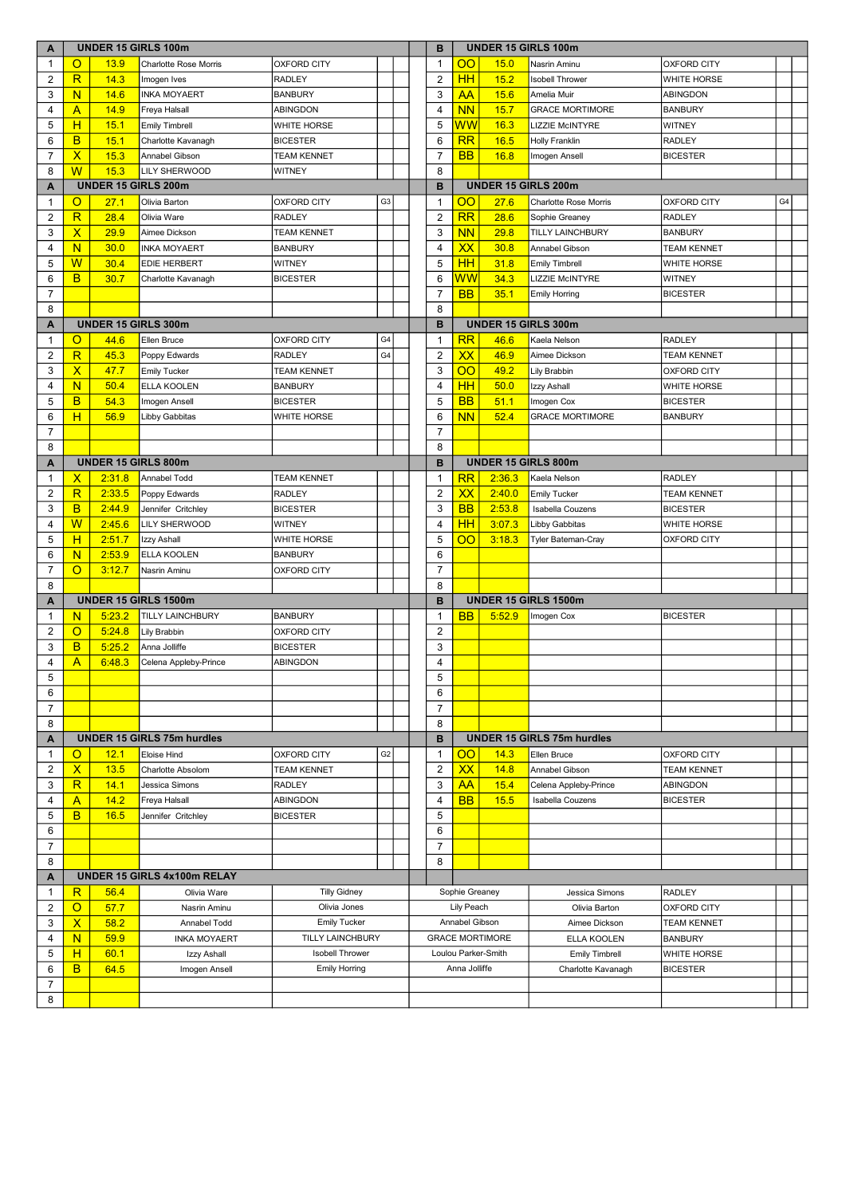| A | | | UNDER 15 GIRLS 100m | | | | | B | | | UNDER 15 GIRLS 100m | | | |
|---|---|---|---|---|---|---|---|---|---|---|---|---|---|---|
| 1 | O | 13.9 | Charlotte Rose Morris | OXFORD CITY | | | | 1 | OO | 15.0 | Nasrin Aminu | OXFORD CITY | | |
| 2 | R | 14.3 | Imogen Ives | RADLEY | | | | 2 | HH | 15.2 | Isobell Thrower | WHITE HORSE | | |
| 3 | N | 14.6 | INKA MOYAERT | BANBURY | | | | 3 | AA | 15.6 | Amelia Muir | ABINGDON | | |
| 4 | A | 14.9 | Freya Halsall | ABINGDON | | | | 4 | NN | 15.7 | GRACE MORTIMORE | BANBURY | | |
| 5 | H | 15.1 | Emily Timbrell | WHITE HORSE | | | | 5 | WW | 16.3 | LIZZIE McINTYRE | WITNEY | | |
| 6 | B | 15.1 | Charlotte Kavanagh | BICESTER | | | | 6 | RR | 16.5 | Holly Franklin | RADLEY | | |
| 7 | X | 15.3 | Annabel Gibson | TEAM KENNET | | | | 7 | BB | 16.8 | Imogen Ansell | BICESTER | | |
| 8 | W | 15.3 | LILY SHERWOOD | WITNEY | | | | 8 | | | | | | |
| A | | | UNDER 15 GIRLS 200m | | | | | B | | | UNDER 15 GIRLS 200m | | | |
| 1 | O | 27.1 | Olivia Barton | OXFORD CITY | G3 | | | 1 | OO | 27.6 | Charlotte Rose Morris | OXFORD CITY | G4 | |
| 2 | R | 28.4 | Olivia Ware | RADLEY | | | | 2 | RR | 28.6 | Sophie Greaney | RADLEY | | |
| 3 | X | 29.9 | Aimee Dickson | TEAM KENNET | | | | 3 | NN | 29.8 | TILLY LAINCHBURY | BANBURY | | |
| 4 | N | 30.0 | INKA MOYAERT | BANBURY | | | | 4 | XX | 30.8 | Annabel Gibson | TEAM KENNET | | |
| 5 | W | 30.4 | EDIE HERBERT | WITNEY | | | | 5 | HH | 31.8 | Emily Timbrell | WHITE HORSE | | |
| 6 | B | 30.7 | Charlotte Kavanagh | BICESTER | | | | 6 | WW | 34.3 | LIZZIE McINTYRE | WITNEY | | |
| 7 | | | | | | | | 7 | BB | 35.1 | Emily Horring | BICESTER | | |
| 8 | | | | | | | | 8 | | | | | | |
| A | | | UNDER 15 GIRLS 300m | | | | | B | | | UNDER 15 GIRLS 300m | | | |
| 1 | O | 44.6 | Ellen Bruce | OXFORD CITY | G4 | | | 1 | RR | 46.6 | Kaela Nelson | RADLEY | | |
| 2 | R | 45.3 | Poppy Edwards | RADLEY | G4 | | | 2 | XX | 46.9 | Aimee Dickson | TEAM KENNET | | |
| 3 | X | 47.7 | Emily Tucker | TEAM KENNET | | | | 3 | OO | 49.2 | Lily Brabbin | OXFORD CITY | | |
| 4 | N | 50.4 | ELLA KOOLEN | BANBURY | | | | 4 | HH | 50.0 | Izzy Ashall | WHITE HORSE | | |
| 5 | B | 54.3 | Imogen Ansell | BICESTER | | | | 5 | BB | 51.1 | Imogen Cox | BICESTER | | |
| 6 | H | 56.9 | Libby Gabbitas | WHITE HORSE | | | | 6 | NN | 52.4 | GRACE MORTIMORE | BANBURY | | |
| 7 | | | | | | | | 7 | | | | | | |
| 8 | | | | | | | | 8 | | | | | | |
| A | | | UNDER 15 GIRLS 800m | | | | | B | | | UNDER 15 GIRLS 800m | | | |
| 1 | X | 2:31.8 | Annabel Todd | TEAM KENNET | | | | 1 | RR | 2:36.3 | Kaela Nelson | RADLEY | | |
| 2 | R | 2:33.5 | Poppy Edwards | RADLEY | | | | 2 | XX | 2:40.0 | Emily Tucker | TEAM KENNET | | |
| 3 | B | 2:44.9 | Jennifer Critchley | BICESTER | | | | 3 | BB | 2:53.8 | Isabella Couzens | BICESTER | | |
| 4 | W | 2:45.6 | LILY SHERWOOD | WITNEY | | | | 4 | HH | 3:07.3 | Libby Gabbitas | WHITE HORSE | | |
| 5 | H | 2:51.7 | Izzy Ashall | WHITE HORSE | | | | 5 | OO | 3:18.3 | Tyler Bateman-Cray | OXFORD CITY | | |
| 6 | N | 2:53.9 | ELLA KOOLEN | BANBURY | | | | 6 | | | | | | |
| 7 | O | 3:12.7 | Nasrin Aminu | OXFORD CITY | | | | 7 | | | | | | |
| 8 | | | | | | | | 8 | | | | | | |
| A | | | UNDER 15 GIRLS 1500m | | | | | B | | | UNDER 15 GIRLS 1500m | | | |
| 1 | N | 5:23.2 | TILLY LAINCHBURY | BANBURY | | | | 1 | BB | 5:52.9 | Imogen Cox | BICESTER | | |
| 2 | O | 5:24.8 | Lily Brabbin | OXFORD CITY | | | | 2 | | | | | | |
| 3 | B | 5:25.2 | Anna Jolliffe | BICESTER | | | | 3 | | | | | | |
| 4 | A | 6:48.3 | Celena Appleby-Prince | ABINGDON | | | | 4 | | | | | | |
| 5 | | | | | | | | 5 | | | | | | |
| 6 | | | | | | | | 6 | | | | | | |
| 7 | | | | | | | | 7 | | | | | | |
| 8 | | | | | | | | 8 | | | | | | |
| A | | | UNDER 15 GIRLS 75m hurdles | | | | | B | | | UNDER 15 GIRLS 75m hurdles | | | |
| 1 | O | 12.1 | Eloise Hind | OXFORD CITY | G2 | | | 1 | OO | 14.3 | Ellen Bruce | OXFORD CITY | | |
| 2 | X | 13.5 | Charlotte Absolom | TEAM KENNET | | | | 2 | XX | 14.8 | Annabel Gibson | TEAM KENNET | | |
| 3 | R | 14.1 | Jessica Simons | RADLEY | | | | 3 | AA | 15.4 | Celena Appleby-Prince | ABINGDON | | |
| 4 | A | 14.2 | Freya Halsall | ABINGDON | | | | 4 | BB | 15.5 | Isabella Couzens | BICESTER | | |
| 5 | B | 16.5 | Jennifer Critchley | BICESTER | | | | 5 | | | | | | |
| 6 | | | | | | | | 6 | | | | | | |
| 7 | | | | | | | | 7 | | | | | | |
| 8 | | | | | | | | 8 | | | | | | |

| A | | | UNDER 15 GIRLS 4x100m RELAY | | | | | |
|---|---|---|---|---|---|---|---|---|
| 1 | R | 56.4 | Olivia Ware | Tilly Gidney | Sophie Greaney | Jessica Simons | RADLEY | |
| 2 | O | 57.7 | Nasrin Aminu | Olivia Jones | Lily Peach | Olivia Barton | OXFORD CITY | |
| 3 | X | 58.2 | Annabel Todd | Emily Tucker | Annabel Gibson | Aimee Dickson | TEAM KENNET | |
| 4 | N | 59.9 | INKA MOYAERT | TILLY LAINCHBURY | GRACE MORTIMORE | ELLA KOOLEN | BANBURY | |
| 5 | H | 60.1 | Izzy Ashall | Isobell Thrower | Loulou Parker-Smith | Emily Timbrell | WHITE HORSE | |
| 6 | B | 64.5 | Imogen Ansell | Emily Horring | Anna Jolliffe | Charlotte Kavanagh | BICESTER | |
| 7 | | | | | | | | |
| 8 | | | | | | | | |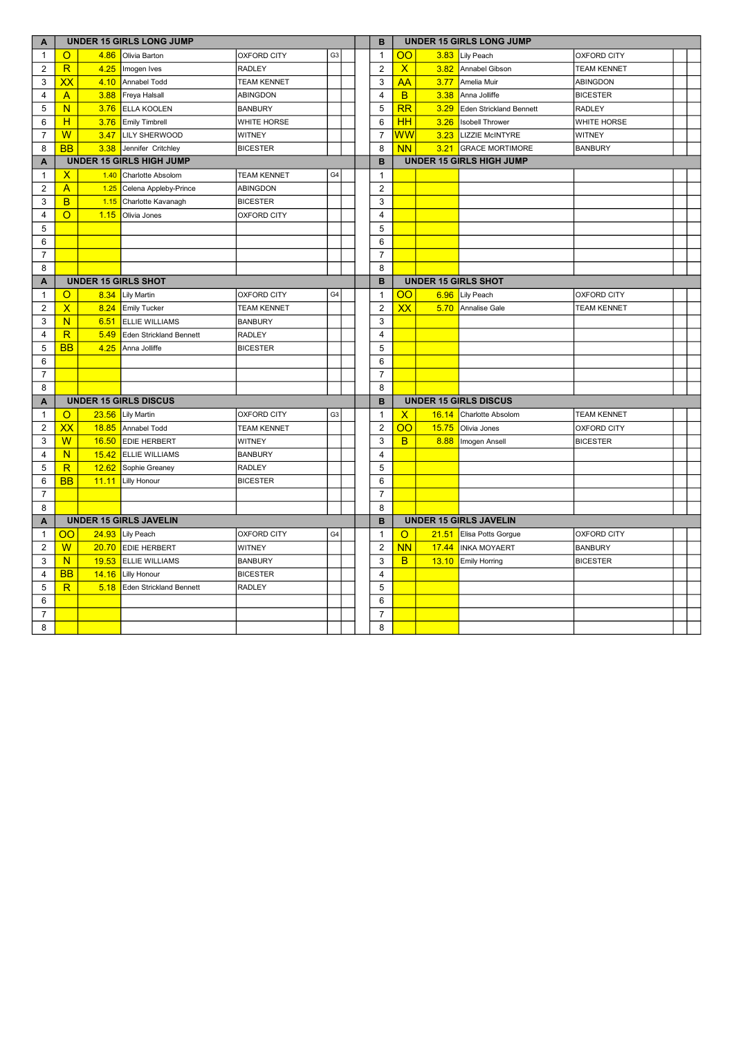| A | | | UNDER 15 GIRLS LONG JUMP | | | | | B | | | UNDER 15 GIRLS LONG JUMP | | | |
|---|---|---|---|---|---|---|---|---|---|---|---|---|---|---|
| 1 | O | 4.86 | Olivia Barton | OXFORD CITY | G3 | | | 1 | OO | 3.83 | Lily Peach | OXFORD CITY | | |
| 2 | R | 4.25 | Imogen Ives | RADLEY | | | | 2 | X | 3.82 | Annabel Gibson | TEAM KENNET | | |
| 3 | XX | 4.10 | Annabel Todd | TEAM KENNET | | | | 3 | AA | 3.77 | Amelia Muir | ABINGDON | | |
| 4 | A | 3.88 | Freya Halsall | ABINGDON | | | | 4 | B | 3.38 | Anna Jolliffe | BICESTER | | |
| 5 | N | 3.76 | ELLA KOOLEN | BANBURY | | | | 5 | RR | 3.29 | Eden Strickland Bennett | RADLEY | | |
| 6 | H | 3.76 | Emily Timbrell | WHITE HORSE | | | | 6 | HH | 3.26 | Isobell Thrower | WHITE HORSE | | |
| 7 | W | 3.47 | LILY SHERWOOD | WITNEY | | | | 7 | WW | 3.23 | LIZZIE McINTYRE | WITNEY | | |
| 8 | BB | 3.38 | Jennifer Critchley | BICESTER | | | | 8 | NN | 3.21 | GRACE MORTIMORE | BANBURY | | |
| A | | | UNDER 15 GIRLS HIGH JUMP | | | | | B | | | UNDER 15 GIRLS HIGH JUMP | | | |
| 1 | X | 1.40 | Charlotte Absolom | TEAM KENNET | G4 | | | 1 | | | | | | |
| 2 | A | 1.25 | Celena Appleby-Prince | ABINGDON | | | | 2 | | | | | | |
| 3 | B | 1.15 | Charlotte Kavanagh | BICESTER | | | | 3 | | | | | | |
| 4 | O | 1.15 | Olivia Jones | OXFORD CITY | | | | 4 | | | | | | |
| 5 | | | | | | | | 5 | | | | | | |
| 6 | | | | | | | | 6 | | | | | | |
| 7 | | | | | | | | 7 | | | | | | |
| 8 | | | | | | | | 8 | | | | | | |
| A | | | UNDER 15 GIRLS SHOT | | | | | B | | | UNDER 15 GIRLS SHOT | | | |
| 1 | O | 8.34 | Lily Martin | OXFORD CITY | G4 | | | 1 | OO | 6.96 | Lily Peach | OXFORD CITY | | |
| 2 | X | 8.24 | Emily Tucker | TEAM KENNET | | | | 2 | XX | 5.70 | Annalise Gale | TEAM KENNET | | |
| 3 | N | 6.51 | ELLIE WILLIAMS | BANBURY | | | | 3 | | | | | | |
| 4 | R | 5.49 | Eden Strickland Bennett | RADLEY | | | | 4 | | | | | | |
| 5 | BB | 4.25 | Anna Jolliffe | BICESTER | | | | 5 | | | | | | |
| 6 | | | | | | | | 6 | | | | | | |
| 7 | | | | | | | | 7 | | | | | | |
| 8 | | | | | | | | 8 | | | | | | |
| A | | | UNDER 15 GIRLS DISCUS | | | | | B | | | UNDER 15 GIRLS DISCUS | | | |
| 1 | O | 23.56 | Lily Martin | OXFORD CITY | G3 | | | 1 | X | 16.14 | Charlotte Absolom | TEAM KENNET | | |
| 2 | XX | 18.85 | Annabel Todd | TEAM KENNET | | | | 2 | OO | 15.75 | Olivia Jones | OXFORD CITY | | |
| 3 | W | 16.50 | EDIE HERBERT | WITNEY | | | | 3 | B | 8.88 | Imogen Ansell | BICESTER | | |
| 4 | N | 15.42 | ELLIE WILLIAMS | BANBURY | | | | 4 | | | | | | |
| 5 | R | 12.62 | Sophie Greaney | RADLEY | | | | 5 | | | | | | |
| 6 | BB | 11.11 | Lilly Honour | BICESTER | | | | 6 | | | | | | |
| 7 | | | | | | | | 7 | | | | | | |
| 8 | | | | | | | | 8 | | | | | | |
| A | | | UNDER 15 GIRLS JAVELIN | | | | | B | | | UNDER 15 GIRLS JAVELIN | | | |
| 1 | OO | 24.93 | Lily Peach | OXFORD CITY | G4 | | | 1 | O | 21.51 | Elisa Potts Gorgue | OXFORD CITY | | |
| 2 | W | 20.70 | EDIE HERBERT | WITNEY | | | | 2 | NN | 17.44 | INKA MOYAERT | BANBURY | | |
| 3 | N | 19.53 | ELLIE WILLIAMS | BANBURY | | | | 3 | B | 13.10 | Emily Horring | BICESTER | | |
| 4 | BB | 14.16 | Lilly Honour | BICESTER | | | | 4 | | | | | | |
| 5 | R | 5.18 | Eden Strickland Bennett | RADLEY | | | | 5 | | | | | | |
| 6 | | | | | | | | 6 | | | | | | |
| 7 | | | | | | | | 7 | | | | | | |
| 8 | | | | | | | | 8 | | | | | | |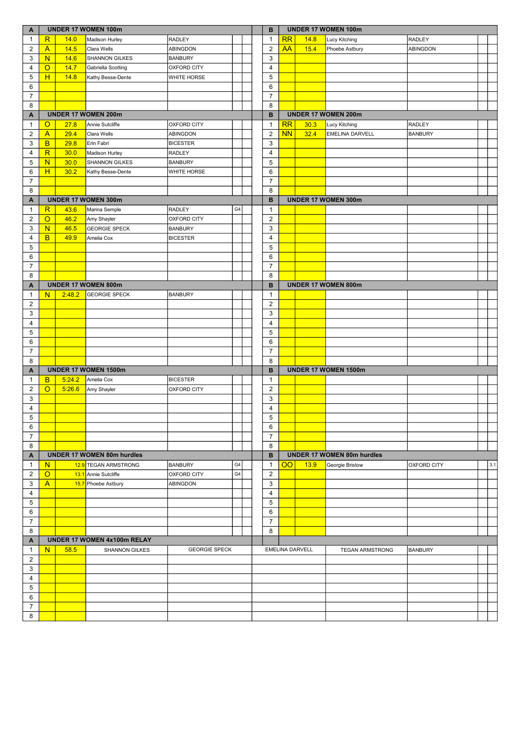| A | UNDER 17 WOMEN 100m | | | | | | B | UNDER 17 WOMEN 100m | | | | | |
|---|---|---|---|---|---|---|---|---|---|---|---|---|---|
| 1 | R | 14.0 | Madison Hurley | RADLEY | | | 1 | RR | 14.8 | Lucy Kitching | RADLEY | | |
| 2 | A | 14.5 | Clara Wells | ABINGDON | | | 2 | AA | 15.4 | Phoebe Astbury | ABINGDON | | |
| 3 | N | 14.6 | SHANNON GILKES | BANBURY | | | 3 | | | | | | |
| 4 | O | 14.7 | Gabriella Scotting | OXFORD CITY | | | 4 | | | | | | |
| 5 | H | 14.8 | Kathy Besse-Dente | WHITE HORSE | | | 5 | | | | | | |
| 6 | | | | | | | 6 | | | | | | |
| 7 | | | | | | | 7 | | | | | | |
| 8 | | | | | | | 8 | | | | | | |
| **A** | **UNDER 17 WOMEN 200m** | | | | | | **B** | **UNDER 17 WOMEN 200m** | | | | | |
| 1 | O | 27.8 | Annie Sutcliffe | OXFORD CITY | | | 1 | RR | 30.3 | Lucy Kitching | RADLEY | | |
| 2 | A | 29.4 | Clara Wells | ABINGDON | | | 2 | NN | 32.4 | EMELINA DARVELL | BANBURY | | |
| 3 | B | 29.8 | Erin Fabri | BICESTER | | | 3 | | | | | | |
| 4 | R | 30.0 | Madison Hurley | RADLEY | | | 4 | | | | | | |
| 5 | N | 30.0 | SHANNON GILKES | BANBURY | | | 5 | | | | | | |
| 6 | H | 30.2 | Kathy Besse-Dente | WHITE HORSE | | | 6 | | | | | | |
| 7 | | | | | | | 7 | | | | | | |
| 8 | | | | | | | 8 | | | | | | |
| **A** | **UNDER 17 WOMEN 300m** | | | | | | **B** | **UNDER 17 WOMEN 300m** | | | | | |
| 1 | R | 43.6 | Marina Semple | RADLEY | G4 | | 1 | | | | | | |
| 2 | O | 46.2 | Amy Shayler | OXFORD CITY | | | 2 | | | | | | |
| 3 | N | 46.5 | GEORGIE SPECK | BANBURY | | | 3 | | | | | | |
| 4 | B | 49.9 | Amelia Cox | BICESTER | | | 4 | | | | | | |
| 5 | | | | | | | 5 | | | | | | |
| 6 | | | | | | | 6 | | | | | | |
| 7 | | | | | | | 7 | | | | | | |
| 8 | | | | | | | 8 | | | | | | |
| **A** | **UNDER 17 WOMEN 800m** | | | | | | **B** | **UNDER 17 WOMEN 800m** | | | | | |
| 1 | N | 2:48.2 | GEORGIE SPECK | BANBURY | | | 1 | | | | | | |
| 2 | | | | | | | 2 | | | | | | |
| 3 | | | | | | | 3 | | | | | | |
| 4 | | | | | | | 4 | | | | | | |
| 5 | | | | | | | 5 | | | | | | |
| 6 | | | | | | | 6 | | | | | | |
| 7 | | | | | | | 7 | | | | | | |
| 8 | | | | | | | 8 | | | | | | |
| **A** | **UNDER 17 WOMEN 1500m** | | | | | | **B** | **UNDER 17 WOMEN 1500m** | | | | | |
| 1 | B | 5:24.2 | Amelia Cox | BICESTER | | | 1 | | | | | | |
| 2 | O | 5:26.6 | Amy Shayler | OXFORD CITY | | | 2 | | | | | | |
| 3 | | | | | | | 3 | | | | | | |
| 4 | | | | | | | 4 | | | | | | |
| 5 | | | | | | | 5 | | | | | | |
| 6 | | | | | | | 6 | | | | | | |
| 7 | | | | | | | 7 | | | | | | |
| 8 | | | | | | | 8 | | | | | | |
| **A** | **UNDER 17 WOMEN 80m hurdles** | | | | | | **B** | **UNDER 17 WOMEN 80m hurdles** | | | | | |
| 1 | N | 12.9 | TEGAN ARMSTRONG | BANBURY | G4 | | 1 | OO | 13.9 | Georgie Bristow | OXFORD CITY | | 3.1 |
| 2 | O | 13.1 | Annie Sutcliffe | OXFORD CITY | G4 | | 2 | | | | | | |
| 3 | A | 15.7 | Phoebe Astbury | ABINGDON | | | 3 | | | | | | |
| 4 | | | | | | | 4 | | | | | | |
| 5 | | | | | | | 5 | | | | | | |
| 6 | | | | | | | 6 | | | | | | |
| 7 | | | | | | | 7 | | | | | | |
| 8 | | | | | | | 8 | | | | | | |
| **A** | **UNDER 17 WOMEN 4x100m RELAY** | | | | | | | | | | | | |
| 1 | N | 58.5 | SHANNON GILKES | GEORGIE SPECK | | | EMELINA DARVELL | | | TEGAN ARMSTRONG | BANBURY | | |
| 2 | | | | | | | | | | | | | |
| 3 | | | | | | | | | | | | | |
| 4 | | | | | | | | | | | | | |
| 5 | | | | | | | | | | | | | |
| 6 | | | | | | | | | | | | | |
| 7 | | | | | | | | | | | | | |
| 8 | | | | | | | | | | | | | |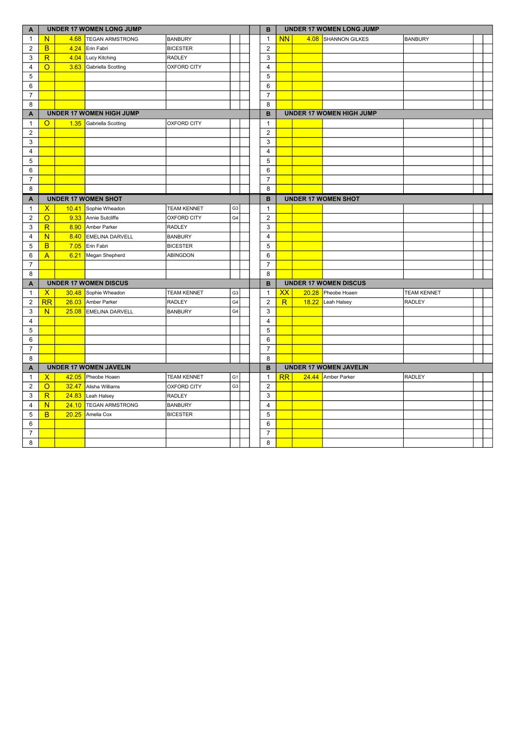| A | UNDER 17 WOMEN LONG JUMP | | | | | | | B | UNDER 17 WOMEN LONG JUMP | | | | | |
|---|---|---|---|---|---|---|---|---|---|---|---|---|---|---|
| 1 | N | 4.68 | TEGAN ARMSTRONG | BANBURY | | | | 1 | NN | 4.08 | SHANNON GILKES | BANBURY | | |
| 2 | B | 4.24 | Erin Fabri | BICESTER | | | | 2 | | | | | | |
| 3 | R | 4.04 | Lucy Kitching | RADLEY | | | | 3 | | | | | | |
| 4 | O | 3.63 | Gabriella Scotting | OXFORD CITY | | | | 4 | | | | | | |
| 5 | | | | | | | | 5 | | | | | | |
| 6 | | | | | | | | 6 | | | | | | |
| 7 | | | | | | | | 7 | | | | | | |
| 8 | | | | | | | | 8 | | | | | | |
| **A** | **UNDER 17 WOMEN HIGH JUMP** | | | | | | | **B** | **UNDER 17 WOMEN HIGH JUMP** | | | | | |
| 1 | O | 1.35 | Gabriella Scotting | OXFORD CITY | | | | 1 | | | | | | |
| 2 | | | | | | | | 2 | | | | | | |
| 3 | | | | | | | | 3 | | | | | | |
| 4 | | | | | | | | 4 | | | | | | |
| 5 | | | | | | | | 5 | | | | | | |
| 6 | | | | | | | | 6 | | | | | | |
| 7 | | | | | | | | 7 | | | | | | |
| 8 | | | | | | | | 8 | | | | | | |
| **A** | **UNDER 17 WOMEN SHOT** | | | | | | | **B** | **UNDER 17 WOMEN SHOT** | | | | | |
| 1 | X | 10.41 | Sophie Wheadon | TEAM KENNET | G3 | | | 1 | | | | | | |
| 2 | O | 9.33 | Annie Sutcliffe | OXFORD CITY | G4 | | | 2 | | | | | | |
| 3 | R | 8.90 | Amber Parker | RADLEY | | | | 3 | | | | | | |
| 4 | N | 8.40 | EMELINA DARVELL | BANBURY | | | | 4 | | | | | | |
| 5 | B | 7.05 | Erin Fabri | BICESTER | | | | 5 | | | | | | |
| 6 | A | 6.21 | Megan Shepherd | ABINGDON | | | | 6 | | | | | | |
| 7 | | | | | | | | 7 | | | | | | |
| 8 | | | | | | | | 8 | | | | | | |
| **A** | **UNDER 17 WOMEN DISCUS** | | | | | | | **B** | **UNDER 17 WOMEN DISCUS** | | | | | |
| 1 | X | 30.48 | Sophie Wheadon | TEAM KENNET | G3 | | | 1 | XX | 20.28 | Pheobe Hoaen | TEAM KENNET | | |
| 2 | RR | 26.03 | Amber Parker | RADLEY | G4 | | | 2 | R | 18.22 | Leah Halsey | RADLEY | | |
| 3 | N | 25.08 | EMELINA DARVELL | BANBURY | G4 | | | 3 | | | | | | |
| 4 | | | | | | | | 4 | | | | | | |
| 5 | | | | | | | | 5 | | | | | | |
| 6 | | | | | | | | 6 | | | | | | |
| 7 | | | | | | | | 7 | | | | | | |
| 8 | | | | | | | | 8 | | | | | | |
| **A** | **UNDER 17 WOMEN JAVELIN** | | | | | | | **B** | **UNDER 17 WOMEN JAVELIN** | | | | | |
| 1 | X | 42.05 | Pheobe Hoaen | TEAM KENNET | G1 | | | 1 | RR | 24.44 | Amber Parker | RADLEY | | |
| 2 | O | 32.47 | Alisha Williams | OXFORD CITY | G3 | | | 2 | | | | | | |
| 3 | R | 24.83 | Leah Halsey | RADLEY | | | | 3 | | | | | | |
| 4 | N | 24.10 | TEGAN ARMSTRONG | BANBURY | | | | 4 | | | | | | |
| 5 | B | 20.25 | Amelia Cox | BICESTER | | | | 5 | | | | | | |
| 6 | | | | | | | | 6 | | | | | | |
| 7 | | | | | | | | 7 | | | | | | |
| 8 | | | | | | | | 8 | | | | | | |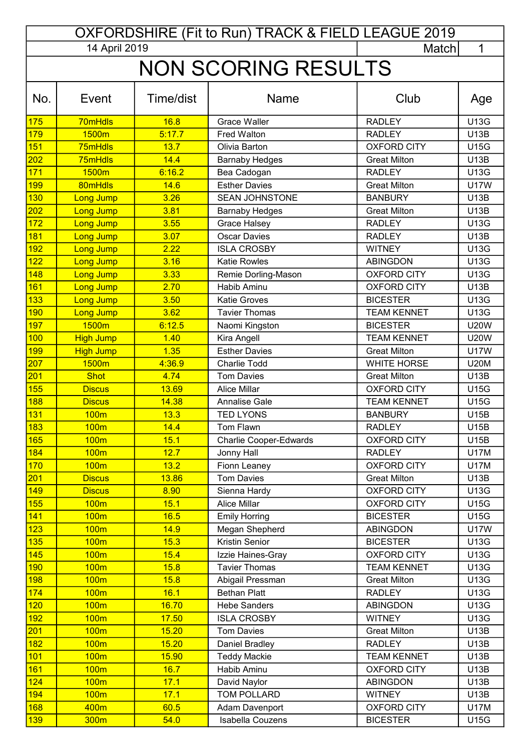# OXFORDSHIRE (Fit to Run) TRACK & FIELD LEAGUE 2019

14 April 2019 | Match 1

## NON SCORING RESULTS

| No. | Event | Time/dist | Name | Club | Age |
|---|---|---|---|---|---|
| 175 | 70mHdls | 16.8 | Grace Waller | RADLEY | U13G |
| 179 | 1500m | 5:17.7 | Fred Walton | RADLEY | U13B |
| 151 | 75mHdls | 13.7 | Olivia Barton | OXFORD CITY | U15G |
| 202 | 75mHdls | 14.4 | Barnaby Hedges | Great Milton | U13B |
| 171 | 1500m | 6:16.2 | Bea Cadogan | RADLEY | U13G |
| 199 | 80mHdls | 14.6 | Esther Davies | Great Milton | U17W |
| 130 | Long Jump | 3.26 | SEAN JOHNSTONE | BANBURY | U13B |
| 202 | Long Jump | 3.81 | Barnaby Hedges | Great Milton | U13B |
| 172 | Long Jump | 3.55 | Grace Halsey | RADLEY | U13G |
| 181 | Long Jump | 3.07 | Oscar Davies | RADLEY | U13B |
| 192 | Long Jump | 2.22 | ISLA CROSBY | WITNEY | U13G |
| 122 | Long Jump | 3.16 | Katie Rowles | ABINGDON | U13G |
| 148 | Long Jump | 3.33 | Remie Dorling-Mason | OXFORD CITY | U13G |
| 161 | Long Jump | 2.70 | Habib Aminu | OXFORD CITY | U13B |
| 133 | Long Jump | 3.50 | Katie Groves | BICESTER | U13G |
| 190 | Long Jump | 3.62 | Tavier Thomas | TEAM KENNET | U13G |
| 197 | 1500m | 6:12.5 | Naomi Kingston | BICESTER | U20W |
| 100 | High Jump | 1.40 | Kira Angell | TEAM KENNET | U20W |
| 199 | High Jump | 1.35 | Esther Davies | Great Milton | U17W |
| 207 | 1500m | 4:36.9 | Charlie Todd | WHITE HORSE | U20M |
| 201 | Shot | 4.74 | Tom Davies | Great Milton | U13B |
| 155 | Discus | 13.69 | Alice Millar | OXFORD CITY | U15G |
| 188 | Discus | 14.38 | Annalise Gale | TEAM KENNET | U15G |
| 131 | 100m | 13.3 | TED LYONS | BANBURY | U15B |
| 183 | 100m | 14.4 | Tom Flawn | RADLEY | U15B |
| 165 | 100m | 15.1 | Charlie Cooper-Edwards | OXFORD CITY | U15B |
| 184 | 100m | 12.7 | Jonny Hall | RADLEY | U17M |
| 170 | 100m | 13.2 | Fionn Leaney | OXFORD CITY | U17M |
| 201 | Discus | 13.86 | Tom Davies | Great Milton | U13B |
| 149 | Discus | 8.90 | Sienna Hardy | OXFORD CITY | U13G |
| 155 | 100m | 15.1 | Alice Millar | OXFORD CITY | U15G |
| 141 | 100m | 16.5 | Emily Horring | BICESTER | U15G |
| 123 | 100m | 14.9 | Megan Shepherd | ABINGDON | U17W |
| 135 | 100m | 15.3 | Kristin Senior | BICESTER | U13G |
| 145 | 100m | 15.4 | Izzie Haines-Gray | OXFORD CITY | U13G |
| 190 | 100m | 15.8 | Tavier Thomas | TEAM KENNET | U13G |
| 198 | 100m | 15.8 | Abigail Pressman | Great Milton | U13G |
| 174 | 100m | 16.1 | Bethan Platt | RADLEY | U13G |
| 120 | 100m | 16.70 | Hebe Sanders | ABINGDON | U13G |
| 192 | 100m | 17.50 | ISLA CROSBY | WITNEY | U13G |
| 201 | 100m | 15.20 | Tom Davies | Great Milton | U13B |
| 182 | 100m | 15.20 | Daniel Bradley | RADLEY | U13B |
| 101 | 100m | 15.90 | Teddy Mackie | TEAM KENNET | U13B |
| 161 | 100m | 16.7 | Habib Aminu | OXFORD CITY | U13B |
| 124 | 100m | 17.1 | David Naylor | ABINGDON | U13B |
| 194 | 100m | 17.1 | TOM POLLARD | WITNEY | U13B |
| 168 | 400m | 60.5 | Adam Davenport | OXFORD CITY | U17M |
| 139 | 300m | 54.0 | Isabella Couzens | BICESTER | U15G |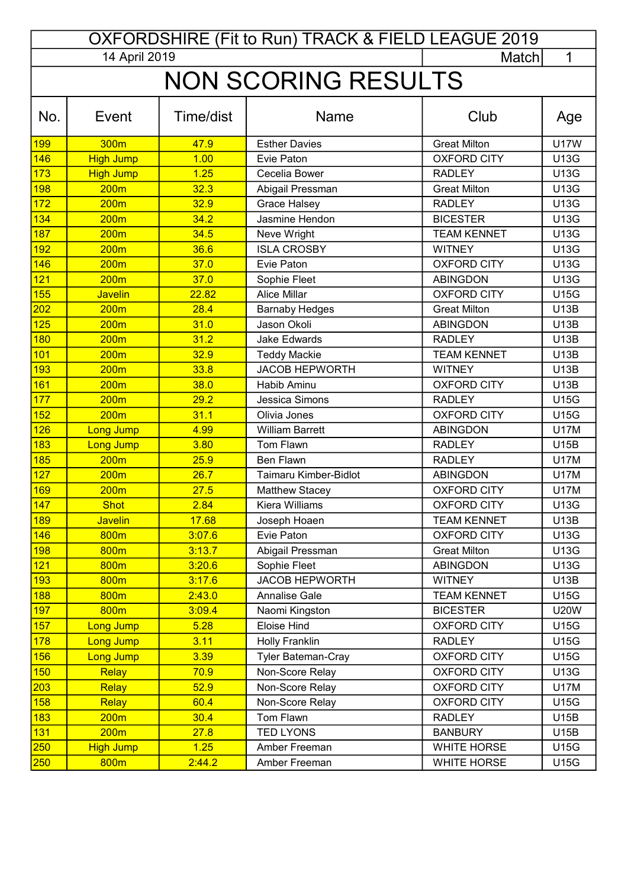# OXFORDSHIRE (Fit to Run) TRACK & FIELD LEAGUE 2019

14 April 2019 | Match 1

## NON SCORING RESULTS

| No. | Event | Time/dist | Name | Club | Age |
|---|---|---|---|---|---|
| 199 | 300m | 47.9 | Esther Davies | Great Milton | U17W |
| 146 | High Jump | 1.00 | Evie Paton | OXFORD CITY | U13G |
| 173 | High Jump | 1.25 | Cecelia Bower | RADLEY | U13G |
| 198 | 200m | 32.3 | Abigail Pressman | Great Milton | U13G |
| 172 | 200m | 32.9 | Grace Halsey | RADLEY | U13G |
| 134 | 200m | 34.2 | Jasmine Hendon | BICESTER | U13G |
| 187 | 200m | 34.5 | Neve Wright | TEAM KENNET | U13G |
| 192 | 200m | 36.6 | ISLA CROSBY | WITNEY | U13G |
| 146 | 200m | 37.0 | Evie Paton | OXFORD CITY | U13G |
| 121 | 200m | 37.0 | Sophie Fleet | ABINGDON | U13G |
| 155 | Javelin | 22.82 | Alice Millar | OXFORD CITY | U15G |
| 202 | 200m | 28.4 | Barnaby Hedges | Great Milton | U13B |
| 125 | 200m | 31.0 | Jason Okoli | ABINGDON | U13B |
| 180 | 200m | 31.2 | Jake Edwards | RADLEY | U13B |
| 101 | 200m | 32.9 | Teddy Mackie | TEAM KENNET | U13B |
| 193 | 200m | 33.8 | JACOB HEPWORTH | WITNEY | U13B |
| 161 | 200m | 38.0 | Habib Aminu | OXFORD CITY | U13B |
| 177 | 200m | 29.2 | Jessica Simons | RADLEY | U15G |
| 152 | 200m | 31.1 | Olivia Jones | OXFORD CITY | U15G |
| 126 | Long Jump | 4.99 | William Barrett | ABINGDON | U17M |
| 183 | Long Jump | 3.80 | Tom Flawn | RADLEY | U15B |
| 185 | 200m | 25.9 | Ben Flawn | RADLEY | U17M |
| 127 | 200m | 26.7 | Taimaru Kimber-Bidlot | ABINGDON | U17M |
| 169 | 200m | 27.5 | Matthew Stacey | OXFORD CITY | U17M |
| 147 | Shot | 2.84 | Kiera Williams | OXFORD CITY | U13G |
| 189 | Javelin | 17.68 | Joseph Hoaen | TEAM KENNET | U13B |
| 146 | 800m | 3:07.6 | Evie Paton | OXFORD CITY | U13G |
| 198 | 800m | 3:13.7 | Abigail Pressman | Great Milton | U13G |
| 121 | 800m | 3:20.6 | Sophie Fleet | ABINGDON | U13G |
| 193 | 800m | 3:17.6 | JACOB HEPWORTH | WITNEY | U13B |
| 188 | 800m | 2:43.0 | Annalise Gale | TEAM KENNET | U15G |
| 197 | 800m | 3:09.4 | Naomi Kingston | BICESTER | U20W |
| 157 | Long Jump | 5.28 | Eloise Hind | OXFORD CITY | U15G |
| 178 | Long Jump | 3.11 | Holly Franklin | RADLEY | U15G |
| 156 | Long Jump | 3.39 | Tyler Bateman-Cray | OXFORD CITY | U15G |
| 150 | Relay | 70.9 | Non-Score Relay | OXFORD CITY | U13G |
| 203 | Relay | 52.9 | Non-Score Relay | OXFORD CITY | U17M |
| 158 | Relay | 60.4 | Non-Score Relay | OXFORD CITY | U15G |
| 183 | 200m | 30.4 | Tom Flawn | RADLEY | U15B |
| 131 | 200m | 27.8 | TED LYONS | BANBURY | U15B |
| 250 | High Jump | 1.25 | Amber Freeman | WHITE HORSE | U15G |
| 250 | 800m | 2:44.2 | Amber Freeman | WHITE HORSE | U15G |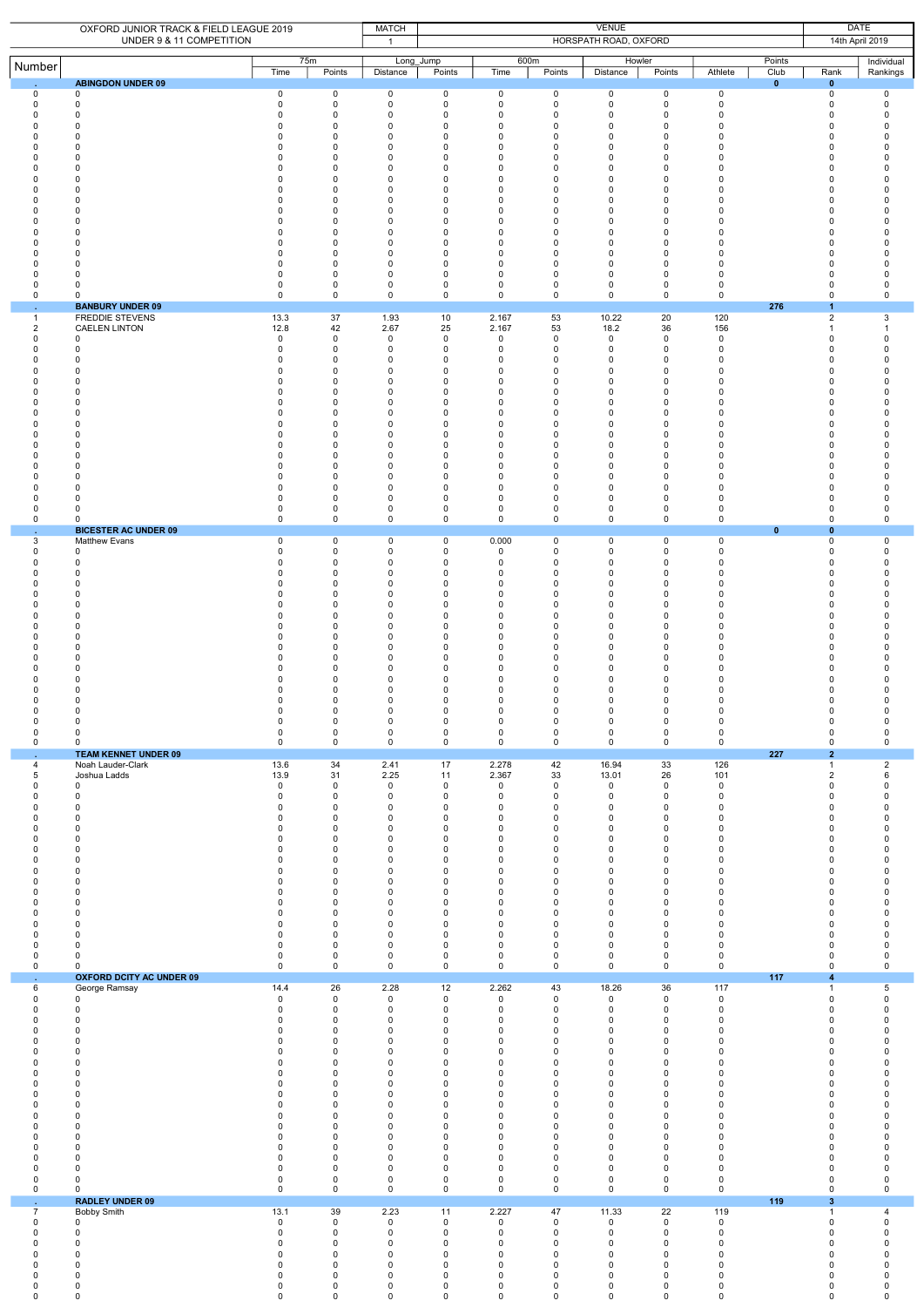| OXFORD JUNIOR TRACK & FIELD LEAGUE 2019 | | | | MATCH | | VENUE | | | | | | | DATE |
|---|---|---|---|---|---|---|---|---|---|---|---|---|---|
| UNDER 9 & 11 COMPETITION | | | | 1 | | HORSPATH ROAD, OXFORD | | | | | | | 14th April 2019 |

| Number | | 75m | | Long_Jump | | 600m | | Howler | | Points | | | Individual |
|---|---|---|---|---|---|---|---|---|---|---|---|---|---|
| | | Time | Points | Distance | Points | Time | Points | Distance | Points | Athlete | Club | Rank | Rankings |
| . | **ABINGDON UNDER 09** | | | | | | | | | | **0** | **0** | |
| 0 | 0 | 0 | 0 | 0 | 0 | 0 | 0 | 0 | 0 | 0 | | 0 | 0 |
| 0 | 0 | 0 | 0 | 0 | 0 | 0 | 0 | 0 | 0 | 0 | | 0 | 0 |
| 0 | 0 | 0 | 0 | 0 | 0 | 0 | 0 | 0 | 0 | 0 | | 0 | 0 |
| 0 | 0 | 0 | 0 | 0 | 0 | 0 | 0 | 0 | 0 | 0 | | 0 | 0 |
| 0 | 0 | 0 | 0 | 0 | 0 | 0 | 0 | 0 | 0 | 0 | | 0 | 0 |
| 0 | 0 | 0 | 0 | 0 | 0 | 0 | 0 | 0 | 0 | 0 | | 0 | 0 |
| 0 | 0 | 0 | 0 | 0 | 0 | 0 | 0 | 0 | 0 | 0 | | 0 | 0 |
| 0 | 0 | 0 | 0 | 0 | 0 | 0 | 0 | 0 | 0 | 0 | | 0 | 0 |
| 0 | 0 | 0 | 0 | 0 | 0 | 0 | 0 | 0 | 0 | 0 | | 0 | 0 |
| 0 | 0 | 0 | 0 | 0 | 0 | 0 | 0 | 0 | 0 | 0 | | 0 | 0 |
| 0 | 0 | 0 | 0 | 0 | 0 | 0 | 0 | 0 | 0 | 0 | | 0 | 0 |
| 0 | 0 | 0 | 0 | 0 | 0 | 0 | 0 | 0 | 0 | 0 | | 0 | 0 |
| 0 | 0 | 0 | 0 | 0 | 0 | 0 | 0 | 0 | 0 | 0 | | 0 | 0 |
| 0 | 0 | 0 | 0 | 0 | 0 | 0 | 0 | 0 | 0 | 0 | | 0 | 0 |
| 0 | 0 | 0 | 0 | 0 | 0 | 0 | 0 | 0 | 0 | 0 | | 0 | 0 |
| 0 | 0 | 0 | 0 | 0 | 0 | 0 | 0 | 0 | 0 | 0 | | 0 | 0 |
| 0 | 0 | 0 | 0 | 0 | 0 | 0 | 0 | 0 | 0 | 0 | | 0 | 0 |
| 0 | 0 | 0 | 0 | 0 | 0 | 0 | 0 | 0 | 0 | 0 | | 0 | 0 |
| 0 | 0 | 0 | 0 | 0 | 0 | 0 | 0 | 0 | 0 | 0 | | 0 | 0 |
| 0 | 0 | 0 | 0 | 0 | 0 | 0 | 0 | 0 | 0 | 0 | | 0 | 0 |
| . | **BANBURY UNDER 09** | | | | | | | | | | **276** | **1** | |
| 1 | FREDDIE STEVENS | 13.3 | 37 | 1.93 | 10 | 2.167 | 53 | 10.22 | 20 | 120 | | 2 | 3 |
| 2 | CAELEN LINTON | 12.8 | 42 | 2.67 | 25 | 2.167 | 53 | 18.2 | 36 | 156 | | 1 | 1 |
| 0 | 0 | 0 | 0 | 0 | 0 | 0 | 0 | 0 | 0 | 0 | | 0 | 0 |
| 0 | 0 | 0 | 0 | 0 | 0 | 0 | 0 | 0 | 0 | 0 | | 0 | 0 |
| 0 | 0 | 0 | 0 | 0 | 0 | 0 | 0 | 0 | 0 | 0 | | 0 | 0 |
| 0 | 0 | 0 | 0 | 0 | 0 | 0 | 0 | 0 | 0 | 0 | | 0 | 0 |
| 0 | 0 | 0 | 0 | 0 | 0 | 0 | 0 | 0 | 0 | 0 | | 0 | 0 |
| 0 | 0 | 0 | 0 | 0 | 0 | 0 | 0 | 0 | 0 | 0 | | 0 | 0 |
| 0 | 0 | 0 | 0 | 0 | 0 | 0 | 0 | 0 | 0 | 0 | | 0 | 0 |
| 0 | 0 | 0 | 0 | 0 | 0 | 0 | 0 | 0 | 0 | 0 | | 0 | 0 |
| 0 | 0 | 0 | 0 | 0 | 0 | 0 | 0 | 0 | 0 | 0 | | 0 | 0 |
| 0 | 0 | 0 | 0 | 0 | 0 | 0 | 0 | 0 | 0 | 0 | | 0 | 0 |
| 0 | 0 | 0 | 0 | 0 | 0 | 0 | 0 | 0 | 0 | 0 | | 0 | 0 |
| 0 | 0 | 0 | 0 | 0 | 0 | 0 | 0 | 0 | 0 | 0 | | 0 | 0 |
| 0 | 0 | 0 | 0 | 0 | 0 | 0 | 0 | 0 | 0 | 0 | | 0 | 0 |
| 0 | 0 | 0 | 0 | 0 | 0 | 0 | 0 | 0 | 0 | 0 | | 0 | 0 |
| 0 | 0 | 0 | 0 | 0 | 0 | 0 | 0 | 0 | 0 | 0 | | 0 | 0 |
| 0 | 0 | 0 | 0 | 0 | 0 | 0 | 0 | 0 | 0 | 0 | | 0 | 0 |
| 0 | 0 | 0 | 0 | 0 | 0 | 0 | 0 | 0 | 0 | 0 | | 0 | 0 |
| 0 | 0 | 0 | 0 | 0 | 0 | 0 | 0 | 0 | 0 | 0 | | 0 | 0 |
| . | **BICESTER AC UNDER 09** | | | | | | | | | | **0** | **0** | |
| 3 | Matthew Evans | 0 | 0 | 0 | 0 | 0.000 | 0 | 0 | 0 | 0 | | 0 | 0 |
| 0 | 0 | 0 | 0 | 0 | 0 | 0 | 0 | 0 | 0 | 0 | | 0 | 0 |
| 0 | 0 | 0 | 0 | 0 | 0 | 0 | 0 | 0 | 0 | 0 | | 0 | 0 |
| 0 | 0 | 0 | 0 | 0 | 0 | 0 | 0 | 0 | 0 | 0 | | 0 | 0 |
| 0 | 0 | 0 | 0 | 0 | 0 | 0 | 0 | 0 | 0 | 0 | | 0 | 0 |
| 0 | 0 | 0 | 0 | 0 | 0 | 0 | 0 | 0 | 0 | 0 | | 0 | 0 |
| 0 | 0 | 0 | 0 | 0 | 0 | 0 | 0 | 0 | 0 | 0 | | 0 | 0 |
| 0 | 0 | 0 | 0 | 0 | 0 | 0 | 0 | 0 | 0 | 0 | | 0 | 0 |
| 0 | 0 | 0 | 0 | 0 | 0 | 0 | 0 | 0 | 0 | 0 | | 0 | 0 |
| 0 | 0 | 0 | 0 | 0 | 0 | 0 | 0 | 0 | 0 | 0 | | 0 | 0 |
| 0 | 0 | 0 | 0 | 0 | 0 | 0 | 0 | 0 | 0 | 0 | | 0 | 0 |
| 0 | 0 | 0 | 0 | 0 | 0 | 0 | 0 | 0 | 0 | 0 | | 0 | 0 |
| 0 | 0 | 0 | 0 | 0 | 0 | 0 | 0 | 0 | 0 | 0 | | 0 | 0 |
| 0 | 0 | 0 | 0 | 0 | 0 | 0 | 0 | 0 | 0 | 0 | | 0 | 0 |
| 0 | 0 | 0 | 0 | 0 | 0 | 0 | 0 | 0 | 0 | 0 | | 0 | 0 |
| 0 | 0 | 0 | 0 | 0 | 0 | 0 | 0 | 0 | 0 | 0 | | 0 | 0 |
| 0 | 0 | 0 | 0 | 0 | 0 | 0 | 0 | 0 | 0 | 0 | | 0 | 0 |
| 0 | 0 | 0 | 0 | 0 | 0 | 0 | 0 | 0 | 0 | 0 | | 0 | 0 |
| 0 | 0 | 0 | 0 | 0 | 0 | 0 | 0 | 0 | 0 | 0 | | 0 | 0 |
| 0 | 0 | 0 | 0 | 0 | 0 | 0 | 0 | 0 | 0 | 0 | | 0 | 0 |
| . | **TEAM KENNET UNDER 09** | | | | | | | | | | **227** | **2** | |
| 4 | Noah Lauder-Clark | 13.6 | 34 | 2.41 | 17 | 2.278 | 42 | 16.94 | 33 | 126 | | 1 | 2 |
| 5 | Joshua Ladds | 13.9 | 31 | 2.25 | 11 | 2.367 | 33 | 13.01 | 26 | 101 | | 2 | 6 |
| 0 | 0 | 0 | 0 | 0 | 0 | 0 | 0 | 0 | 0 | 0 | | 0 | 0 |
| 0 | 0 | 0 | 0 | 0 | 0 | 0 | 0 | 0 | 0 | 0 | | 0 | 0 |
| 0 | 0 | 0 | 0 | 0 | 0 | 0 | 0 | 0 | 0 | 0 | | 0 | 0 |
| 0 | 0 | 0 | 0 | 0 | 0 | 0 | 0 | 0 | 0 | 0 | | 0 | 0 |
| 0 | 0 | 0 | 0 | 0 | 0 | 0 | 0 | 0 | 0 | 0 | | 0 | 0 |
| 0 | 0 | 0 | 0 | 0 | 0 | 0 | 0 | 0 | 0 | 0 | | 0 | 0 |
| 0 | 0 | 0 | 0 | 0 | 0 | 0 | 0 | 0 | 0 | 0 | | 0 | 0 |
| 0 | 0 | 0 | 0 | 0 | 0 | 0 | 0 | 0 | 0 | 0 | | 0 | 0 |
| 0 | 0 | 0 | 0 | 0 | 0 | 0 | 0 | 0 | 0 | 0 | | 0 | 0 |
| 0 | 0 | 0 | 0 | 0 | 0 | 0 | 0 | 0 | 0 | 0 | | 0 | 0 |
| 0 | 0 | 0 | 0 | 0 | 0 | 0 | 0 | 0 | 0 | 0 | | 0 | 0 |
| 0 | 0 | 0 | 0 | 0 | 0 | 0 | 0 | 0 | 0 | 0 | | 0 | 0 |
| 0 | 0 | 0 | 0 | 0 | 0 | 0 | 0 | 0 | 0 | 0 | | 0 | 0 |
| 0 | 0 | 0 | 0 | 0 | 0 | 0 | 0 | 0 | 0 | 0 | | 0 | 0 |
| 0 | 0 | 0 | 0 | 0 | 0 | 0 | 0 | 0 | 0 | 0 | | 0 | 0 |
| 0 | 0 | 0 | 0 | 0 | 0 | 0 | 0 | 0 | 0 | 0 | | 0 | 0 |
| 0 | 0 | 0 | 0 | 0 | 0 | 0 | 0 | 0 | 0 | 0 | | 0 | 0 |
| 0 | 0 | 0 | 0 | 0 | 0 | 0 | 0 | 0 | 0 | 0 | | 0 | 0 |
| . | **OXFORD DCITY AC UNDER 09** | | | | | | | | | | **117** | **4** | |
| 6 | George Ramsay | 14.4 | 26 | 2.28 | 12 | 2.262 | 43 | 18.26 | 36 | 117 | | 1 | 5 |
| 0 | 0 | 0 | 0 | 0 | 0 | 0 | 0 | 0 | 0 | 0 | | 0 | 0 |
| 0 | 0 | 0 | 0 | 0 | 0 | 0 | 0 | 0 | 0 | 0 | | 0 | 0 |
| 0 | 0 | 0 | 0 | 0 | 0 | 0 | 0 | 0 | 0 | 0 | | 0 | 0 |
| 0 | 0 | 0 | 0 | 0 | 0 | 0 | 0 | 0 | 0 | 0 | | 0 | 0 |
| 0 | 0 | 0 | 0 | 0 | 0 | 0 | 0 | 0 | 0 | 0 | | 0 | 0 |
| 0 | 0 | 0 | 0 | 0 | 0 | 0 | 0 | 0 | 0 | 0 | | 0 | 0 |
| 0 | 0 | 0 | 0 | 0 | 0 | 0 | 0 | 0 | 0 | 0 | | 0 | 0 |
| 0 | 0 | 0 | 0 | 0 | 0 | 0 | 0 | 0 | 0 | 0 | | 0 | 0 |
| 0 | 0 | 0 | 0 | 0 | 0 | 0 | 0 | 0 | 0 | 0 | | 0 | 0 |
| 0 | 0 | 0 | 0 | 0 | 0 | 0 | 0 | 0 | 0 | 0 | | 0 | 0 |
| 0 | 0 | 0 | 0 | 0 | 0 | 0 | 0 | 0 | 0 | 0 | | 0 | 0 |
| 0 | 0 | 0 | 0 | 0 | 0 | 0 | 0 | 0 | 0 | 0 | | 0 | 0 |
| 0 | 0 | 0 | 0 | 0 | 0 | 0 | 0 | 0 | 0 | 0 | | 0 | 0 |
| 0 | 0 | 0 | 0 | 0 | 0 | 0 | 0 | 0 | 0 | 0 | | 0 | 0 |
| 0 | 0 | 0 | 0 | 0 | 0 | 0 | 0 | 0 | 0 | 0 | | 0 | 0 |
| 0 | 0 | 0 | 0 | 0 | 0 | 0 | 0 | 0 | 0 | 0 | | 0 | 0 |
| 0 | 0 | 0 | 0 | 0 | 0 | 0 | 0 | 0 | 0 | 0 | | 0 | 0 |
| 0 | 0 | 0 | 0 | 0 | 0 | 0 | 0 | 0 | 0 | 0 | | 0 | 0 |
| 0 | 0 | 0 | 0 | 0 | 0 | 0 | 0 | 0 | 0 | 0 | | 0 | 0 |
| . | **RADLEY UNDER 09** | | | | | | | | | | **119** | **3** | |
| 7 | Bobby Smith | 13.1 | 39 | 2.23 | 11 | 2.227 | 47 | 11.33 | 22 | 119 | | 1 | 4 |
| 0 | 0 | 0 | 0 | 0 | 0 | 0 | 0 | 0 | 0 | 0 | | 0 | 0 |
| 0 | 0 | 0 | 0 | 0 | 0 | 0 | 0 | 0 | 0 | 0 | | 0 | 0 |
| 0 | 0 | 0 | 0 | 0 | 0 | 0 | 0 | 0 | 0 | 0 | | 0 | 0 |
| 0 | 0 | 0 | 0 | 0 | 0 | 0 | 0 | 0 | 0 | 0 | | 0 | 0 |
| 0 | 0 | 0 | 0 | 0 | 0 | 0 | 0 | 0 | 0 | 0 | | 0 | 0 |
| 0 | 0 | 0 | 0 | 0 | 0 | 0 | 0 | 0 | 0 | 0 | | 0 | 0 |
| 0 | 0 | 0 | 0 | 0 | 0 | 0 | 0 | 0 | 0 | 0 | | 0 | 0 |
| 0 | 0 | 0 | 0 | 0 | 0 | 0 | 0 | 0 | 0 | 0 | | 0 | 0 |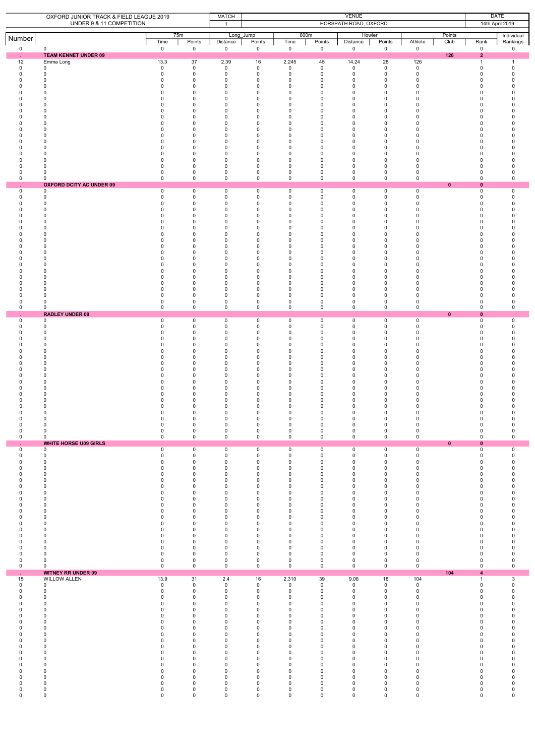OXFORD JUNIOR TRACK & FIELD LEAGUE 2019
UNDER 9 & 11 COMPETITION

MATCH: 1
VENUE: HORSPATH ROAD, OXFORD
DATE: 14th April 2019

| Number | | 75m | | Long_Jump | | 600m | | Howler | | Points | | | Individual |
|---|---|---|---|---|---|---|---|---|---|---|---|---|---|
| | | Time | Points | Distance | Points | Time | Points | Distance | Points | Athlete | Club | Rank | Rankings |
| 0 | 0 | 0 | 0 | 0 | 0 | 0 | 0 | 0 | 0 | 0 | | 0 | 0 |
| . | **TEAM KENNET UNDER 09** | | | | | | | | | | **126** | **2** | |
| 12 | Emma Long | 13.3 | 37 | 2.39 | 16 | 2.245 | 45 | 14.24 | 28 | 126 | | 1 | 1 |
| 0 | 0 | 0 | 0 | 0 | 0 | 0 | 0 | 0 | 0 | 0 | | 0 | 0 |
| 0 | 0 | 0 | 0 | 0 | 0 | 0 | 0 | 0 | 0 | 0 | | 0 | 0 |
| 0 | 0 | 0 | 0 | 0 | 0 | 0 | 0 | 0 | 0 | 0 | | 0 | 0 |
| 0 | 0 | 0 | 0 | 0 | 0 | 0 | 0 | 0 | 0 | 0 | | 0 | 0 |
| 0 | 0 | 0 | 0 | 0 | 0 | 0 | 0 | 0 | 0 | 0 | | 0 | 0 |
| 0 | 0 | 0 | 0 | 0 | 0 | 0 | 0 | 0 | 0 | 0 | | 0 | 0 |
| 0 | 0 | 0 | 0 | 0 | 0 | 0 | 0 | 0 | 0 | 0 | | 0 | 0 |
| 0 | 0 | 0 | 0 | 0 | 0 | 0 | 0 | 0 | 0 | 0 | | 0 | 0 |
| 0 | 0 | 0 | 0 | 0 | 0 | 0 | 0 | 0 | 0 | 0 | | 0 | 0 |
| 0 | 0 | 0 | 0 | 0 | 0 | 0 | 0 | 0 | 0 | 0 | | 0 | 0 |
| 0 | 0 | 0 | 0 | 0 | 0 | 0 | 0 | 0 | 0 | 0 | | 0 | 0 |
| 0 | 0 | 0 | 0 | 0 | 0 | 0 | 0 | 0 | 0 | 0 | | 0 | 0 |
| 0 | 0 | 0 | 0 | 0 | 0 | 0 | 0 | 0 | 0 | 0 | | 0 | 0 |
| 0 | 0 | 0 | 0 | 0 | 0 | 0 | 0 | 0 | 0 | 0 | | 0 | 0 |
| 0 | 0 | 0 | 0 | 0 | 0 | 0 | 0 | 0 | 0 | 0 | | 0 | 0 |
| 0 | 0 | 0 | 0 | 0 | 0 | 0 | 0 | 0 | 0 | 0 | | 0 | 0 |
| 0 | 0 | 0 | 0 | 0 | 0 | 0 | 0 | 0 | 0 | 0 | | 0 | 0 |
| 0 | 0 | 0 | 0 | 0 | 0 | 0 | 0 | 0 | 0 | 0 | | 0 | 0 |
| 0 | 0 | 0 | 0 | 0 | 0 | 0 | 0 | 0 | 0 | 0 | | 0 | 0 |
| . | **OXFORD DCITY AC UNDER 09** | | | | | | | | | | **0** | **0** | |
| 0 | 0 | 0 | 0 | 0 | 0 | 0 | 0 | 0 | 0 | 0 | | 0 | 0 |
| 0 | 0 | 0 | 0 | 0 | 0 | 0 | 0 | 0 | 0 | 0 | | 0 | 0 |
| 0 | 0 | 0 | 0 | 0 | 0 | 0 | 0 | 0 | 0 | 0 | | 0 | 0 |
| 0 | 0 | 0 | 0 | 0 | 0 | 0 | 0 | 0 | 0 | 0 | | 0 | 0 |
| 0 | 0 | 0 | 0 | 0 | 0 | 0 | 0 | 0 | 0 | 0 | | 0 | 0 |
| 0 | 0 | 0 | 0 | 0 | 0 | 0 | 0 | 0 | 0 | 0 | | 0 | 0 |
| 0 | 0 | 0 | 0 | 0 | 0 | 0 | 0 | 0 | 0 | 0 | | 0 | 0 |
| 0 | 0 | 0 | 0 | 0 | 0 | 0 | 0 | 0 | 0 | 0 | | 0 | 0 |
| 0 | 0 | 0 | 0 | 0 | 0 | 0 | 0 | 0 | 0 | 0 | | 0 | 0 |
| 0 | 0 | 0 | 0 | 0 | 0 | 0 | 0 | 0 | 0 | 0 | | 0 | 0 |
| 0 | 0 | 0 | 0 | 0 | 0 | 0 | 0 | 0 | 0 | 0 | | 0 | 0 |
| 0 | 0 | 0 | 0 | 0 | 0 | 0 | 0 | 0 | 0 | 0 | | 0 | 0 |
| 0 | 0 | 0 | 0 | 0 | 0 | 0 | 0 | 0 | 0 | 0 | | 0 | 0 |
| 0 | 0 | 0 | 0 | 0 | 0 | 0 | 0 | 0 | 0 | 0 | | 0 | 0 |
| 0 | 0 | 0 | 0 | 0 | 0 | 0 | 0 | 0 | 0 | 0 | | 0 | 0 |
| 0 | 0 | 0 | 0 | 0 | 0 | 0 | 0 | 0 | 0 | 0 | | 0 | 0 |
| 0 | 0 | 0 | 0 | 0 | 0 | 0 | 0 | 0 | 0 | 0 | | 0 | 0 |
| 0 | 0 | 0 | 0 | 0 | 0 | 0 | 0 | 0 | 0 | 0 | | 0 | 0 |
| 0 | 0 | 0 | 0 | 0 | 0 | 0 | 0 | 0 | 0 | 0 | | 0 | 0 |
| 0 | 0 | 0 | 0 | 0 | 0 | 0 | 0 | 0 | 0 | 0 | | 0 | 0 |
| . | **RADLEY UNDER 09** | | | | | | | | | | **0** | **0** | |
| 0 | 0 | 0 | 0 | 0 | 0 | 0 | 0 | 0 | 0 | 0 | | 0 | 0 |
| 0 | 0 | 0 | 0 | 0 | 0 | 0 | 0 | 0 | 0 | 0 | | 0 | 0 |
| 0 | 0 | 0 | 0 | 0 | 0 | 0 | 0 | 0 | 0 | 0 | | 0 | 0 |
| 0 | 0 | 0 | 0 | 0 | 0 | 0 | 0 | 0 | 0 | 0 | | 0 | 0 |
| 0 | 0 | 0 | 0 | 0 | 0 | 0 | 0 | 0 | 0 | 0 | | 0 | 0 |
| 0 | 0 | 0 | 0 | 0 | 0 | 0 | 0 | 0 | 0 | 0 | | 0 | 0 |
| 0 | 0 | 0 | 0 | 0 | 0 | 0 | 0 | 0 | 0 | 0 | | 0 | 0 |
| 0 | 0 | 0 | 0 | 0 | 0 | 0 | 0 | 0 | 0 | 0 | | 0 | 0 |
| 0 | 0 | 0 | 0 | 0 | 0 | 0 | 0 | 0 | 0 | 0 | | 0 | 0 |
| 0 | 0 | 0 | 0 | 0 | 0 | 0 | 0 | 0 | 0 | 0 | | 0 | 0 |
| 0 | 0 | 0 | 0 | 0 | 0 | 0 | 0 | 0 | 0 | 0 | | 0 | 0 |
| 0 | 0 | 0 | 0 | 0 | 0 | 0 | 0 | 0 | 0 | 0 | | 0 | 0 |
| 0 | 0 | 0 | 0 | 0 | 0 | 0 | 0 | 0 | 0 | 0 | | 0 | 0 |
| 0 | 0 | 0 | 0 | 0 | 0 | 0 | 0 | 0 | 0 | 0 | | 0 | 0 |
| 0 | 0 | 0 | 0 | 0 | 0 | 0 | 0 | 0 | 0 | 0 | | 0 | 0 |
| 0 | 0 | 0 | 0 | 0 | 0 | 0 | 0 | 0 | 0 | 0 | | 0 | 0 |
| 0 | 0 | 0 | 0 | 0 | 0 | 0 | 0 | 0 | 0 | 0 | | 0 | 0 |
| 0 | 0 | 0 | 0 | 0 | 0 | 0 | 0 | 0 | 0 | 0 | | 0 | 0 |
| 0 | 0 | 0 | 0 | 0 | 0 | 0 | 0 | 0 | 0 | 0 | | 0 | 0 |
| 0 | 0 | 0 | 0 | 0 | 0 | 0 | 0 | 0 | 0 | 0 | | 0 | 0 |
| . | **WHITE HORSE U09 GIRLS** | | | | | | | | | | **0** | **0** | |
| 0 | 0 | 0 | 0 | 0 | 0 | 0 | 0 | 0 | 0 | 0 | | 0 | 0 |
| 0 | 0 | 0 | 0 | 0 | 0 | 0 | 0 | 0 | 0 | 0 | | 0 | 0 |
| 0 | 0 | 0 | 0 | 0 | 0 | 0 | 0 | 0 | 0 | 0 | | 0 | 0 |
| 0 | 0 | 0 | 0 | 0 | 0 | 0 | 0 | 0 | 0 | 0 | | 0 | 0 |
| 0 | 0 | 0 | 0 | 0 | 0 | 0 | 0 | 0 | 0 | 0 | | 0 | 0 |
| 0 | 0 | 0 | 0 | 0 | 0 | 0 | 0 | 0 | 0 | 0 | | 0 | 0 |
| 0 | 0 | 0 | 0 | 0 | 0 | 0 | 0 | 0 | 0 | 0 | | 0 | 0 |
| 0 | 0 | 0 | 0 | 0 | 0 | 0 | 0 | 0 | 0 | 0 | | 0 | 0 |
| 0 | 0 | 0 | 0 | 0 | 0 | 0 | 0 | 0 | 0 | 0 | | 0 | 0 |
| 0 | 0 | 0 | 0 | 0 | 0 | 0 | 0 | 0 | 0 | 0 | | 0 | 0 |
| 0 | 0 | 0 | 0 | 0 | 0 | 0 | 0 | 0 | 0 | 0 | | 0 | 0 |
| 0 | 0 | 0 | 0 | 0 | 0 | 0 | 0 | 0 | 0 | 0 | | 0 | 0 |
| 0 | 0 | 0 | 0 | 0 | 0 | 0 | 0 | 0 | 0 | 0 | | 0 | 0 |
| 0 | 0 | 0 | 0 | 0 | 0 | 0 | 0 | 0 | 0 | 0 | | 0 | 0 |
| 0 | 0 | 0 | 0 | 0 | 0 | 0 | 0 | 0 | 0 | 0 | | 0 | 0 |
| 0 | 0 | 0 | 0 | 0 | 0 | 0 | 0 | 0 | 0 | 0 | | 0 | 0 |
| 0 | 0 | 0 | 0 | 0 | 0 | 0 | 0 | 0 | 0 | 0 | | 0 | 0 |
| 0 | 0 | 0 | 0 | 0 | 0 | 0 | 0 | 0 | 0 | 0 | | 0 | 0 |
| 0 | 0 | 0 | 0 | 0 | 0 | 0 | 0 | 0 | 0 | 0 | | 0 | 0 |
| 0 | 0 | 0 | 0 | 0 | 0 | 0 | 0 | 0 | 0 | 0 | | 0 | 0 |
| . | **WITNEY RR UNDER 09** | | | | | | | | | | **104** | **4** | |
| 15 | WILLOW ALLEN | 13.9 | 31 | 2.4 | 16 | 2.310 | 39 | 9.06 | 18 | 104 | | 1 | 3 |
| 0 | 0 | 0 | 0 | 0 | 0 | 0 | 0 | 0 | 0 | 0 | | 0 | 0 |
| 0 | 0 | 0 | 0 | 0 | 0 | 0 | 0 | 0 | 0 | 0 | | 0 | 0 |
| 0 | 0 | 0 | 0 | 0 | 0 | 0 | 0 | 0 | 0 | 0 | | 0 | 0 |
| 0 | 0 | 0 | 0 | 0 | 0 | 0 | 0 | 0 | 0 | 0 | | 0 | 0 |
| 0 | 0 | 0 | 0 | 0 | 0 | 0 | 0 | 0 | 0 | 0 | | 0 | 0 |
| 0 | 0 | 0 | 0 | 0 | 0 | 0 | 0 | 0 | 0 | 0 | | 0 | 0 |
| 0 | 0 | 0 | 0 | 0 | 0 | 0 | 0 | 0 | 0 | 0 | | 0 | 0 |
| 0 | 0 | 0 | 0 | 0 | 0 | 0 | 0 | 0 | 0 | 0 | | 0 | 0 |
| 0 | 0 | 0 | 0 | 0 | 0 | 0 | 0 | 0 | 0 | 0 | | 0 | 0 |
| 0 | 0 | 0 | 0 | 0 | 0 | 0 | 0 | 0 | 0 | 0 | | 0 | 0 |
| 0 | 0 | 0 | 0 | 0 | 0 | 0 | 0 | 0 | 0 | 0 | | 0 | 0 |
| 0 | 0 | 0 | 0 | 0 | 0 | 0 | 0 | 0 | 0 | 0 | | 0 | 0 |
| 0 | 0 | 0 | 0 | 0 | 0 | 0 | 0 | 0 | 0 | 0 | | 0 | 0 |
| 0 | 0 | 0 | 0 | 0 | 0 | 0 | 0 | 0 | 0 | 0 | | 0 | 0 |
| 0 | 0 | 0 | 0 | 0 | 0 | 0 | 0 | 0 | 0 | 0 | | 0 | 0 |
| 0 | 0 | 0 | 0 | 0 | 0 | 0 | 0 | 0 | 0 | 0 | | 0 | 0 |
| 0 | 0 | 0 | 0 | 0 | 0 | 0 | 0 | 0 | 0 | 0 | | 0 | 0 |
| 0 | 0 | 0 | 0 | 0 | 0 | 0 | 0 | 0 | 0 | 0 | | 0 | 0 |
| 0 | 0 | 0 | 0 | 0 | 0 | 0 | 0 | 0 | 0 | 0 | | 0 | 0 |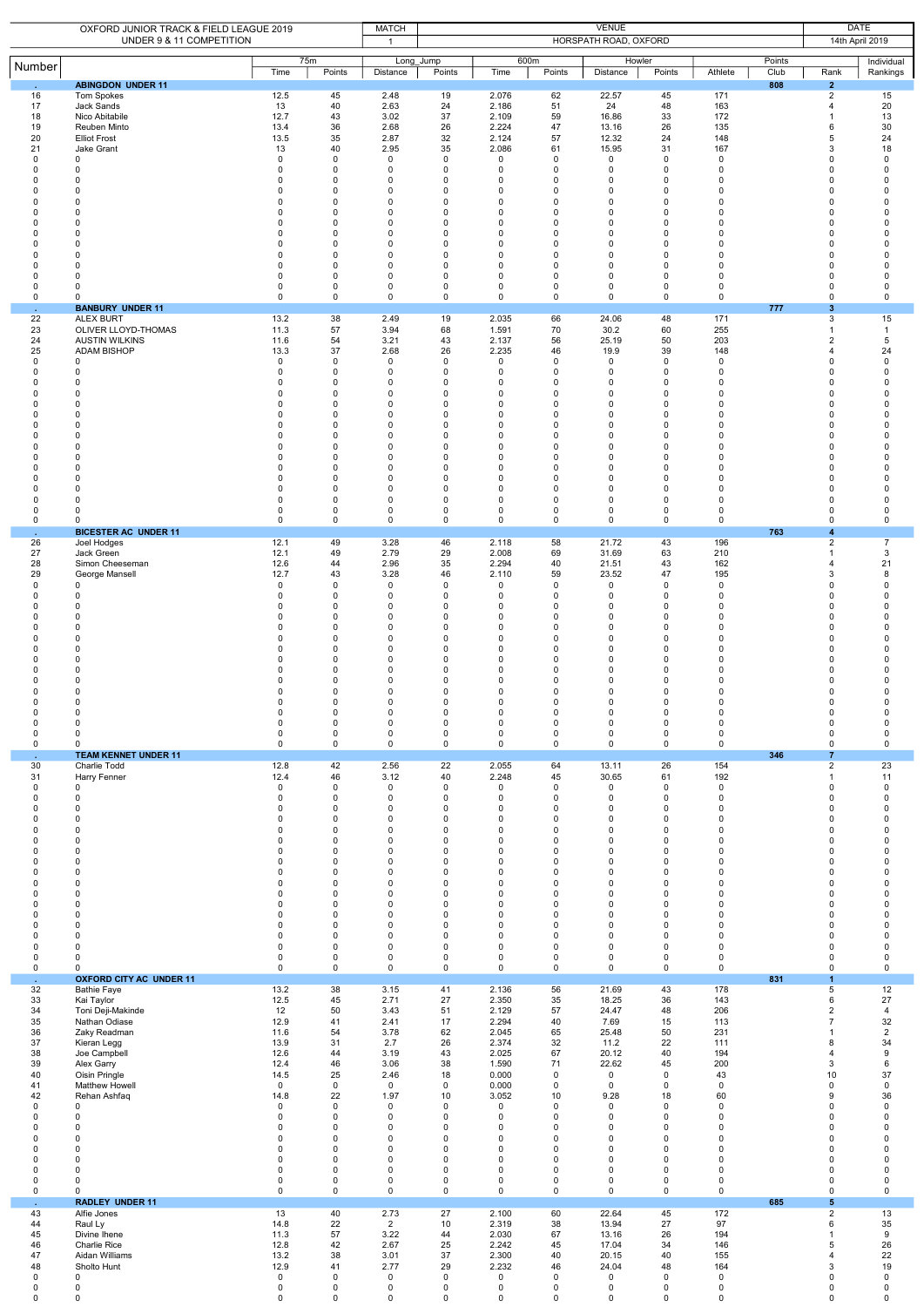| OXFORD JUNIOR TRACK & FIELD LEAGUE 2019 UNDER 9 & 11 COMPETITION | | MATCH | | VENUE | | | | | | DATE | | |
|---|---|---|---|---|---|---|---|---|---|---|---|---|
| | | 1 | | HORSPATH ROAD, OXFORD | | | | | | 14th April 2019 | | |

| Number | | 75m | | Long_Jump | | 600m | | Howler | | Points | | | Individual |
|---|---|---|---|---|---|---|---|---|---|---|---|---|---|
| | | Time | Points | Distance | Points | Time | Points | Distance | Points | Athlete | Club | Rank | Rankings |
| . | **ABINGDON UNDER 11** | | | | | | | | | | **808** | **2** | |
| 16 | Tom Spokes | 12.5 | 45 | 2.48 | 19 | 2.076 | 62 | 22.57 | 45 | 171 | | 2 | 15 |
| 17 | Jack Sands | 13 | 40 | 2.63 | 24 | 2.186 | 51 | 24 | 48 | 163 | | 4 | 20 |
| 18 | Nico Abitabile | 12.7 | 43 | 3.02 | 37 | 2.109 | 59 | 16.86 | 33 | 172 | | 1 | 13 |
| 19 | Reuben Minto | 13.4 | 36 | 2.68 | 26 | 2.224 | 47 | 13.16 | 26 | 135 | | 6 | 30 |
| 20 | Elliot Frost | 13.5 | 35 | 2.87 | 32 | 2.124 | 57 | 12.32 | 24 | 148 | | 5 | 24 |
| 21 | Jake Grant | 13 | 40 | 2.95 | 35 | 2.086 | 61 | 15.95 | 31 | 167 | | 3 | 18 |
| 0 | 0 | 0 | 0 | 0 | 0 | 0 | 0 | 0 | 0 | 0 | | 0 | 0 |
| 0 | 0 | 0 | 0 | 0 | 0 | 0 | 0 | 0 | 0 | 0 | | 0 | 0 |
| 0 | 0 | 0 | 0 | 0 | 0 | 0 | 0 | 0 | 0 | 0 | | 0 | 0 |
| 0 | 0 | 0 | 0 | 0 | 0 | 0 | 0 | 0 | 0 | 0 | | 0 | 0 |
| 0 | 0 | 0 | 0 | 0 | 0 | 0 | 0 | 0 | 0 | 0 | | 0 | 0 |
| 0 | 0 | 0 | 0 | 0 | 0 | 0 | 0 | 0 | 0 | 0 | | 0 | 0 |
| 0 | 0 | 0 | 0 | 0 | 0 | 0 | 0 | 0 | 0 | 0 | | 0 | 0 |
| 0 | 0 | 0 | 0 | 0 | 0 | 0 | 0 | 0 | 0 | 0 | | 0 | 0 |
| 0 | 0 | 0 | 0 | 0 | 0 | 0 | 0 | 0 | 0 | 0 | | 0 | 0 |
| 0 | 0 | 0 | 0 | 0 | 0 | 0 | 0 | 0 | 0 | 0 | | 0 | 0 |
| 0 | 0 | 0 | 0 | 0 | 0 | 0 | 0 | 0 | 0 | 0 | | 0 | 0 |
| 0 | 0 | 0 | 0 | 0 | 0 | 0 | 0 | 0 | 0 | 0 | | 0 | 0 |
| 0 | 0 | 0 | 0 | 0 | 0 | 0 | 0 | 0 | 0 | 0 | | 0 | 0 |
| 0 | 0 | 0 | 0 | 0 | 0 | 0 | 0 | 0 | 0 | 0 | | 0 | 0 |
| . | **BANBURY UNDER 11** | | | | | | | | | | **777** | **3** | |
| 22 | ALEX BURT | 13.2 | 38 | 2.49 | 19 | 2.035 | 66 | 24.06 | 48 | 171 | | 3 | 15 |
| 23 | OLIVER LLOYD-THOMAS | 11.3 | 57 | 3.94 | 68 | 1.591 | 70 | 30.2 | 60 | 255 | | 1 | 1 |
| 24 | AUSTIN WILKINS | 11.6 | 54 | 3.21 | 43 | 2.137 | 56 | 25.19 | 50 | 203 | | 2 | 5 |
| 25 | ADAM BISHOP | 13.3 | 37 | 2.68 | 26 | 2.235 | 46 | 19.9 | 39 | 148 | | 4 | 24 |
| 0 | 0 | 0 | 0 | 0 | 0 | 0 | 0 | 0 | 0 | 0 | | 0 | 0 |
| 0 | 0 | 0 | 0 | 0 | 0 | 0 | 0 | 0 | 0 | 0 | | 0 | 0 |
| 0 | 0 | 0 | 0 | 0 | 0 | 0 | 0 | 0 | 0 | 0 | | 0 | 0 |
| 0 | 0 | 0 | 0 | 0 | 0 | 0 | 0 | 0 | 0 | 0 | | 0 | 0 |
| 0 | 0 | 0 | 0 | 0 | 0 | 0 | 0 | 0 | 0 | 0 | | 0 | 0 |
| 0 | 0 | 0 | 0 | 0 | 0 | 0 | 0 | 0 | 0 | 0 | | 0 | 0 |
| 0 | 0 | 0 | 0 | 0 | 0 | 0 | 0 | 0 | 0 | 0 | | 0 | 0 |
| 0 | 0 | 0 | 0 | 0 | 0 | 0 | 0 | 0 | 0 | 0 | | 0 | 0 |
| 0 | 0 | 0 | 0 | 0 | 0 | 0 | 0 | 0 | 0 | 0 | | 0 | 0 |
| 0 | 0 | 0 | 0 | 0 | 0 | 0 | 0 | 0 | 0 | 0 | | 0 | 0 |
| 0 | 0 | 0 | 0 | 0 | 0 | 0 | 0 | 0 | 0 | 0 | | 0 | 0 |
| 0 | 0 | 0 | 0 | 0 | 0 | 0 | 0 | 0 | 0 | 0 | | 0 | 0 |
| 0 | 0 | 0 | 0 | 0 | 0 | 0 | 0 | 0 | 0 | 0 | | 0 | 0 |
| 0 | 0 | 0 | 0 | 0 | 0 | 0 | 0 | 0 | 0 | 0 | | 0 | 0 |
| 0 | 0 | 0 | 0 | 0 | 0 | 0 | 0 | 0 | 0 | 0 | | 0 | 0 |
| 0 | 0 | 0 | 0 | 0 | 0 | 0 | 0 | 0 | 0 | 0 | | 0 | 0 |
| . | **BICESTER AC UNDER 11** | | | | | | | | | | **763** | **4** | |
| 26 | Joel Hodges | 12.1 | 49 | 3.28 | 46 | 2.118 | 58 | 21.72 | 43 | 196 | | 2 | 7 |
| 27 | Jack Green | 12.1 | 49 | 2.79 | 29 | 2.008 | 69 | 31.69 | 63 | 210 | | 1 | 3 |
| 28 | Simon Cheeseman | 12.6 | 44 | 2.96 | 35 | 2.294 | 40 | 21.51 | 43 | 162 | | 4 | 21 |
| 29 | George Mansell | 12.7 | 43 | 3.28 | 46 | 2.110 | 59 | 23.52 | 47 | 195 | | 3 | 8 |
| 0 | 0 | 0 | 0 | 0 | 0 | 0 | 0 | 0 | 0 | 0 | | 0 | 0 |
| 0 | 0 | 0 | 0 | 0 | 0 | 0 | 0 | 0 | 0 | 0 | | 0 | 0 |
| 0 | 0 | 0 | 0 | 0 | 0 | 0 | 0 | 0 | 0 | 0 | | 0 | 0 |
| 0 | 0 | 0 | 0 | 0 | 0 | 0 | 0 | 0 | 0 | 0 | | 0 | 0 |
| 0 | 0 | 0 | 0 | 0 | 0 | 0 | 0 | 0 | 0 | 0 | | 0 | 0 |
| 0 | 0 | 0 | 0 | 0 | 0 | 0 | 0 | 0 | 0 | 0 | | 0 | 0 |
| 0 | 0 | 0 | 0 | 0 | 0 | 0 | 0 | 0 | 0 | 0 | | 0 | 0 |
| 0 | 0 | 0 | 0 | 0 | 0 | 0 | 0 | 0 | 0 | 0 | | 0 | 0 |
| 0 | 0 | 0 | 0 | 0 | 0 | 0 | 0 | 0 | 0 | 0 | | 0 | 0 |
| 0 | 0 | 0 | 0 | 0 | 0 | 0 | 0 | 0 | 0 | 0 | | 0 | 0 |
| 0 | 0 | 0 | 0 | 0 | 0 | 0 | 0 | 0 | 0 | 0 | | 0 | 0 |
| 0 | 0 | 0 | 0 | 0 | 0 | 0 | 0 | 0 | 0 | 0 | | 0 | 0 |
| 0 | 0 | 0 | 0 | 0 | 0 | 0 | 0 | 0 | 0 | 0 | | 0 | 0 |
| 0 | 0 | 0 | 0 | 0 | 0 | 0 | 0 | 0 | 0 | 0 | | 0 | 0 |
| 0 | 0 | 0 | 0 | 0 | 0 | 0 | 0 | 0 | 0 | 0 | | 0 | 0 |
| 0 | 0 | 0 | 0 | 0 | 0 | 0 | 0 | 0 | 0 | 0 | | 0 | 0 |
| . | **TEAM KENNET UNDER 11** | | | | | | | | | | **346** | **7** | |
| 30 | Charlie Todd | 12.8 | 42 | 2.56 | 22 | 2.055 | 64 | 13.11 | 26 | 154 | | 2 | 23 |
| 31 | Harry Fenner | 12.4 | 46 | 3.12 | 40 | 2.248 | 45 | 30.65 | 61 | 192 | | 1 | 11 |
| 0 | 0 | 0 | 0 | 0 | 0 | 0 | 0 | 0 | 0 | 0 | | 0 | 0 |
| 0 | 0 | 0 | 0 | 0 | 0 | 0 | 0 | 0 | 0 | 0 | | 0 | 0 |
| 0 | 0 | 0 | 0 | 0 | 0 | 0 | 0 | 0 | 0 | 0 | | 0 | 0 |
| 0 | 0 | 0 | 0 | 0 | 0 | 0 | 0 | 0 | 0 | 0 | | 0 | 0 |
| 0 | 0 | 0 | 0 | 0 | 0 | 0 | 0 | 0 | 0 | 0 | | 0 | 0 |
| 0 | 0 | 0 | 0 | 0 | 0 | 0 | 0 | 0 | 0 | 0 | | 0 | 0 |
| 0 | 0 | 0 | 0 | 0 | 0 | 0 | 0 | 0 | 0 | 0 | | 0 | 0 |
| 0 | 0 | 0 | 0 | 0 | 0 | 0 | 0 | 0 | 0 | 0 | | 0 | 0 |
| 0 | 0 | 0 | 0 | 0 | 0 | 0 | 0 | 0 | 0 | 0 | | 0 | 0 |
| 0 | 0 | 0 | 0 | 0 | 0 | 0 | 0 | 0 | 0 | 0 | | 0 | 0 |
| 0 | 0 | 0 | 0 | 0 | 0 | 0 | 0 | 0 | 0 | 0 | | 0 | 0 |
| 0 | 0 | 0 | 0 | 0 | 0 | 0 | 0 | 0 | 0 | 0 | | 0 | 0 |
| 0 | 0 | 0 | 0 | 0 | 0 | 0 | 0 | 0 | 0 | 0 | | 0 | 0 |
| 0 | 0 | 0 | 0 | 0 | 0 | 0 | 0 | 0 | 0 | 0 | | 0 | 0 |
| 0 | 0 | 0 | 0 | 0 | 0 | 0 | 0 | 0 | 0 | 0 | | 0 | 0 |
| 0 | 0 | 0 | 0 | 0 | 0 | 0 | 0 | 0 | 0 | 0 | | 0 | 0 |
| 0 | 0 | 0 | 0 | 0 | 0 | 0 | 0 | 0 | 0 | 0 | | 0 | 0 |
| 0 | 0 | 0 | 0 | 0 | 0 | 0 | 0 | 0 | 0 | 0 | | 0 | 0 |
| . | **OXFORD CITY AC UNDER 11** | | | | | | | | | | **831** | **1** | |
| 32 | Bathie Faye | 13.2 | 38 | 3.15 | 41 | 2.136 | 56 | 21.69 | 43 | 178 | | 5 | 12 |
| 33 | Kai Taylor | 12.5 | 45 | 2.71 | 27 | 2.350 | 35 | 18.25 | 36 | 143 | | 6 | 27 |
| 34 | Toni Deji-Makinde | 12 | 50 | 3.43 | 51 | 2.129 | 57 | 24.47 | 48 | 206 | | 2 | 4 |
| 35 | Nathan Odiase | 12.9 | 41 | 2.41 | 17 | 2.294 | 40 | 7.69 | 15 | 113 | | 7 | 32 |
| 36 | Zaky Readman | 11.6 | 54 | 3.78 | 62 | 2.045 | 65 | 25.48 | 50 | 231 | | 1 | 2 |
| 37 | Kieran Legg | 13.9 | 31 | 2.7 | 26 | 2.374 | 32 | 11.2 | 22 | 111 | | 8 | 34 |
| 38 | Joe Campbell | 12.6 | 44 | 3.19 | 43 | 2.025 | 67 | 20.12 | 40 | 194 | | 4 | 9 |
| 39 | Alex Garry | 12.4 | 46 | 3.06 | 38 | 1.590 | 71 | 22.62 | 45 | 200 | | 3 | 6 |
| 40 | Oisin Pringle | 14.5 | 25 | 2.46 | 18 | 0.000 | 0 | 0 | 0 | 43 | | 10 | 37 |
| 41 | Matthew Howell | 0 | 0 | 0 | 0 | 0.000 | 0 | 0 | 0 | 0 | | 0 | 0 |
| 42 | Rehan Ashfaq | 14.8 | 22 | 1.97 | 10 | 3.052 | 10 | 9.28 | 18 | 60 | | 9 | 36 |
| 0 | 0 | 0 | 0 | 0 | 0 | 0 | 0 | 0 | 0 | 0 | | 0 | 0 |
| 0 | 0 | 0 | 0 | 0 | 0 | 0 | 0 | 0 | 0 | 0 | | 0 | 0 |
| 0 | 0 | 0 | 0 | 0 | 0 | 0 | 0 | 0 | 0 | 0 | | 0 | 0 |
| 0 | 0 | 0 | 0 | 0 | 0 | 0 | 0 | 0 | 0 | 0 | | 0 | 0 |
| 0 | 0 | 0 | 0 | 0 | 0 | 0 | 0 | 0 | 0 | 0 | | 0 | 0 |
| 0 | 0 | 0 | 0 | 0 | 0 | 0 | 0 | 0 | 0 | 0 | | 0 | 0 |
| 0 | 0 | 0 | 0 | 0 | 0 | 0 | 0 | 0 | 0 | 0 | | 0 | 0 |
| 0 | 0 | 0 | 0 | 0 | 0 | 0 | 0 | 0 | 0 | 0 | | 0 | 0 |
| 0 | 0 | 0 | 0 | 0 | 0 | 0 | 0 | 0 | 0 | 0 | | 0 | 0 |
| . | **RADLEY UNDER 11** | | | | | | | | | | **685** | **5** | |
| 43 | Alfie Jones | 13 | 40 | 2.73 | 27 | 2.100 | 60 | 22.64 | 45 | 172 | | 2 | 13 |
| 44 | Raul Ly | 14.8 | 22 | 2 | 10 | 2.319 | 38 | 13.94 | 27 | 97 | | 6 | 35 |
| 45 | Divine Ihene | 11.3 | 57 | 3.22 | 44 | 2.030 | 67 | 13.16 | 26 | 194 | | 1 | 9 |
| 46 | Charlie Rice | 12.8 | 42 | 2.67 | 25 | 2.242 | 45 | 17.04 | 34 | 146 | | 5 | 26 |
| 47 | Aidan Williams | 13.2 | 38 | 3.01 | 37 | 2.300 | 40 | 20.15 | 40 | 155 | | 4 | 22 |
| 48 | Sholto Hunt | 12.9 | 41 | 2.77 | 29 | 2.232 | 46 | 24.04 | 48 | 164 | | 3 | 19 |
| 0 | 0 | 0 | 0 | 0 | 0 | 0 | 0 | 0 | 0 | 0 | | 0 | 0 |
| 0 | 0 | 0 | 0 | 0 | 0 | 0 | 0 | 0 | 0 | 0 | | 0 | 0 |
| 0 | 0 | 0 | 0 | 0 | 0 | 0 | 0 | 0 | 0 | 0 | | 0 | 0 |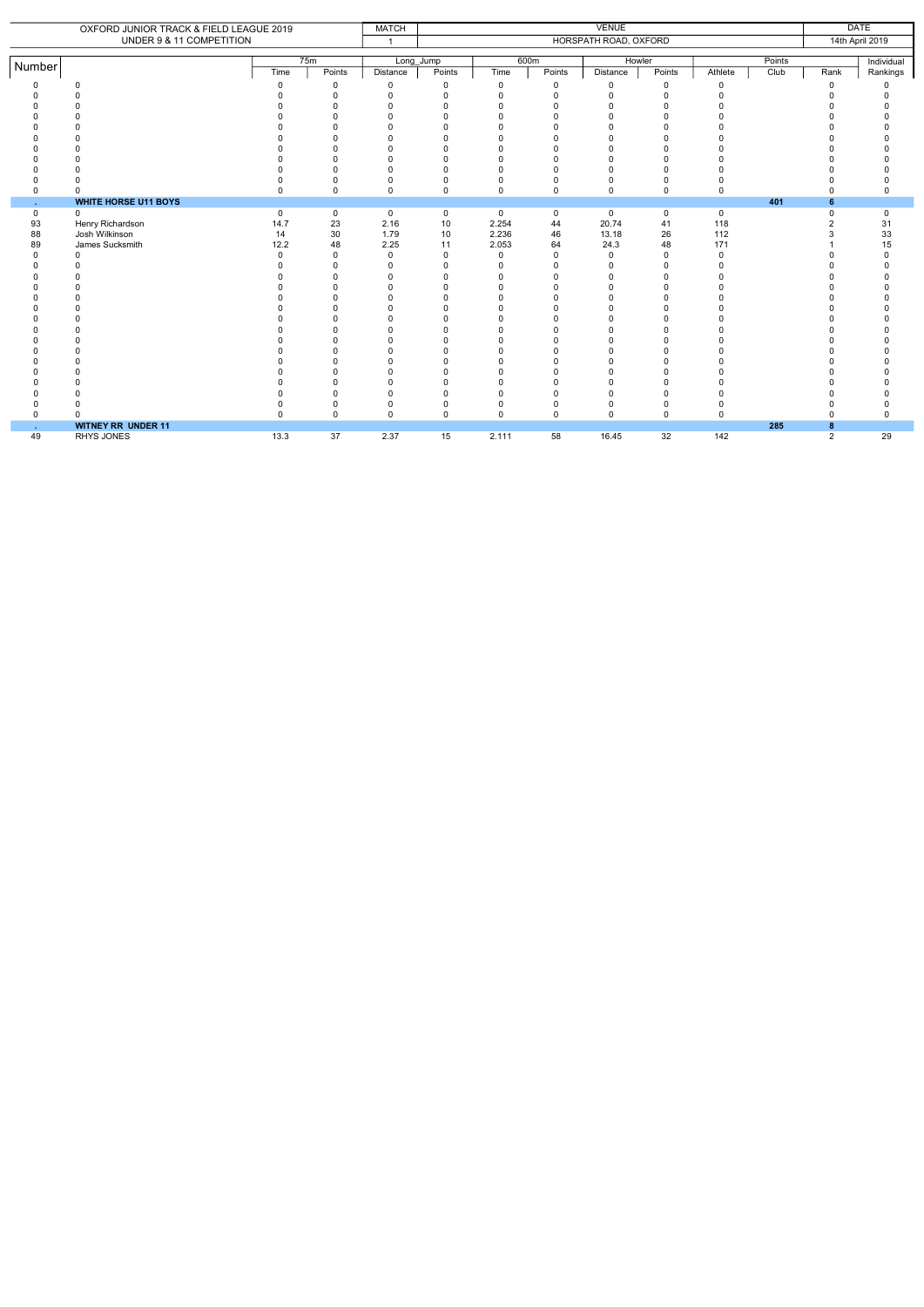| OXFORD JUNIOR TRACK & FIELD LEAGUE 2019 UNDER 9 & 11 COMPETITION | | MATCH 1 | | VENUE HORSPATH ROAD, OXFORD | | | | | | | | DATE 14th April 2019 | |
|---|---|---|---|---|---|---|---|---|---|---|---|---|---|
| Number | | 75m | | Long_Jump | | 600m | | Howler | | Points | | | Individual |
| | | Time | Points | Distance | Points | Time | Points | Distance | Points | Athlete | Club | Rank | Rankings |
| 0 | 0 | 0 | 0 | 0 | 0 | 0 | 0 | 0 | 0 | 0 | | 0 | 0 |
| 0 | 0 | 0 | 0 | 0 | 0 | 0 | 0 | 0 | 0 | 0 | | 0 | 0 |
| 0 | 0 | 0 | 0 | 0 | 0 | 0 | 0 | 0 | 0 | 0 | | 0 | 0 |
| 0 | 0 | 0 | 0 | 0 | 0 | 0 | 0 | 0 | 0 | 0 | | 0 | 0 |
| 0 | 0 | 0 | 0 | 0 | 0 | 0 | 0 | 0 | 0 | 0 | | 0 | 0 |
| 0 | 0 | 0 | 0 | 0 | 0 | 0 | 0 | 0 | 0 | 0 | | 0 | 0 |
| 0 | 0 | 0 | 0 | 0 | 0 | 0 | 0 | 0 | 0 | 0 | | 0 | 0 |
| 0 | 0 | 0 | 0 | 0 | 0 | 0 | 0 | 0 | 0 | 0 | | 0 | 0 |
| 0 | 0 | 0 | 0 | 0 | 0 | 0 | 0 | 0 | 0 | 0 | | 0 | 0 |
| 0 | 0 | 0 | 0 | 0 | 0 | 0 | 0 | 0 | 0 | 0 | | 0 | 0 |
| 0 | 0 | 0 | 0 | 0 | 0 | 0 | 0 | 0 | 0 | 0 | | 0 | 0 |
| . | **WHITE HORSE U11 BOYS** | | | | | | | | | | **401** | **6** | |
| 0 | 0 | 0 | 0 | 0 | 0 | 0 | 0 | 0 | 0 | 0 | | 0 | 0 |
| 93 | Henry Richardson | 14.7 | 23 | 2.16 | 10 | 2.254 | 44 | 20.74 | 41 | 118 | | 2 | 31 |
| 88 | Josh Wilkinson | 14 | 30 | 1.79 | 10 | 2.236 | 46 | 13.18 | 26 | 112 | | 3 | 33 |
| 89 | James Sucksmith | 12.2 | 48 | 2.25 | 11 | 2.053 | 64 | 24.3 | 48 | 171 | | 1 | 15 |
| 0 | 0 | 0 | 0 | 0 | 0 | 0 | 0 | 0 | 0 | 0 | | 0 | 0 |
| 0 | 0 | 0 | 0 | 0 | 0 | 0 | 0 | 0 | 0 | 0 | | 0 | 0 |
| 0 | 0 | 0 | 0 | 0 | 0 | 0 | 0 | 0 | 0 | 0 | | 0 | 0 |
| 0 | 0 | 0 | 0 | 0 | 0 | 0 | 0 | 0 | 0 | 0 | | 0 | 0 |
| 0 | 0 | 0 | 0 | 0 | 0 | 0 | 0 | 0 | 0 | 0 | | 0 | 0 |
| 0 | 0 | 0 | 0 | 0 | 0 | 0 | 0 | 0 | 0 | 0 | | 0 | 0 |
| 0 | 0 | 0 | 0 | 0 | 0 | 0 | 0 | 0 | 0 | 0 | | 0 | 0 |
| 0 | 0 | 0 | 0 | 0 | 0 | 0 | 0 | 0 | 0 | 0 | | 0 | 0 |
| 0 | 0 | 0 | 0 | 0 | 0 | 0 | 0 | 0 | 0 | 0 | | 0 | 0 |
| 0 | 0 | 0 | 0 | 0 | 0 | 0 | 0 | 0 | 0 | 0 | | 0 | 0 |
| 0 | 0 | 0 | 0 | 0 | 0 | 0 | 0 | 0 | 0 | 0 | | 0 | 0 |
| 0 | 0 | 0 | 0 | 0 | 0 | 0 | 0 | 0 | 0 | 0 | | 0 | 0 |
| 0 | 0 | 0 | 0 | 0 | 0 | 0 | 0 | 0 | 0 | 0 | | 0 | 0 |
| 0 | 0 | 0 | 0 | 0 | 0 | 0 | 0 | 0 | 0 | 0 | | 0 | 0 |
| 0 | 0 | 0 | 0 | 0 | 0 | 0 | 0 | 0 | 0 | 0 | | 0 | 0 |
| 0 | 0 | 0 | 0 | 0 | 0 | 0 | 0 | 0 | 0 | 0 | | 0 | 0 |
| . | **WITNEY RR UNDER 11** | | | | | | | | | | **285** | **8** | |
| 49 | RHYS JONES | 13.3 | 37 | 2.37 | 15 | 2.111 | 58 | 16.45 | 32 | 142 | | 2 | 29 |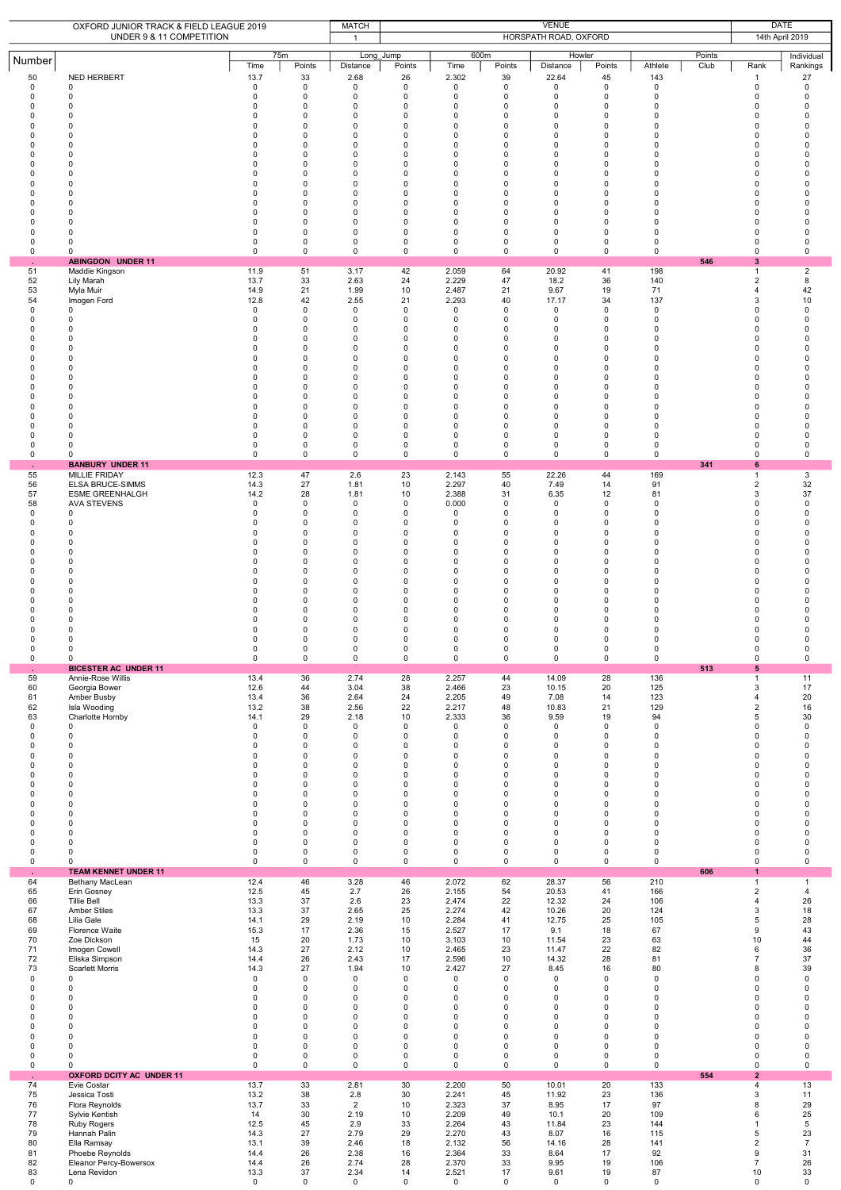| OXFORD JUNIOR TRACK & FIELD LEAGUE 2019 UNDER 9 & 11 COMPETITION | | MATCH | | VENUE | | | | | | | | DATE |
|---|---|---|---|---|---|---|---|---|---|---|---|---|
| | | 1 | | HORSPATH ROAD, OXFORD | | | | | | | | 14th April 2019 |

| Number | | 75m | | Long_Jump | | 600m | | Howler | | Points | | | Individual |
|---|---|---|---|---|---|---|---|---|---|---|---|---|---|
| | | Time | Points | Distance | Points | Time | Points | Distance | Points | Athlete | Club | Rank | Rankings |
| 50 | NED HERBERT | 13.7 | 33 | 2.68 | 26 | 2.302 | 39 | 22.64 | 45 | 143 | | 1 | 27 |
| 0 | 0 | 0 | 0 | 0 | 0 | 0 | 0 | 0 | 0 | 0 | | 0 | 0 |
| 0 | 0 | 0 | 0 | 0 | 0 | 0 | 0 | 0 | 0 | 0 | | 0 | 0 |
| 0 | 0 | 0 | 0 | 0 | 0 | 0 | 0 | 0 | 0 | 0 | | 0 | 0 |
| 0 | 0 | 0 | 0 | 0 | 0 | 0 | 0 | 0 | 0 | 0 | | 0 | 0 |
| 0 | 0 | 0 | 0 | 0 | 0 | 0 | 0 | 0 | 0 | 0 | | 0 | 0 |
| 0 | 0 | 0 | 0 | 0 | 0 | 0 | 0 | 0 | 0 | 0 | | 0 | 0 |
| 0 | 0 | 0 | 0 | 0 | 0 | 0 | 0 | 0 | 0 | 0 | | 0 | 0 |
| 0 | 0 | 0 | 0 | 0 | 0 | 0 | 0 | 0 | 0 | 0 | | 0 | 0 |
| 0 | 0 | 0 | 0 | 0 | 0 | 0 | 0 | 0 | 0 | 0 | | 0 | 0 |
| 0 | 0 | 0 | 0 | 0 | 0 | 0 | 0 | 0 | 0 | 0 | | 0 | 0 |
| 0 | 0 | 0 | 0 | 0 | 0 | 0 | 0 | 0 | 0 | 0 | | 0 | 0 |
| 0 | 0 | 0 | 0 | 0 | 0 | 0 | 0 | 0 | 0 | 0 | | 0 | 0 |
| 0 | 0 | 0 | 0 | 0 | 0 | 0 | 0 | 0 | 0 | 0 | | 0 | 0 |
| 0 | 0 | 0 | 0 | 0 | 0 | 0 | 0 | 0 | 0 | 0 | | 0 | 0 |
| 0 | 0 | 0 | 0 | 0 | 0 | 0 | 0 | 0 | 0 | 0 | | 0 | 0 |
| 0 | 0 | 0 | 0 | 0 | 0 | 0 | 0 | 0 | 0 | 0 | | 0 | 0 |
| 0 | 0 | 0 | 0 | 0 | 0 | 0 | 0 | 0 | 0 | 0 | | 0 | 0 |
| 0 | 0 | 0 | 0 | 0 | 0 | 0 | 0 | 0 | 0 | 0 | | 0 | 0 |
| . | **ABINGDON UNDER 11** | | | | | | | | | | 546 | 3 | |
| 51 | Maddie Kingson | 11.9 | 51 | 3.17 | 42 | 2.059 | 64 | 20.92 | 41 | 198 | | 1 | 2 |
| 52 | Lily Marah | 13.7 | 33 | 2.63 | 24 | 2.229 | 47 | 18.2 | 36 | 140 | | 2 | 8 |
| 53 | Myla Muir | 14.9 | 21 | 1.99 | 10 | 2.487 | 21 | 9.67 | 19 | 71 | | 4 | 42 |
| 54 | Imogen Ford | 12.8 | 42 | 2.55 | 21 | 2.293 | 40 | 17.17 | 34 | 137 | | 3 | 10 |
| 0 | 0 | 0 | 0 | 0 | 0 | 0 | 0 | 0 | 0 | 0 | | 0 | 0 |
| 0 | 0 | 0 | 0 | 0 | 0 | 0 | 0 | 0 | 0 | 0 | | 0 | 0 |
| 0 | 0 | 0 | 0 | 0 | 0 | 0 | 0 | 0 | 0 | 0 | | 0 | 0 |
| 0 | 0 | 0 | 0 | 0 | 0 | 0 | 0 | 0 | 0 | 0 | | 0 | 0 |
| 0 | 0 | 0 | 0 | 0 | 0 | 0 | 0 | 0 | 0 | 0 | | 0 | 0 |
| 0 | 0 | 0 | 0 | 0 | 0 | 0 | 0 | 0 | 0 | 0 | | 0 | 0 |
| 0 | 0 | 0 | 0 | 0 | 0 | 0 | 0 | 0 | 0 | 0 | | 0 | 0 |
| 0 | 0 | 0 | 0 | 0 | 0 | 0 | 0 | 0 | 0 | 0 | | 0 | 0 |
| 0 | 0 | 0 | 0 | 0 | 0 | 0 | 0 | 0 | 0 | 0 | | 0 | 0 |
| 0 | 0 | 0 | 0 | 0 | 0 | 0 | 0 | 0 | 0 | 0 | | 0 | 0 |
| 0 | 0 | 0 | 0 | 0 | 0 | 0 | 0 | 0 | 0 | 0 | | 0 | 0 |
| 0 | 0 | 0 | 0 | 0 | 0 | 0 | 0 | 0 | 0 | 0 | | 0 | 0 |
| 0 | 0 | 0 | 0 | 0 | 0 | 0 | 0 | 0 | 0 | 0 | | 0 | 0 |
| 0 | 0 | 0 | 0 | 0 | 0 | 0 | 0 | 0 | 0 | 0 | | 0 | 0 |
| 0 | 0 | 0 | 0 | 0 | 0 | 0 | 0 | 0 | 0 | 0 | | 0 | 0 |
| 0 | 0 | 0 | 0 | 0 | 0 | 0 | 0 | 0 | 0 | 0 | | 0 | 0 |
| . | **BANBURY UNDER 11** | | | | | | | | | | 341 | 6 | |
| 55 | MILLIE FRIDAY | 12.3 | 47 | 2.6 | 23 | 2.143 | 55 | 22.26 | 44 | 169 | | 1 | 3 |
| 56 | ELSA BRUCE-SIMMS | 14.3 | 27 | 1.81 | 10 | 2.297 | 40 | 7.49 | 14 | 91 | | 2 | 32 |
| 57 | ESME GREENHALGH | 14.2 | 28 | 1.81 | 10 | 2.388 | 31 | 6.35 | 12 | 81 | | 3 | 37 |
| 58 | AVA STEVENS | 0 | 0 | 0 | 0 | 0.000 | 0 | 0 | 0 | 0 | | 0 | 0 |
| 0 | 0 | 0 | 0 | 0 | 0 | 0 | 0 | 0 | 0 | 0 | | 0 | 0 |
| 0 | 0 | 0 | 0 | 0 | 0 | 0 | 0 | 0 | 0 | 0 | | 0 | 0 |
| 0 | 0 | 0 | 0 | 0 | 0 | 0 | 0 | 0 | 0 | 0 | | 0 | 0 |
| 0 | 0 | 0 | 0 | 0 | 0 | 0 | 0 | 0 | 0 | 0 | | 0 | 0 |
| 0 | 0 | 0 | 0 | 0 | 0 | 0 | 0 | 0 | 0 | 0 | | 0 | 0 |
| 0 | 0 | 0 | 0 | 0 | 0 | 0 | 0 | 0 | 0 | 0 | | 0 | 0 |
| 0 | 0 | 0 | 0 | 0 | 0 | 0 | 0 | 0 | 0 | 0 | | 0 | 0 |
| 0 | 0 | 0 | 0 | 0 | 0 | 0 | 0 | 0 | 0 | 0 | | 0 | 0 |
| 0 | 0 | 0 | 0 | 0 | 0 | 0 | 0 | 0 | 0 | 0 | | 0 | 0 |
| 0 | 0 | 0 | 0 | 0 | 0 | 0 | 0 | 0 | 0 | 0 | | 0 | 0 |
| 0 | 0 | 0 | 0 | 0 | 0 | 0 | 0 | 0 | 0 | 0 | | 0 | 0 |
| 0 | 0 | 0 | 0 | 0 | 0 | 0 | 0 | 0 | 0 | 0 | | 0 | 0 |
| 0 | 0 | 0 | 0 | 0 | 0 | 0 | 0 | 0 | 0 | 0 | | 0 | 0 |
| 0 | 0 | 0 | 0 | 0 | 0 | 0 | 0 | 0 | 0 | 0 | | 0 | 0 |
| 0 | 0 | 0 | 0 | 0 | 0 | 0 | 0 | 0 | 0 | 0 | | 0 | 0 |
| 0 | 0 | 0 | 0 | 0 | 0 | 0 | 0 | 0 | 0 | 0 | | 0 | 0 |
| . | **BICESTER AC UNDER 11** | | | | | | | | | | 513 | 5 | |
| 59 | Annie-Rose Willis | 13.4 | 36 | 2.74 | 28 | 2.257 | 44 | 14.09 | 28 | 136 | | 1 | 11 |
| 60 | Georgia Bower | 12.6 | 44 | 3.04 | 38 | 2.466 | 23 | 10.15 | 20 | 125 | | 3 | 17 |
| 61 | Amber Busby | 13.4 | 36 | 2.64 | 24 | 2.205 | 49 | 7.08 | 14 | 123 | | 4 | 20 |
| 62 | Isla Wooding | 13.2 | 38 | 2.56 | 22 | 2.217 | 48 | 10.83 | 21 | 129 | | 2 | 16 |
| 63 | Charlotte Hornby | 14.1 | 29 | 2.18 | 10 | 2.333 | 36 | 9.59 | 19 | 94 | | 5 | 30 |
| 0 | 0 | 0 | 0 | 0 | 0 | 0 | 0 | 0 | 0 | 0 | | 0 | 0 |
| 0 | 0 | 0 | 0 | 0 | 0 | 0 | 0 | 0 | 0 | 0 | | 0 | 0 |
| 0 | 0 | 0 | 0 | 0 | 0 | 0 | 0 | 0 | 0 | 0 | | 0 | 0 |
| 0 | 0 | 0 | 0 | 0 | 0 | 0 | 0 | 0 | 0 | 0 | | 0 | 0 |
| 0 | 0 | 0 | 0 | 0 | 0 | 0 | 0 | 0 | 0 | 0 | | 0 | 0 |
| 0 | 0 | 0 | 0 | 0 | 0 | 0 | 0 | 0 | 0 | 0 | | 0 | 0 |
| 0 | 0 | 0 | 0 | 0 | 0 | 0 | 0 | 0 | 0 | 0 | | 0 | 0 |
| 0 | 0 | 0 | 0 | 0 | 0 | 0 | 0 | 0 | 0 | 0 | | 0 | 0 |
| 0 | 0 | 0 | 0 | 0 | 0 | 0 | 0 | 0 | 0 | 0 | | 0 | 0 |
| 0 | 0 | 0 | 0 | 0 | 0 | 0 | 0 | 0 | 0 | 0 | | 0 | 0 |
| 0 | 0 | 0 | 0 | 0 | 0 | 0 | 0 | 0 | 0 | 0 | | 0 | 0 |
| 0 | 0 | 0 | 0 | 0 | 0 | 0 | 0 | 0 | 0 | 0 | | 0 | 0 |
| 0 | 0 | 0 | 0 | 0 | 0 | 0 | 0 | 0 | 0 | 0 | | 0 | 0 |
| 0 | 0 | 0 | 0 | 0 | 0 | 0 | 0 | 0 | 0 | 0 | | 0 | 0 |
| . | **TEAM KENNET UNDER 11** | | | | | | | | | | 606 | 1 | |
| 64 | Bethany MacLean | 12.4 | 46 | 3.28 | 46 | 2.072 | 62 | 28.37 | 56 | 210 | | 1 | 1 |
| 65 | Erin Gosney | 12.5 | 45 | 2.7 | 26 | 2.155 | 54 | 20.53 | 41 | 166 | | 2 | 4 |
| 66 | Tillie Bell | 13.3 | 37 | 2.6 | 23 | 2.474 | 22 | 12.32 | 24 | 106 | | 4 | 26 |
| 67 | Amber Stiles | 13.3 | 37 | 2.65 | 25 | 2.274 | 42 | 10.26 | 20 | 124 | | 3 | 18 |
| 68 | Lilia Gale | 14.1 | 29 | 2.19 | 10 | 2.284 | 41 | 12.75 | 25 | 105 | | 5 | 28 |
| 69 | Florence Waite | 15.3 | 17 | 2.36 | 15 | 2.527 | 17 | 9.1 | 18 | 67 | | 9 | 43 |
| 70 | Zoe Dickson | 15 | 20 | 1.73 | 10 | 3.103 | 10 | 11.54 | 23 | 63 | | 10 | 44 |
| 71 | Imogen Cowell | 14.3 | 27 | 2.12 | 10 | 2.465 | 23 | 11.47 | 22 | 82 | | 6 | 36 |
| 72 | Eliska Simpson | 14.4 | 26 | 2.43 | 17 | 2.596 | 10 | 14.32 | 28 | 81 | | 7 | 37 |
| 73 | Scarlett Morris | 14.3 | 27 | 1.94 | 10 | 2.427 | 27 | 8.45 | 16 | 80 | | 8 | 39 |
| 0 | 0 | 0 | 0 | 0 | 0 | 0 | 0 | 0 | 0 | 0 | | 0 | 0 |
| 0 | 0 | 0 | 0 | 0 | 0 | 0 | 0 | 0 | 0 | 0 | | 0 | 0 |
| 0 | 0 | 0 | 0 | 0 | 0 | 0 | 0 | 0 | 0 | 0 | | 0 | 0 |
| 0 | 0 | 0 | 0 | 0 | 0 | 0 | 0 | 0 | 0 | 0 | | 0 | 0 |
| 0 | 0 | 0 | 0 | 0 | 0 | 0 | 0 | 0 | 0 | 0 | | 0 | 0 |
| 0 | 0 | 0 | 0 | 0 | 0 | 0 | 0 | 0 | 0 | 0 | | 0 | 0 |
| 0 | 0 | 0 | 0 | 0 | 0 | 0 | 0 | 0 | 0 | 0 | | 0 | 0 |
| 0 | 0 | 0 | 0 | 0 | 0 | 0 | 0 | 0 | 0 | 0 | | 0 | 0 |
| 0 | 0 | 0 | 0 | 0 | 0 | 0 | 0 | 0 | 0 | 0 | | 0 | 0 |
| 0 | 0 | 0 | 0 | 0 | 0 | 0 | 0 | 0 | 0 | 0 | | 0 | 0 |
| . | **OXFORD DCITY AC UNDER 11** | | | | | | | | | | 554 | 2 | |
| 74 | Evie Costar | 13.7 | 33 | 2.81 | 30 | 2.200 | 50 | 10.01 | 20 | 133 | | 4 | 13 |
| 75 | Jessica Tosti | 13.2 | 38 | 2.8 | 30 | 2.241 | 45 | 11.92 | 23 | 136 | | 3 | 11 |
| 76 | Flora Reynolds | 13.7 | 33 | 2 | 10 | 2.323 | 37 | 8.95 | 17 | 97 | | 8 | 29 |
| 77 | Sylvie Kentish | 14 | 30 | 2.19 | 10 | 2.209 | 49 | 10.1 | 20 | 109 | | 6 | 25 |
| 78 | Ruby Rogers | 12.5 | 45 | 2.9 | 33 | 2.264 | 43 | 11.84 | 23 | 144 | | 1 | 5 |
| 79 | Hannah Palin | 14.3 | 27 | 2.79 | 29 | 2.270 | 43 | 8.07 | 16 | 115 | | 5 | 23 |
| 80 | Ella Ramsay | 13.1 | 39 | 2.46 | 18 | 2.132 | 56 | 14.16 | 28 | 141 | | 2 | 7 |
| 81 | Phoebe Reynolds | 14.4 | 26 | 2.38 | 16 | 2.364 | 33 | 8.64 | 17 | 92 | | 9 | 31 |
| 82 | Eleanor Percy-Bowersox | 14.4 | 26 | 2.74 | 28 | 2.370 | 33 | 9.95 | 19 | 106 | | 7 | 26 |
| 83 | Lena Revidon | 13.3 | 37 | 2.34 | 14 | 2.521 | 17 | 9.61 | 19 | 87 | | 10 | 33 |
| 0 | 0 | 0 | 0 | 0 | 0 | 0 | 0 | 0 | 0 | 0 | | 0 | 0 |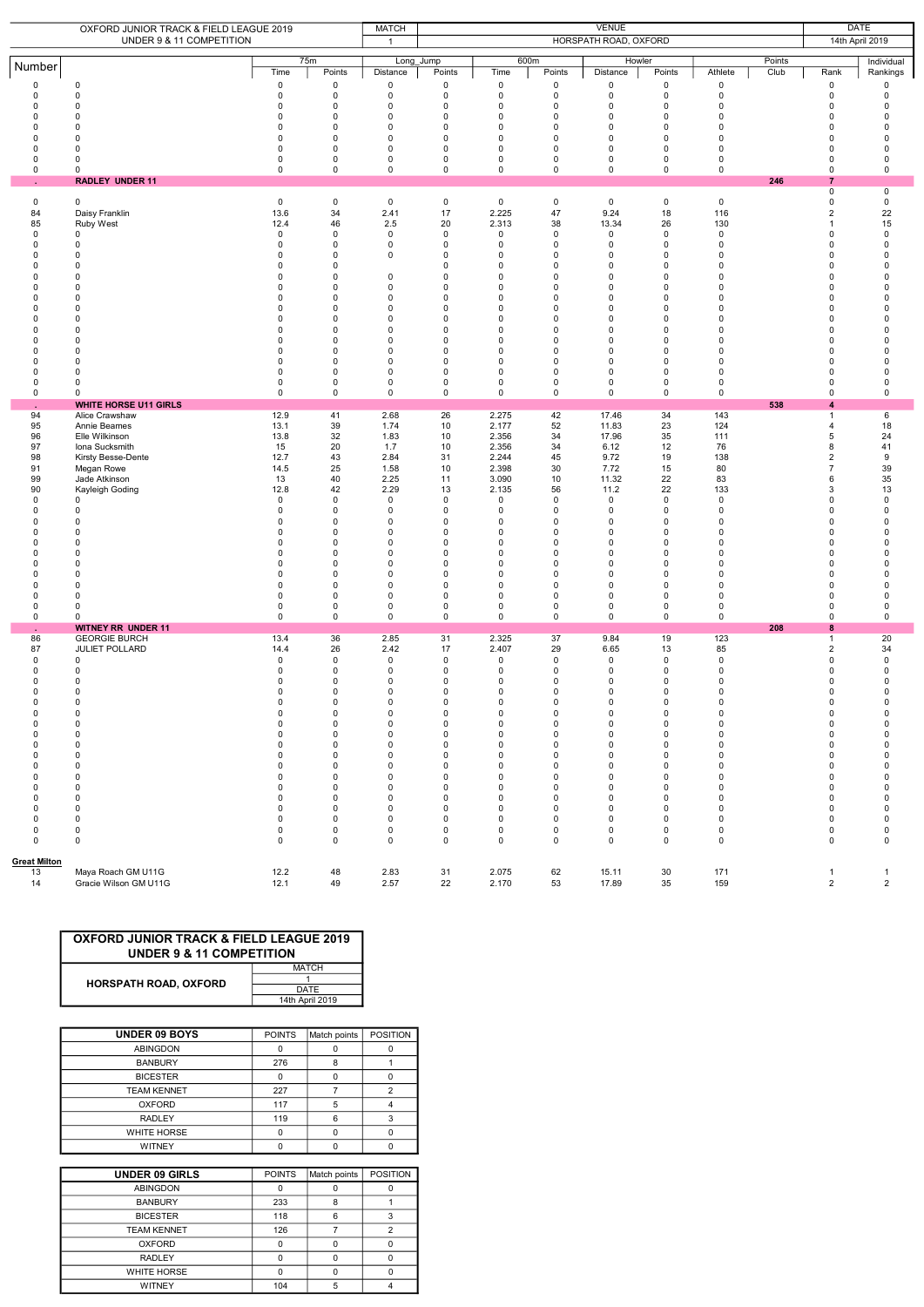| OXFORD JUNIOR TRACK & FIELD LEAGUE 2019 UNDER 9 & 11 COMPETITION | | MATCH | VENUE | | | | | | | | | | DATE | |
|---|---|---|---|---|---|---|---|---|---|---|---|---|---|---|
| | | 1 | HORSPATH ROAD, OXFORD | | | | | | | | | | 14th April 2019 | |
| Number | | 75m | | Long_Jump | | 600m | | Howler | | Points | | | | Individual |
| | | Time | Points | Distance | Points | Time | Points | Distance | Points | Athlete | Club | Rank | | Rankings |
| 0 | 0 | 0 | 0 | 0 | 0 | 0 | 0 | 0 | 0 | 0 | | 0 | | 0 |
| 0 | 0 | 0 | 0 | 0 | 0 | 0 | 0 | 0 | 0 | 0 | | 0 | | 0 |
| 0 | 0 | 0 | 0 | 0 | 0 | 0 | 0 | 0 | 0 | 0 | | 0 | | 0 |
| 0 | 0 | 0 | 0 | 0 | 0 | 0 | 0 | 0 | 0 | 0 | | 0 | | 0 |
| 0 | 0 | 0 | 0 | 0 | 0 | 0 | 0 | 0 | 0 | 0 | | 0 | | 0 |
| 0 | 0 | 0 | 0 | 0 | 0 | 0 | 0 | 0 | 0 | 0 | | 0 | | 0 |
| 0 | 0 | 0 | 0 | 0 | 0 | 0 | 0 | 0 | 0 | 0 | | 0 | | 0 |
| 0 | 0 | 0 | 0 | 0 | 0 | 0 | 0 | 0 | 0 | 0 | | 0 | | 0 |
| 0 | 0 | 0 | 0 | 0 | 0 | 0 | 0 | 0 | 0 | 0 | | 0 | | 0 |
| . | **RADLEY UNDER 11** | | | | | | | | | | **246** | **7** | | |
| | | | | | | | | | | | | 0 | | 0 |
| 0 | 0 | 0 | 0 | 0 | 0 | 0 | 0 | 0 | 0 | 0 | | 0 | | 0 |
| 84 | Daisy Franklin | 13.6 | 34 | 2.41 | 17 | 2.225 | 47 | 9.24 | 18 | 116 | | 2 | | 22 |
| 85 | Ruby West | 12.4 | 46 | 2.5 | 20 | 2.313 | 38 | 13.34 | 26 | 130 | | 1 | | 15 |
| 0 | 0 | 0 | 0 | 0 | 0 | 0 | 0 | 0 | 0 | 0 | | 0 | | 0 |
| 0 | 0 | 0 | 0 | 0 | 0 | 0 | 0 | 0 | 0 | 0 | | 0 | | 0 |
| 0 | 0 | 0 | 0 | 0 | 0 | 0 | 0 | 0 | 0 | 0 | | 0 | | 0 |
| 0 | 0 | 0 | 0 | | 0 | 0 | 0 | 0 | 0 | 0 | | 0 | | 0 |
| 0 | 0 | 0 | 0 | 0 | 0 | 0 | 0 | 0 | 0 | 0 | | 0 | | 0 |
| 0 | 0 | 0 | 0 | 0 | 0 | 0 | 0 | 0 | 0 | 0 | | 0 | | 0 |
| 0 | 0 | 0 | 0 | 0 | 0 | 0 | 0 | 0 | 0 | 0 | | 0 | | 0 |
| 0 | 0 | 0 | 0 | 0 | 0 | 0 | 0 | 0 | 0 | 0 | | 0 | | 0 |
| 0 | 0 | 0 | 0 | 0 | 0 | 0 | 0 | 0 | 0 | 0 | | 0 | | 0 |
| 0 | 0 | 0 | 0 | 0 | 0 | 0 | 0 | 0 | 0 | 0 | | 0 | | 0 |
| 0 | 0 | 0 | 0 | 0 | 0 | 0 | 0 | 0 | 0 | 0 | | 0 | | 0 |
| 0 | 0 | 0 | 0 | 0 | 0 | 0 | 0 | 0 | 0 | 0 | | 0 | | 0 |
| 0 | 0 | 0 | 0 | 0 | 0 | 0 | 0 | 0 | 0 | 0 | | 0 | | 0 |
| 0 | 0 | 0 | 0 | 0 | 0 | 0 | 0 | 0 | 0 | 0 | | 0 | | 0 |
| 0 | 0 | 0 | 0 | 0 | 0 | 0 | 0 | 0 | 0 | 0 | | 0 | | 0 |
| 0 | 0 | 0 | 0 | 0 | 0 | 0 | 0 | 0 | 0 | 0 | | 0 | | 0 |
| 0 | 0 | 0 | 0 | 0 | 0 | 0 | 0 | 0 | 0 | 0 | | 0 | | 0 |
| . | **WHITE HORSE U11 GIRLS** | | | | | | | | | | **538** | **4** | | |
| 94 | Alice Crawshaw | 12.9 | 41 | 2.68 | 26 | 2.275 | 42 | 17.46 | 34 | 143 | | 1 | | 6 |
| 95 | Annie Beames | 13.1 | 39 | 1.74 | 10 | 2.177 | 52 | 11.83 | 23 | 124 | | 4 | | 18 |
| 96 | Elle Wilkinson | 13.8 | 32 | 1.83 | 10 | 2.356 | 34 | 17.96 | 35 | 111 | | 5 | | 24 |
| 97 | Iona Sucksmith | 15 | 20 | 1.7 | 10 | 2.356 | 34 | 6.12 | 12 | 76 | | 8 | | 41 |
| 98 | Kirsty Besse-Dente | 12.7 | 43 | 2.84 | 31 | 2.244 | 45 | 9.72 | 19 | 138 | | 2 | | 9 |
| 91 | Megan Rowe | 14.5 | 25 | 1.58 | 10 | 2.398 | 30 | 7.72 | 15 | 80 | | 7 | | 39 |
| 99 | Jade Atkinson | 13 | 40 | 2.25 | 11 | 3.090 | 10 | 11.32 | 22 | 83 | | 6 | | 35 |
| 90 | Kayleigh Goding | 12.8 | 42 | 2.29 | 13 | 2.135 | 56 | 11.2 | 22 | 133 | | 3 | | 13 |
| 0 | 0 | 0 | 0 | 0 | 0 | 0 | 0 | 0 | 0 | 0 | | 0 | | 0 |
| 0 | 0 | 0 | 0 | 0 | 0 | 0 | 0 | 0 | 0 | 0 | | 0 | | 0 |
| 0 | 0 | 0 | 0 | 0 | 0 | 0 | 0 | 0 | 0 | 0 | | 0 | | 0 |
| 0 | 0 | 0 | 0 | 0 | 0 | 0 | 0 | 0 | 0 | 0 | | 0 | | 0 |
| 0 | 0 | 0 | 0 | 0 | 0 | 0 | 0 | 0 | 0 | 0 | | 0 | | 0 |
| 0 | 0 | 0 | 0 | 0 | 0 | 0 | 0 | 0 | 0 | 0 | | 0 | | 0 |
| 0 | 0 | 0 | 0 | 0 | 0 | 0 | 0 | 0 | 0 | 0 | | 0 | | 0 |
| 0 | 0 | 0 | 0 | 0 | 0 | 0 | 0 | 0 | 0 | 0 | | 0 | | 0 |
| 0 | 0 | 0 | 0 | 0 | 0 | 0 | 0 | 0 | 0 | 0 | | 0 | | 0 |
| 0 | 0 | 0 | 0 | 0 | 0 | 0 | 0 | 0 | 0 | 0 | | 0 | | 0 |
| 0 | 0 | 0 | 0 | 0 | 0 | 0 | 0 | 0 | 0 | 0 | | 0 | | 0 |
| 0 | 0 | 0 | 0 | 0 | 0 | 0 | 0 | 0 | 0 | 0 | | 0 | | 0 |
| . | **WITNEY RR UNDER 11** | | | | | | | | | | **208** | **8** | | |
| 86 | GEORGIE BURCH | 13.4 | 36 | 2.85 | 31 | 2.325 | 37 | 9.84 | 19 | 123 | | 1 | | 20 |
| 87 | JULIET POLLARD | 14.4 | 26 | 2.42 | 17 | 2.407 | 29 | 6.65 | 13 | 85 | | 2 | | 34 |
| 0 | 0 | 0 | 0 | 0 | 0 | 0 | 0 | 0 | 0 | 0 | | 0 | | 0 |
| 0 | 0 | 0 | 0 | 0 | 0 | 0 | 0 | 0 | 0 | 0 | | 0 | | 0 |
| 0 | 0 | 0 | 0 | 0 | 0 | 0 | 0 | 0 | 0 | 0 | | 0 | | 0 |
| 0 | 0 | 0 | 0 | 0 | 0 | 0 | 0 | 0 | 0 | 0 | | 0 | | 0 |
| 0 | 0 | 0 | 0 | 0 | 0 | 0 | 0 | 0 | 0 | 0 | | 0 | | 0 |
| 0 | 0 | 0 | 0 | 0 | 0 | 0 | 0 | 0 | 0 | 0 | | 0 | | 0 |
| 0 | 0 | 0 | 0 | 0 | 0 | 0 | 0 | 0 | 0 | 0 | | 0 | | 0 |
| 0 | 0 | 0 | 0 | 0 | 0 | 0 | 0 | 0 | 0 | 0 | | 0 | | 0 |
| 0 | 0 | 0 | 0 | 0 | 0 | 0 | 0 | 0 | 0 | 0 | | 0 | | 0 |
| 0 | 0 | 0 | 0 | 0 | 0 | 0 | 0 | 0 | 0 | 0 | | 0 | | 0 |
| 0 | 0 | 0 | 0 | 0 | 0 | 0 | 0 | 0 | 0 | 0 | | 0 | | 0 |
| 0 | 0 | 0 | 0 | 0 | 0 | 0 | 0 | 0 | 0 | 0 | | 0 | | 0 |
| 0 | 0 | 0 | 0 | 0 | 0 | 0 | 0 | 0 | 0 | 0 | | 0 | | 0 |
| 0 | 0 | 0 | 0 | 0 | 0 | 0 | 0 | 0 | 0 | 0 | | 0 | | 0 |
| 0 | 0 | 0 | 0 | 0 | 0 | 0 | 0 | 0 | 0 | 0 | | 0 | | 0 |
| 0 | 0 | 0 | 0 | 0 | 0 | 0 | 0 | 0 | 0 | 0 | | 0 | | 0 |
| 0 | 0 | 0 | 0 | 0 | 0 | 0 | 0 | 0 | 0 | 0 | | 0 | | 0 |
| **Great Milton** | | | | | | | | | | | | | | |
| 13 | Maya Roach GM U11G | 12.2 | 48 | 2.83 | 31 | 2.075 | 62 | 15.11 | 30 | 171 | | 1 | | 1 |
| 14 | Gracie Wilson GM U11G | 12.1 | 49 | 2.57 | 22 | 2.170 | 53 | 17.89 | 35 | 159 | | 2 | | 2 |

| OXFORD JUNIOR TRACK & FIELD LEAGUE 2019 UNDER 9 & 11 COMPETITION | |
|---|---|
| HORSPATH ROAD, OXFORD | MATCH |
| | 1 |
| | DATE |
| | 14th April 2019 |

| UNDER 09 BOYS | POINTS | Match points | POSITION |
|---|---|---|---|
| ABINGDON | 0 | 0 | 0 |
| BANBURY | 276 | 8 | 1 |
| BICESTER | 0 | 0 | 0 |
| TEAM KENNET | 227 | 7 | 2 |
| OXFORD | 117 | 5 | 4 |
| RADLEY | 119 | 6 | 3 |
| WHITE HORSE | 0 | 0 | 0 |
| WITNEY | 0 | 0 | 0 |

| UNDER 09 GIRLS | POINTS | Match points | POSITION |
|---|---|---|---|
| ABINGDON | 0 | 0 | 0 |
| BANBURY | 233 | 8 | 1 |
| BICESTER | 118 | 6 | 3 |
| TEAM KENNET | 126 | 7 | 2 |
| OXFORD | 0 | 0 | 0 |
| RADLEY | 0 | 0 | 0 |
| WHITE HORSE | 0 | 0 | 0 |
| WITNEY | 104 | 5 | 4 |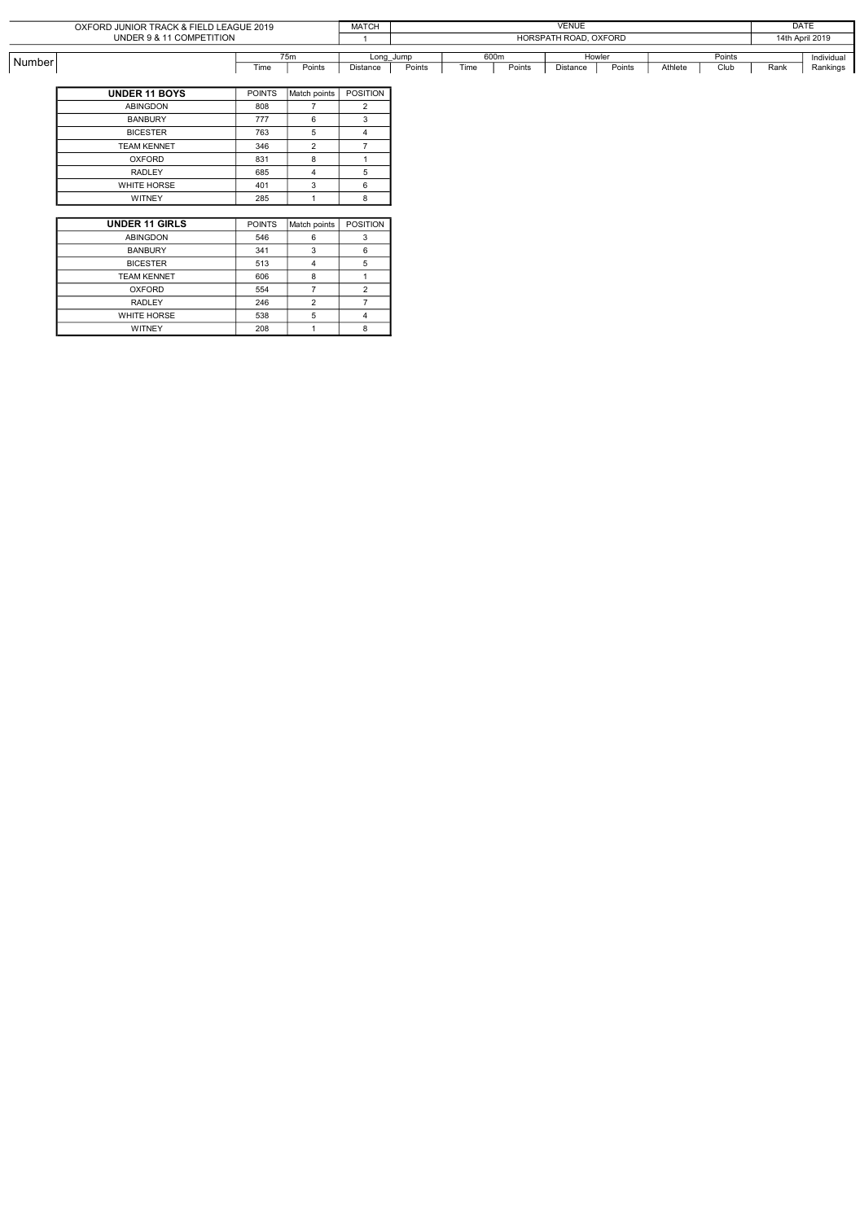| OXFORD JUNIOR TRACK & FIELD LEAGUE 2019 | MATCH | VENUE | DATE |
|---|---|---|---|
| UNDER 9 & 11 COMPETITION | 1 | HORSPATH ROAD, OXFORD | 14th April 2019 |

| Number | | 75m | | Long_Jump | | 600m | | Howler | | Points | | | Individual |
|---|---|---|---|---|---|---|---|---|---|---|---|---|---|
| | | Time | Points | Distance | Points | Time | Points | Distance | Points | Athlete | Club | Rank | Rankings |

| UNDER 11 BOYS | POINTS | Match points | POSITION |
|---|---|---|---|
| ABINGDON | 808 | 7 | 2 |
| BANBURY | 777 | 6 | 3 |
| BICESTER | 763 | 5 | 4 |
| TEAM KENNET | 346 | 2 | 7 |
| OXFORD | 831 | 8 | 1 |
| RADLEY | 685 | 4 | 5 |
| WHITE HORSE | 401 | 3 | 6 |
| WITNEY | 285 | 1 | 8 |

| UNDER 11 GIRLS | POINTS | Match points | POSITION |
|---|---|---|---|
| ABINGDON | 546 | 6 | 3 |
| BANBURY | 341 | 3 | 6 |
| BICESTER | 513 | 4 | 5 |
| TEAM KENNET | 606 | 8 | 1 |
| OXFORD | 554 | 7 | 2 |
| RADLEY | 246 | 2 | 7 |
| WHITE HORSE | 538 | 5 | 4 |
| WITNEY | 208 | 1 | 8 |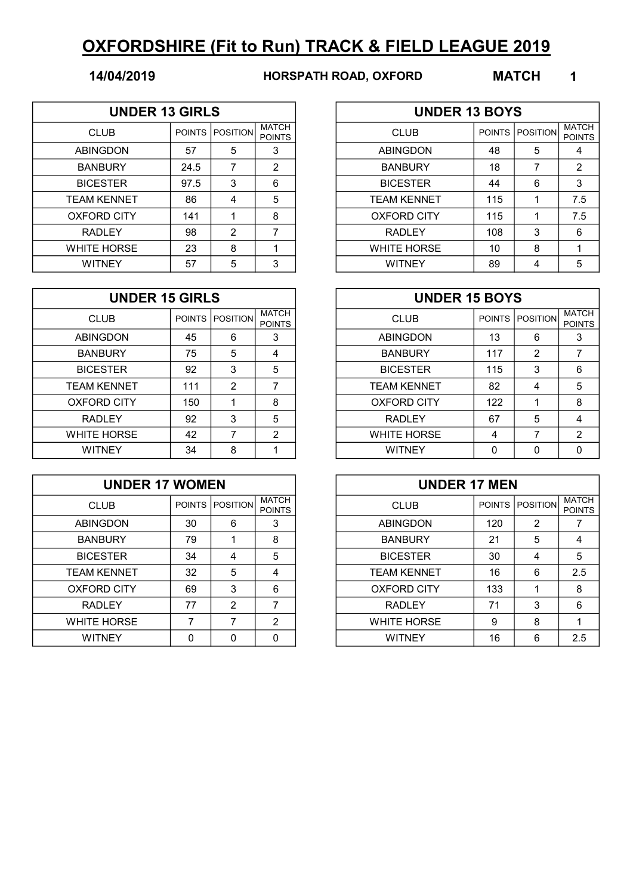# OXFORDSHIRE (Fit to Run) TRACK & FIELD LEAGUE 2019

**14/04/2019** | **HORSPATH ROAD, OXFORD** | **MATCH 1**

## UNDER 13 GIRLS

| CLUB | POINTS | POSITION | MATCH POINTS |
|---|---|---|---|
| ABINGDON | 57 | 5 | 3 |
| BANBURY | 24.5 | 7 | 2 |
| BICESTER | 97.5 | 3 | 6 |
| TEAM KENNET | 86 | 4 | 5 |
| OXFORD CITY | 141 | 1 | 8 |
| RADLEY | 98 | 2 | 7 |
| WHITE HORSE | 23 | 8 | 1 |
| WITNEY | 57 | 5 | 3 |

## UNDER 13 BOYS

| CLUB | POINTS | POSITION | MATCH POINTS |
|---|---|---|---|
| ABINGDON | 48 | 5 | 4 |
| BANBURY | 18 | 7 | 2 |
| BICESTER | 44 | 6 | 3 |
| TEAM KENNET | 115 | 1 | 7.5 |
| OXFORD CITY | 115 | 1 | 7.5 |
| RADLEY | 108 | 3 | 6 |
| WHITE HORSE | 10 | 8 | 1 |
| WITNEY | 89 | 4 | 5 |

## UNDER 15 GIRLS

| CLUB | POINTS | POSITION | MATCH POINTS |
|---|---|---|---|
| ABINGDON | 45 | 6 | 3 |
| BANBURY | 75 | 5 | 4 |
| BICESTER | 92 | 3 | 5 |
| TEAM KENNET | 111 | 2 | 7 |
| OXFORD CITY | 150 | 1 | 8 |
| RADLEY | 92 | 3 | 5 |
| WHITE HORSE | 42 | 7 | 2 |
| WITNEY | 34 | 8 | 1 |

## UNDER 15 BOYS

| CLUB | POINTS | POSITION | MATCH POINTS |
|---|---|---|---|
| ABINGDON | 13 | 6 | 3 |
| BANBURY | 117 | 2 | 7 |
| BICESTER | 115 | 3 | 6 |
| TEAM KENNET | 82 | 4 | 5 |
| OXFORD CITY | 122 | 1 | 8 |
| RADLEY | 67 | 5 | 4 |
| WHITE HORSE | 4 | 7 | 2 |
| WITNEY | 0 | 0 | 0 |

## UNDER 17 WOMEN

| CLUB | POINTS | POSITION | MATCH POINTS |
|---|---|---|---|
| ABINGDON | 30 | 6 | 3 |
| BANBURY | 79 | 1 | 8 |
| BICESTER | 34 | 4 | 5 |
| TEAM KENNET | 32 | 5 | 4 |
| OXFORD CITY | 69 | 3 | 6 |
| RADLEY | 77 | 2 | 7 |
| WHITE HORSE | 7 | 7 | 2 |
| WITNEY | 0 | 0 | 0 |

## UNDER 17 MEN

| CLUB | POINTS | POSITION | MATCH POINTS |
|---|---|---|---|
| ABINGDON | 120 | 2 | 7 |
| BANBURY | 21 | 5 | 4 |
| BICESTER | 30 | 4 | 5 |
| TEAM KENNET | 16 | 6 | 2.5 |
| OXFORD CITY | 133 | 1 | 8 |
| RADLEY | 71 | 3 | 6 |
| WHITE HORSE | 9 | 8 | 1 |
| WITNEY | 16 | 6 | 2.5 |